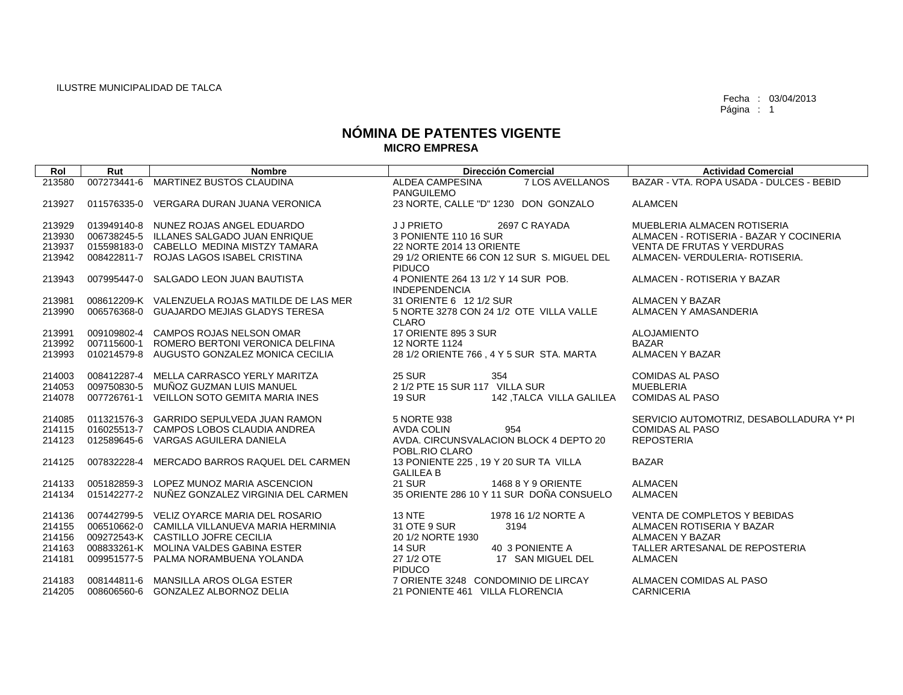ILUSTRE MUNICIPALIDAD DE TALCA

Fecha : 03/04/2013

# NÓMINA DE PATENTES VIGENTE

## MICRO EMPRESA

| Rol | Rut | Nombre | Dirección Comercial | Actividad Comercial |
|---|---|---|---|---|
| 213580 | 007273441-6 | MARTINEZ BUSTOS CLAUDINA | ALDEA CAMPESINA 7 LOS AVELLANOS PANGUILEMO | BAZAR - VTA. ROPA USADA - DULCES - BEBID |
| 213927 | 011576335-0 | VERGARA DURAN JUANA VERONICA | 23 NORTE, CALLE "D" 1230 DON GONZALO | ALAMCEN |
| 213929 | 013949140-8 | NUNEZ ROJAS ANGEL EDUARDO | J J PRIETO 2697 C RAYADA | MUEBLERIA ALMACEN ROTISERIA |
| 213930 | 006738245-5 | ILLANES SALGADO JUAN ENRIQUE | 3 PONIENTE 110 16 SUR | ALMACEN - ROTISERIA - BAZAR Y COCINERIA |
| 213937 | 015598183-0 | CABELLO MEDINA MISTZY TAMARA | 22 NORTE 2014 13 ORIENTE | VENTA DE FRUTAS Y VERDURAS |
| 213942 | 008422811-7 | ROJAS LAGOS ISABEL CRISTINA | 29 1/2 ORIENTE 66 CON 12 SUR S. MIGUEL DEL PIDUCO | ALMACEN- VERDULERIA- ROTISERIA. |
| 213943 | 007995447-0 | SALGADO LEON JUAN BAUTISTA | 4 PONIENTE 264 13 1/2 Y 14 SUR POB. INDEPENDENCIA | ALMACEN - ROTISERIA Y BAZAR |
| 213981 | 008612209-K | VALENZUELA ROJAS MATILDE DE LAS MER | 31 ORIENTE 6 12 1/2 SUR | ALMACEN Y BAZAR |
| 213990 | 006576368-0 | GUAJARDO MEJIAS GLADYS TERESA | 5 NORTE 3278 CON 24 1/2 OTE VILLA VALLE CLARO | ALMACEN Y AMASANDERIA |
| 213991 | 009109802-4 | CAMPOS ROJAS NELSON OMAR | 17 ORIENTE 895 3 SUR | ALOJAMIENTO |
| 213992 | 007115600-1 | ROMERO BERTONI VERONICA DELFINA | 12 NORTE 1124 | BAZAR |
| 213993 | 010214579-8 | AUGUSTO GONZALEZ MONICA CECILIA | 28 1/2 ORIENTE 766 , 4 Y 5 SUR STA. MARTA | ALMACEN Y BAZAR |
| 214003 | 008412287-4 | MELLA CARRASCO YERLY MARITZA | 25 SUR 354 | COMIDAS AL PASO |
| 214053 | 009750830-5 | MUÑOZ GUZMAN LUIS MANUEL | 2 1/2 PTE 15 SUR 117 VILLA SUR | MUEBLERIA |
| 214078 | 007726761-1 | VEILLON SOTO GEMITA MARIA INES | 19 SUR 142 ,TALCA VILLA GALILEA | COMIDAS AL PASO |
| 214085 | 011321576-3 | GARRIDO SEPULVEDA JUAN RAMON | 5 NORTE 938 | SERVICIO AUTOMOTRIZ, DESABOLLADURA Y* PI |
| 214115 | 016025513-7 | CAMPOS LOBOS CLAUDIA ANDREA | AVDA COLIN 954 | COMIDAS AL PASO |
| 214123 | 012589645-6 | VARGAS AGUILERA DANIELA | AVDA. CIRCUNSVALACION BLOCK 4 DEPTO 20 POBL.RIO CLARO | REPOSTERIA |
| 214125 | 007832228-4 | MERCADO BARROS RAQUEL DEL CARMEN | 13 PONIENTE 225 , 19 Y 20 SUR TA VILLA GALILEA B | BAZAR |
| 214133 | 005182859-3 | LOPEZ MUNOZ MARIA ASCENCION | 21 SUR 1468 8 Y 9 ORIENTE | ALMACEN |
| 214134 | 015142277-2 | NUÑEZ GONZALEZ VIRGINIA DEL CARMEN | 35 ORIENTE 286 10 Y 11 SUR DOÑA CONSUELO | ALMACEN |
| 214136 | 007442799-5 | VELIZ OYARCE MARIA DEL ROSARIO | 13 NTE 1978 16 1/2 NORTE A | VENTA DE COMPLETOS Y BEBIDAS |
| 214155 | 006510662-0 | CAMILLA VILLANUEVA MARIA HERMINIA | 31 OTE 9 SUR 3194 | ALMACEN ROTISERIA Y BAZAR |
| 214156 | 009272543-K | CASTILLO JOFRE CECILIA | 20 1/2 NORTE 1930 | ALMACEN Y BAZAR |
| 214163 | 008833261-K | MOLINA VALDES GABINA ESTER | 14 SUR 40 3 PONIENTE A | TALLER ARTESANAL DE REPOSTERIA |
| 214181 | 009951577-5 | PALMA NORAMBUENA YOLANDA | 27 1/2 OTE 17 SAN MIGUEL DEL PIDUCO | ALMACEN |
| 214183 | 008144811-6 | MANSILLA AROS OLGA ESTER | 7 ORIENTE 3248 CONDOMINIO DE LIRCAY | ALMACEN COMIDAS AL PASO |
| 214205 | 008606560-6 | GONZALEZ ALBORNOZ DELIA | 21 PONIENTE 461 VILLA FLORENCIA | CARNICERIA |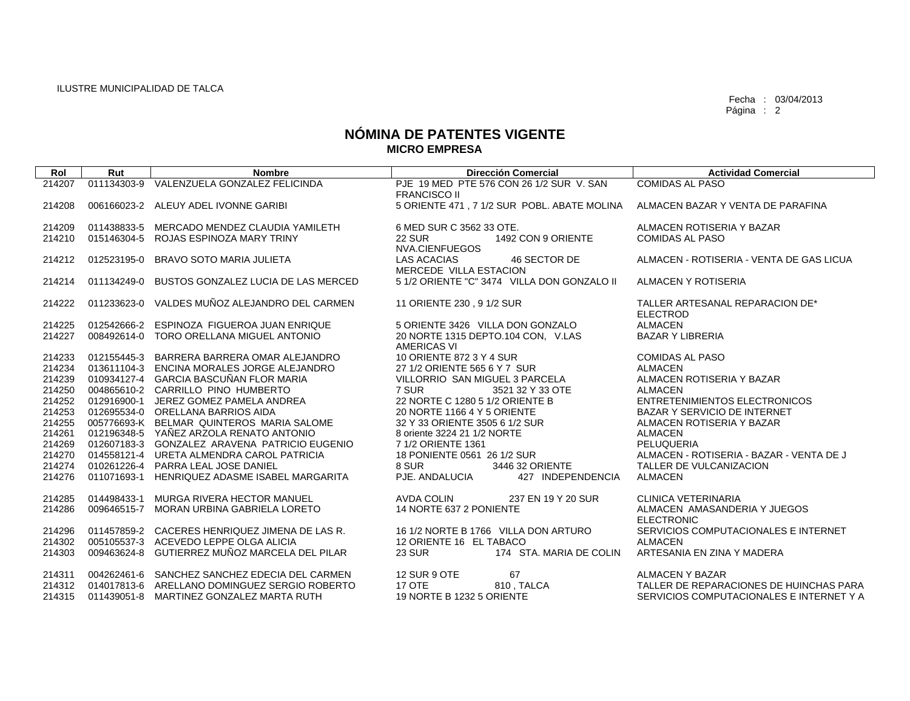ILUSTRE MUNICIPALIDAD DE TALCA

Fecha : 03/04/2013

# NÓMINA DE PATENTES VIGENTE
## MICRO EMPRESA

| Rol | Rut | Nombre | Dirección Comercial | Actividad Comercial |
|---|---|---|---|---|
| 214207 | 011134303-9 | VALENZUELA GONZALEZ FELICINDA | PJE 19 MED PTE 576 CON 26 1/2 SUR V. SAN FRANCISCO II | COMIDAS AL PASO |
| 214208 | 006166023-2 | ALEUY ADEL IVONNE GARIBI | 5 ORIENTE 471 , 7 1/2 SUR POBL. ABATE MOLINA | ALMACEN BAZAR Y VENTA DE PARAFINA |
| 214209 | 011438833-5 | MERCADO MENDEZ CLAUDIA YAMILETH | 6 MED SUR C 3562 33 OTE. | ALMACEN ROTISERIA Y BAZAR |
| 214210 | 015146304-5 | ROJAS ESPINOZA MARY TRINY | 22 SUR 1492 CON 9 ORIENTE NVA.CIENFUEGOS | COMIDAS AL PASO |
| 214212 | 012523195-0 | BRAVO SOTO MARIA JULIETA | LAS ACACIAS 46 SECTOR DE MERCEDE VILLA ESTACION | ALMACEN - ROTISERIA - VENTA DE GAS LICUA |
| 214214 | 011134249-0 | BUSTOS GONZALEZ LUCIA DE LAS MERCED | 5 1/2 ORIENTE "C" 3474 VILLA DON GONZALO II | ALMACEN Y ROTISERIA |
| 214222 | 011233623-0 | VALDES MUÑOZ ALEJANDRO DEL CARMEN | 11 ORIENTE 230 , 9 1/2 SUR | TALLER ARTESANAL REPARACION DE* ELECTROD |
| 214225 | 012542666-2 | ESPINOZA FIGUEROA JUAN ENRIQUE | 5 ORIENTE 3426 VILLA DON GONZALO | ALMACEN |
| 214227 | 008492614-0 | TORO ORELLANA MIGUEL ANTONIO | 20 NORTE 1315 DEPTO.104 CON, V.LAS AMERICAS VI | BAZAR Y LIBRERIA |
| 214233 | 012155445-3 | BARRERA BARRERA OMAR ALEJANDRO | 10 ORIENTE 872 3 Y 4 SUR | COMIDAS AL PASO |
| 214234 | 013611104-3 | ENCINA MORALES JORGE ALEJANDRO | 27 1/2 ORIENTE 565 6 Y 7 SUR | ALMACEN |
| 214239 | 010934127-4 | GARCIA BASCUÑAN FLOR MARIA | VILLORRIO SAN MIGUEL 3 PARCELA | ALMACEN ROTISERIA Y BAZAR |
| 214250 | 004865610-2 | CARRILLO PINO HUMBERTO | 7 SUR 3521 32 Y 33 OTE | ALMACEN |
| 214252 | 012916900-1 | JEREZ GOMEZ PAMELA ANDREA | 22 NORTE C 1280 5 1/2 ORIENTE B | ENTRETENIMIENTOS ELECTRONICOS |
| 214253 | 012695534-0 | ORELLANA BARRIOS AIDA | 20 NORTE 1166 4 Y 5 ORIENTE | BAZAR Y SERVICIO DE INTERNET |
| 214255 | 005776693-K | BELMAR QUINTEROS MARIA SALOME | 32 Y 33 ORIENTE 3505 6 1/2 SUR | ALMACEN ROTISERIA Y BAZAR |
| 214261 | 012196348-5 | YAÑEZ ARZOLA RENATO ANTONIO | 8 oriente 3224 21 1/2 NORTE | ALMACEN |
| 214269 | 012607183-3 | GONZALEZ ARAVENA PATRICIO EUGENIO | 7 1/2 ORIENTE 1361 | PELUQUERIA |
| 214270 | 014558121-4 | URETA ALMENDRA CAROL PATRICIA | 18 PONIENTE 0561 26 1/2 SUR | ALMACEN - ROTISERIA - BAZAR - VENTA DE J |
| 214274 | 010261226-4 | PARRA LEAL JOSE DANIEL | 8 SUR 3446 32 ORIENTE | TALLER DE VULCANIZACION |
| 214276 | 011071693-1 | HENRIQUEZ ADASME ISABEL MARGARITA | PJE. ANDALUCIA 427 INDEPENDENCIA | ALMACEN |
| 214285 | 014498433-1 | MURGA RIVERA HECTOR MANUEL | AVDA COLIN 237 EN 19 Y 20 SUR | CLINICA VETERINARIA |
| 214286 | 009646515-7 | MORAN URBINA GABRIELA LORETO | 14 NORTE 637 2 PONIENTE | ALMACEN AMASANDERIA Y JUEGOS ELECTRONIC |
| 214296 | 011457859-2 | CACERES HENRIQUEZ JIMENA DE LAS R. | 16 1/2 NORTE B 1766 VILLA DON ARTURO | SERVICIOS COMPUTACIONALES E INTERNET |
| 214302 | 005105537-3 | ACEVEDO LEPPE OLGA ALICIA | 12 ORIENTE 16 EL TABACO | ALMACEN |
| 214303 | 009463624-8 | GUTIERREZ MUÑOZ MARCELA DEL PILAR | 23 SUR 174 STA. MARIA DE COLIN | ARTESANIA EN ZINA Y MADERA |
| 214311 | 004262461-6 | SANCHEZ SANCHEZ EDECIA DEL CARMEN | 12 SUR 9 OTE 67 | ALMACEN Y BAZAR |
| 214312 | 014017813-6 | ARELLANO DOMINGUEZ SERGIO ROBERTO | 17 OTE 810 , TALCA | TALLER DE REPARACIONES DE HUINCHAS PARA |
| 214315 | 011439051-8 | MARTINEZ GONZALEZ MARTA RUTH | 19 NORTE B 1232 5 ORIENTE | SERVICIOS COMPUTACIONALES E INTERNET Y A |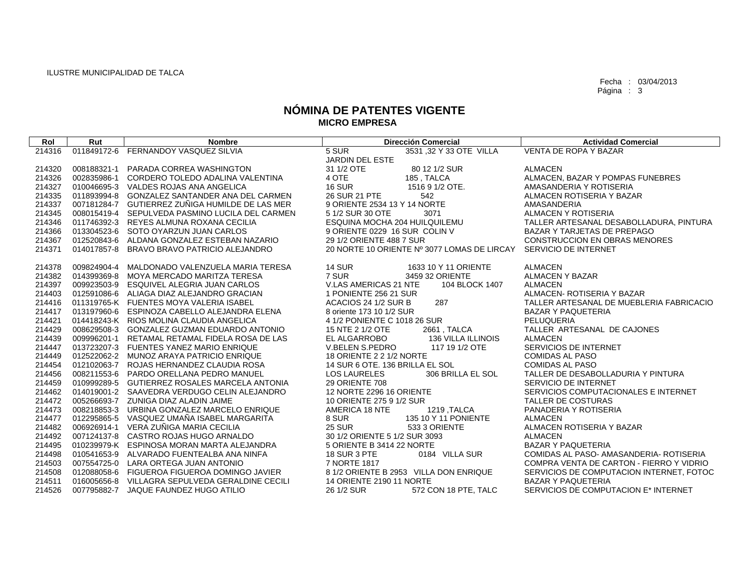ILUSTRE MUNICIPALIDAD DE TALCA

Fecha : 03/04/2013

# NÓMINA DE PATENTES VIGENTE
## MICRO EMPRESA

| Rol | Rut | Nombre | Dirección Comercial | Actividad Comercial |
|---|---|---|---|---|
| 214316 | 011849172-6 | FERNANDOY VASQUEZ SILVIA | 5 SUR 3531 ,32 Y 33 OTE VILLA JARDIN DEL ESTE | VENTA DE ROPA Y BAZAR |
| 214320 | 008188321-1 | PARADA CORREA WASHINGTON | 31 1/2 OTE 80 12 1/2 SUR | ALMACEN |
| 214326 | 002835986-1 | CORDERO TOLEDO ADALINA VALENTINA | 4 OTE 185 , TALCA | ALMACEN, BAZAR Y POMPAS FUNEBRES |
| 214327 | 010046695-3 | VALDES ROJAS ANA ANGELICA | 16 SUR 1516 9 1/2 OTE. | AMASANDERIA Y ROTISERIA |
| 214335 | 011893994-8 | GONZALEZ SANTANDER ANA DEL CARMEN | 26 SUR 21 PTE 542 | ALMACEN ROTISERIA Y BAZAR |
| 214337 | 007181284-7 | GUTIERREZ ZUÑIGA HUMILDE DE LAS MER | 9 ORIENTE 2534 13 Y 14 NORTE | AMASANDERIA |
| 214345 | 008015419-4 | SEPULVEDA PASMINO LUCILA DEL CARMEN | 5 1/2 SUR 30 OTE 3071 | ALMACEN Y ROTISERIA |
| 214346 | 011746392-3 | REYES ALMUNA ROXANA CECILIA | ESQUINA MOCHA 204 HUILQUILEMU | TALLER ARTESANAL DESABOLLADURA, PINTURA |
| 214366 | 013304523-6 | SOTO OYARZUN JUAN CARLOS | 9 ORIENTE 0229 16 SUR COLIN V | BAZAR Y TARJETAS DE PREPAGO |
| 214367 | 012520843-6 | ALDANA GONZALEZ ESTEBAN NAZARIO | 29 1/2 ORIENTE 488 7 SUR | CONSTRUCCION EN OBRAS MENORES |
| 214371 | 014017857-8 | BRAVO BRAVO PATRICIO ALEJANDRO | 20 NORTE 10 ORIENTE Nº 3077 LOMAS DE LIRCAY | SERVICIO DE INTERNET |
| 214378 | 009824904-4 | MALDONADO VALENZUELA MARIA TERESA | 14 SUR 1633 10 Y 11 ORIENTE | ALMACEN |
| 214382 | 014399369-8 | MOYA MERCADO MARITZA TERESA | 7 SUR 3459 32 ORIENTE | ALMACEN Y BAZAR |
| 214397 | 009923503-9 | ESQUIVEL ALEGRIA JUAN CARLOS | V.LAS AMERICAS 21 NTE 104 BLOCK 1407 | ALMACEN |
| 214403 | 012591086-6 | ALIAGA DIAZ ALEJANDRO GRACIAN | 1 PONIENTE 256 21 SUR | ALMACEN- ROTISERIA Y BAZAR |
| 214416 | 011319765-K | FUENTES MOYA VALERIA ISABEL | ACACIOS 24 1/2 SUR B 287 | TALLER ARTESANAL DE MUEBLERIA FABRICACIO |
| 214417 | 013197960-6 | ESPINOZA CABELLO ALEJANDRA ELENA | 8 oriente 173 10 1/2 SUR | BAZAR Y PAQUETERIA |
| 214421 | 014418243-K | RIOS MOLINA CLAUDIA ANGELICA | 4 1/2 PONIENTE C 1018 26 SUR | PELUQUERIA |
| 214429 | 008629508-3 | GONZALEZ GUZMAN EDUARDO ANTONIO | 15 NTE 2 1/2 OTE 2661 , TALCA | TALLER ARTESANAL DE CAJONES |
| 214439 | 009996201-1 | RETAMAL RETAMAL FIDELA ROSA DE LAS | EL ALGARROBO 136 VILLA ILLINOIS | ALMACEN |
| 214447 | 013723207-3 | FUENTES YANEZ MARIO ENRIQUE | V.BELEN S.PEDRO 117 19 1/2 OTE | SERVICIOS DE INTERNET |
| 214449 | 012522062-2 | MUNOZ ARAYA PATRICIO ENRIQUE | 18 ORIENTE 2 2 1/2 NORTE | COMIDAS AL PASO |
| 214454 | 012102063-7 | ROJAS HERNANDEZ CLAUDIA ROSA | 14 SUR 6 OTE. 136 BRILLA EL SOL | COMIDAS AL PASO |
| 214456 | 008211553-6 | PARDO ORELLANA PEDRO MANUEL | LOS LAURELES 306 BRILLA EL SOL | TALLER DE DESABOLLADURIA Y PINTURA |
| 214459 | 010999289-5 | GUTIERREZ ROSALES MARCELA ANTONIA | 29 ORIENTE 708 | SERVICIO DE INTERNET |
| 214462 | 014019001-2 | SAAVEDRA VERDUGO CELIN ALEJANDRO | 12 NORTE 2296 16 ORIENTE | SERVICIOS COMPUTACIONALES E INTERNET |
| 214472 | 005266693-7 | ZUNIGA DIAZ ALADIN JAIME | 10 ORIENTE 275 9 1/2 SUR | TALLER DE COSTURAS |
| 214473 | 008218853-3 | URBINA GONZALEZ MARCELO ENRIQUE | AMERICA 18 NTE 1219 ,TALCA | PANADERIA Y ROTISERIA |
| 214477 | 012295865-5 | VASQUEZ UMAÑA ISABEL MARGARITA | 8 SUR 135 10 Y 11 PONIENTE | ALMACEN |
| 214482 | 006926914-1 | VERA ZUÑIGA MARIA CECILIA | 25 SUR 533 3 ORIENTE | ALMACEN ROTISERIA Y BAZAR |
| 214492 | 007124137-8 | CASTRO ROJAS HUGO ARNALDO | 30 1/2 ORIENTE 5 1/2 SUR 3093 | ALMACEN |
| 214495 | 010239979-K | ESPINOSA MORAN MARTA ALEJANDRA | 5 ORIENTE B 3414 22 NORTE | BAZAR Y PAQUETERIA |
| 214498 | 010541653-9 | ALVARADO FUENTEALBA ANA NINFA | 18 SUR 3 PTE 0184 VILLA SUR | COMIDAS AL PASO- AMASANDERIA- ROTISERIA |
| 214503 | 007554725-0 | LARA ORTEGA JUAN ANTONIO | 7 NORTE 1817 | COMPRA VENTA DE CARTON - FIERRO Y VIDRIO |
| 214508 | 012088058-6 | FIGUEROA FIGUEROA DOMINGO JAVIER | 8 1/2 ORIENTE B 2953 VILLA DON ENRIQUE | SERVICIOS DE COMPUTACION INTERNET, FOTOC |
| 214511 | 016005656-8 | VILLAGRA SEPULVEDA GERALDINE CECILI | 14 ORIENTE 2190 11 NORTE | BAZAR Y PAQUETERIA |
| 214526 | 007795882-7 | JAQUE FAUNDEZ HUGO ATILIO | 26 1/2 SUR 572 CON 18 PTE, TALC | SERVICIOS DE COMPUTACION E* INTERNET |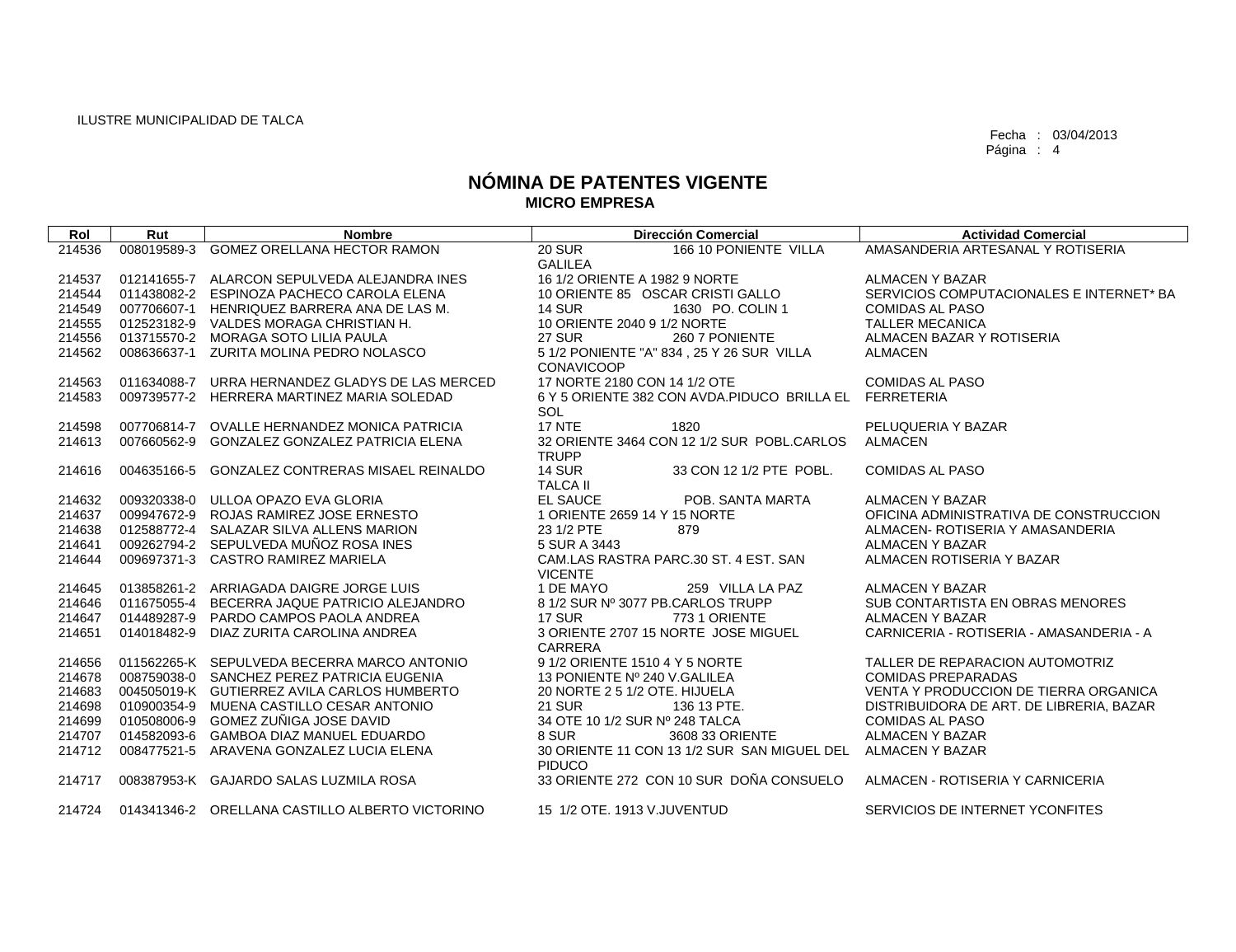ILUSTRE MUNICIPALIDAD DE TALCA

Fecha : 03/04/2013
Página : 4

# NÓMINA DE PATENTES VIGENTE
## MICRO EMPRESA

| Rol | Rut | Nombre | Dirección Comercial | Actividad Comercial |
|---|---|---|---|---|
| 214536 | 008019589-3 | GOMEZ ORELLANA HECTOR RAMON | 20 SUR 166 10 PONIENTE VILLA GALILEA | AMASANDERIA ARTESANAL Y ROTISERIA |
| 214537 | 012141655-7 | ALARCON SEPULVEDA ALEJANDRA INES | 16 1/2 ORIENTE A 1982 9 NORTE | ALMACEN Y BAZAR |
| 214544 | 011438082-2 | ESPINOZA PACHECO CAROLA ELENA | 10 ORIENTE 85 OSCAR CRISTI GALLO | SERVICIOS COMPUTACIONALES E INTERNET* BA |
| 214549 | 007706607-1 | HENRIQUEZ BARRERA ANA DE LAS M. | 14 SUR 1630 PO. COLIN 1 | COMIDAS AL PASO |
| 214555 | 012523182-9 | VALDES MORAGA CHRISTIAN H. | 10 ORIENTE 2040 9 1/2 NORTE | TALLER MECANICA |
| 214556 | 013715570-2 | MORAGA SOTO LILIA PAULA | 27 SUR 260 7 PONIENTE | ALMACEN BAZAR Y ROTISERIA |
| 214562 | 008636637-1 | ZURITA MOLINA PEDRO NOLASCO | 5 1/2 PONIENTE "A" 834 , 25 Y 26 SUR VILLA CONAVICOOP | ALMACEN |
| 214563 | 011634088-7 | URRA HERNANDEZ GLADYS DE LAS MERCED | 17 NORTE 2180 CON 14 1/2 OTE | COMIDAS AL PASO |
| 214583 | 009739577-2 | HERRERA MARTINEZ MARIA SOLEDAD | 6 Y 5 ORIENTE 382 CON AVDA.PIDUCO BRILLA EL SOL | FERRETERIA |
| 214598 | 007706814-7 | OVALLE HERNANDEZ MONICA PATRICIA | 17 NTE 1820 | PELUQUERIA Y BAZAR |
| 214613 | 007660562-9 | GONZALEZ GONZALEZ PATRICIA ELENA | 32 ORIENTE 3464 CON 12 1/2 SUR POBL.CARLOS TRUPP | ALMACEN |
| 214616 | 004635166-5 | GONZALEZ CONTRERAS MISAEL REINALDO | 14 SUR 33 CON 12 1/2 PTE POBL. TALCA II | COMIDAS AL PASO |
| 214632 | 009320338-0 | ULLOA OPAZO EVA GLORIA | EL SAUCE POB. SANTA MARTA | ALMACEN Y BAZAR |
| 214637 | 009947672-9 | ROJAS RAMIREZ JOSE ERNESTO | 1 ORIENTE 2659 14 Y 15 NORTE | OFICINA ADMINISTRATIVA DE CONSTRUCCION |
| 214638 | 012588772-4 | SALAZAR SILVA ALLENS MARION | 23 1/2 PTE 879 | ALMACEN- ROTISERIA Y AMASANDERIA |
| 214641 | 009262794-2 | SEPULVEDA MUÑOZ ROSA INES | 5 SUR A 3443 | ALMACEN Y BAZAR |
| 214644 | 009697371-3 | CASTRO RAMIREZ MARIELA | CAM.LAS RASTRA PARC.30 ST. 4 EST. SAN VICENTE | ALMACEN ROTISERIA Y BAZAR |
| 214645 | 013858261-2 | ARRIAGADA DAIGRE JORGE LUIS | 1 DE MAYO 259 VILLA LA PAZ | ALMACEN Y BAZAR |
| 214646 | 011675055-4 | BECERRA JAQUE PATRICIO ALEJANDRO | 8 1/2 SUR Nº 3077 PB.CARLOS TRUPP | SUB CONTARTISTA EN OBRAS MENORES |
| 214647 | 014489287-9 | PARDO CAMPOS PAOLA ANDREA | 17 SUR 773 1 ORIENTE | ALMACEN Y BAZAR |
| 214651 | 014018482-9 | DIAZ ZURITA CAROLINA ANDREA | 3 ORIENTE 2707 15 NORTE JOSE MIGUEL CARRERA | CARNICERIA - ROTISERIA - AMASANDERIA - A |
| 214656 | 011562265-K | SEPULVEDA BECERRA MARCO ANTONIO | 9 1/2 ORIENTE 1510 4 Y 5 NORTE | TALLER DE REPARACION AUTOMOTRIZ |
| 214678 | 008759038-0 | SANCHEZ PEREZ PATRICIA EUGENIA | 13 PONIENTE Nº 240 V.GALILEA | COMIDAS PREPARADAS |
| 214683 | 004505019-K | GUTIERREZ AVILA CARLOS HUMBERTO | 20 NORTE 2 5 1/2 OTE. HIJUELA | VENTA Y PRODUCCION DE TIERRA ORGANICA |
| 214698 | 010900354-9 | MUENA CASTILLO CESAR ANTONIO | 21 SUR 136 13 PTE. | DISTRIBUIDORA DE ART. DE LIBRERIA, BAZAR |
| 214699 | 010508006-9 | GOMEZ ZUÑIGA JOSE DAVID | 34 OTE 10 1/2 SUR Nº 248 TALCA | COMIDAS AL PASO |
| 214707 | 014582093-6 | GAMBOA DIAZ MANUEL EDUARDO | 8 SUR 3608 33 ORIENTE | ALMACEN Y BAZAR |
| 214712 | 008477521-5 | ARAVENA GONZALEZ LUCIA ELENA | 30 ORIENTE 11 CON 13 1/2 SUR SAN MIGUEL DEL PIDUCO | ALMACEN Y BAZAR |
| 214717 | 008387953-K | GAJARDO SALAS LUZMILA ROSA | 33 ORIENTE 272 CON 10 SUR DOÑA CONSUELO | ALMACEN - ROTISERIA Y CARNICERIA |
| 214724 | 014341346-2 | ORELLANA CASTILLO ALBERTO VICTORINO | 15 1/2 OTE. 1913 V.JUVENTUD | SERVICIOS DE INTERNET YCONFITES |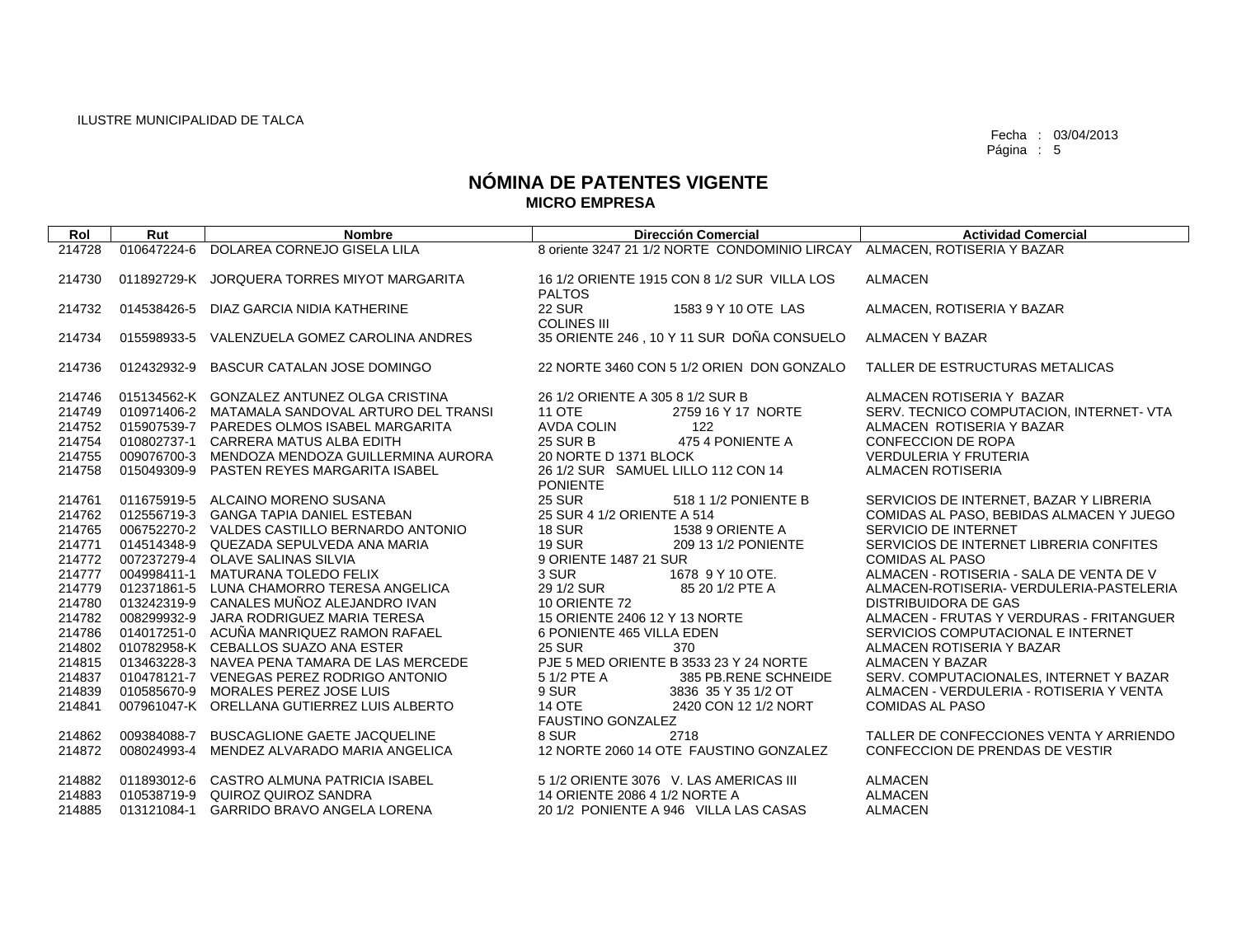ILUSTRE MUNICIPALIDAD DE TALCA

Fecha : 03/04/2013

# NÓMINA DE PATENTES VIGENTE
## MICRO EMPRESA

| Rol | Rut | Nombre | Dirección Comercial | Actividad Comercial |
|---|---|---|---|---|
| 214728 | 010647224-6 | DOLAREA CORNEJO GISELA LILA | 8 oriente 3247 21 1/2 NORTE CONDOMINIO LIRCAY | ALMACEN, ROTISERIA Y BAZAR |
| 214730 | 011892729-K | JORQUERA TORRES MIYOT MARGARITA | 16 1/2 ORIENTE 1915 CON 8 1/2 SUR VILLA LOS PALTOS | ALMACEN |
| 214732 | 014538426-5 | DIAZ GARCIA NIDIA KATHERINE | 22 SUR 1583 9 Y 10 OTE LAS COLINES III | ALMACEN, ROTISERIA Y BAZAR |
| 214734 | 015598933-5 | VALENZUELA GOMEZ CAROLINA ANDRES | 35 ORIENTE 246 , 10 Y 11 SUR DOÑA CONSUELO | ALMACEN Y BAZAR |
| 214736 | 012432932-9 | BASCUR CATALAN JOSE DOMINGO | 22 NORTE 3460 CON 5 1/2 ORIEN DON GONZALO | TALLER DE ESTRUCTURAS METALICAS |
| 214746 | 015134562-K | GONZALEZ ANTUNEZ OLGA CRISTINA | 26 1/2 ORIENTE A 305 8 1/2 SUR B | ALMACEN ROTISERIA Y BAZAR |
| 214749 | 010971406-2 | MATAMALA SANDOVAL ARTURO DEL TRANSI | 11 OTE 2759 16 Y 17 NORTE | SERV. TECNICO COMPUTACION, INTERNET- VTA |
| 214752 | 015907539-7 | PAREDES OLMOS ISABEL MARGARITA | AVDA COLIN 122 | ALMACEN ROTISERIA Y BAZAR |
| 214754 | 010802737-1 | CARRERA MATUS ALBA EDITH | 25 SUR B 475 4 PONIENTE A | CONFECCION DE ROPA |
| 214755 | 009076700-3 | MENDOZA MENDOZA GUILLERMINA AURORA | 20 NORTE D 1371 BLOCK | VERDULERIA Y FRUTERIA |
| 214758 | 015049309-9 | PASTEN REYES MARGARITA ISABEL | 26 1/2 SUR SAMUEL LILLO 112 CON 14 PONIENTE | ALMACEN ROTISERIA |
| 214761 | 011675919-5 | ALCAINO MORENO SUSANA | 25 SUR 518 1 1/2 PONIENTE B | SERVICIOS DE INTERNET, BAZAR Y LIBRERIA |
| 214762 | 012556719-3 | GANGA TAPIA DANIEL ESTEBAN | 25 SUR 4 1/2 ORIENTE A 514 | COMIDAS AL PASO, BEBIDAS ALMACEN Y JUEGO |
| 214765 | 006752270-2 | VALDES CASTILLO BERNARDO ANTONIO | 18 SUR 1538 9 ORIENTE A | SERVICIO DE INTERNET |
| 214771 | 014514348-9 | QUEZADA SEPULVEDA ANA MARIA | 19 SUR 209 13 1/2 PONIENTE | SERVICIOS DE INTERNET LIBRERIA CONFITES |
| 214772 | 007237279-4 | OLAVE SALINAS SILVIA | 9 ORIENTE 1487 21 SUR | COMIDAS AL PASO |
| 214777 | 004998411-1 | MATURANA TOLEDO FELIX | 3 SUR 1678 9 Y 10 OTE. | ALMACEN - ROTISERIA - SALA DE VENTA DE V |
| 214779 | 012371861-5 | LUNA CHAMORRO TERESA ANGELICA | 29 1/2 SUR 85 20 1/2 PTE A | ALMACEN-ROTISERIA- VERDULERIA-PASTELERIA |
| 214780 | 013242319-9 | CANALES MUÑOZ ALEJANDRO IVAN | 10 ORIENTE 72 | DISTRIBUIDORA DE GAS |
| 214782 | 008299932-9 | JARA RODRIGUEZ MARIA TERESA | 15 ORIENTE 2406 12 Y 13 NORTE | ALMACEN - FRUTAS Y VERDURAS - FRITANGUER |
| 214786 | 014017251-0 | ACUÑA MANRIQUEZ RAMON RAFAEL | 6 PONIENTE 465 VILLA EDEN | SERVICIOS COMPUTACIONAL E INTERNET |
| 214802 | 010782958-K | CEBALLOS SUAZO ANA ESTER | 25 SUR 370 | ALMACEN ROTISERIA Y BAZAR |
| 214815 | 013463228-3 | NAVEA PENA TAMARA DE LAS MERCEDE | PJE 5 MED ORIENTE B 3533 23 Y 24 NORTE | ALMACEN Y BAZAR |
| 214837 | 010478121-7 | VENEGAS PEREZ RODRIGO ANTONIO | 5 1/2 PTE A 385 PB.RENE SCHNEIDE | SERV. COMPUTACIONALES, INTERNET Y BAZAR |
| 214839 | 010585670-9 | MORALES PEREZ JOSE LUIS | 9 SUR 3836 35 Y 35 1/2 OT | ALMACEN - VERDULERIA - ROTISERIA Y VENTA |
| 214841 | 007961047-K | ORELLANA GUTIERREZ LUIS ALBERTO | 14 OTE 2420 CON 12 1/2 NORT FAUSTINO GONZALEZ | COMIDAS AL PASO |
| 214862 | 009384088-7 | BUSCAGLIONE GAETE JACQUELINE | 8 SUR 2718 | TALLER DE CONFECCIONES VENTA Y ARRIENDO |
| 214872 | 008024993-4 | MENDEZ ALVARADO MARIA ANGELICA | 12 NORTE 2060 14 OTE FAUSTINO GONZALEZ | CONFECCION DE PRENDAS DE VESTIR |
| 214882 | 011893012-6 | CASTRO ALMUNA PATRICIA ISABEL | 5 1/2 ORIENTE 3076 V. LAS AMERICAS III | ALMACEN |
| 214883 | 010538719-9 | QUIROZ QUIROZ SANDRA | 14 ORIENTE 2086 4 1/2 NORTE A | ALMACEN |
| 214885 | 013121084-1 | GARRIDO BRAVO ANGELA LORENA | 20 1/2 PONIENTE A 946 VILLA LAS CASAS | ALMACEN |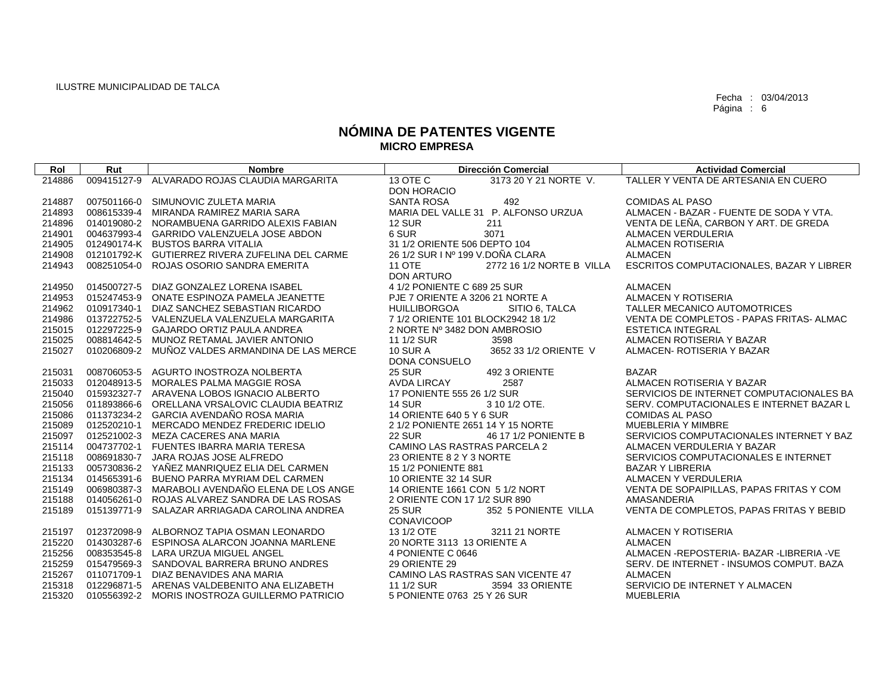ILUSTRE MUNICIPALIDAD DE TALCA

Fecha : 03/04/2013

# NÓMINA DE PATENTES VIGENTE
## MICRO EMPRESA

| Rol | Rut | Nombre | Dirección Comercial | Actividad Comercial |
|---|---|---|---|---|
| 214886 | 009415127-9 | ALVARADO ROJAS CLAUDIA MARGARITA | 13 OTE C 3173 20 Y 21 NORTE V. DON HORACIO | TALLER Y VENTA DE ARTESANIA EN CUERO |
| 214887 | 007501166-0 | SIMUNOVIC ZULETA MARIA | SANTA ROSA 492 | COMIDAS AL PASO |
| 214893 | 008615339-4 | MIRANDA RAMIREZ MARIA SARA | MARIA DEL VALLE 31 P. ALFONSO URZUA | ALMACEN - BAZAR - FUENTE DE SODA Y VTA. |
| 214896 | 014019080-2 | NORAMBUENA GARRIDO ALEXIS FABIAN | 12 SUR 211 | VENTA DE LEÑA, CARBON Y ART. DE GREDA |
| 214901 | 004637993-4 | GARRIDO VALENZUELA JOSE ABDON | 6 SUR 3071 | ALMACEN VERDULERIA |
| 214905 | 012490174-K | BUSTOS BARRA VITALIA | 31 1/2 ORIENTE 506 DEPTO 104 | ALMACEN ROTISERIA |
| 214908 | 012101792-K | GUTIERREZ RIVERA ZUFELINA DEL CARME | 26 1/2 SUR I Nº 199 V.DOÑA CLARA | ALMACEN |
| 214943 | 008251054-0 | ROJAS OSORIO SANDRA EMERITA | 11 OTE 2772 16 1/2 NORTE B VILLA DON ARTURO | ESCRITOS COMPUTACIONALES, BAZAR Y LIBRER |
| 214950 | 014500727-5 | DIAZ GONZALEZ LORENA ISABEL | 4 1/2 PONIENTE C 689 25 SUR | ALMACEN |
| 214953 | 015247453-9 | ONATE ESPINOZA PAMELA JEANETTE | PJE 7 ORIENTE A 3206 21 NORTE A | ALMACEN Y ROTISERIA |
| 214962 | 010917340-1 | DIAZ SANCHEZ SEBASTIAN RICARDO | HUILLIBORGOA SITIO 6, TALCA | TALLER MECANICO AUTOMOTRICES |
| 214986 | 013722752-5 | VALENZUELA VALENZUELA MARGARITA | 7 1/2 ORIENTE 101 BLOCK2942 18 1/2 | VENTA DE COMPLETOS - PAPAS FRITAS- ALMAC |
| 215015 | 012297225-9 | GAJARDO ORTIZ PAULA ANDREA | 2 NORTE Nº 3482 DON AMBROSIO | ESTETICA INTEGRAL |
| 215025 | 008814642-5 | MUNOZ RETAMAL JAVIER ANTONIO | 11 1/2 SUR 3598 | ALMACEN ROTISERIA Y BAZAR |
| 215027 | 010206809-2 | MUÑOZ VALDES ARMANDINA DE LAS MERCE | 10 SUR A 3652 33 1/2 ORIENTE V DONA CONSUELO | ALMACEN- ROTISERIA Y BAZAR |
| 215031 | 008706053-5 | AGURTO INOSTROZA NOLBERTA | 25 SUR 492 3 ORIENTE | BAZAR |
| 215033 | 012048913-5 | MORALES PALMA MAGGIE ROSA | AVDA LIRCAY 2587 | ALMACEN ROTISERIA Y BAZAR |
| 215040 | 015932327-7 | ARAVENA LOBOS IGNACIO ALBERTO | 17 PONIENTE 555 26 1/2 SUR | SERVICIOS DE INTERNET COMPUTACIONALES BA |
| 215056 | 011893866-6 | ORELLANA VRSALOVIC CLAUDIA BEATRIZ | 14 SUR 3 10 1/2 OTE. | SERV. COMPUTACIONALES E INTERNET BAZAR L |
| 215086 | 011373234-2 | GARCIA AVENDAÑO ROSA MARIA | 14 ORIENTE 640 5 Y 6 SUR | COMIDAS AL PASO |
| 215089 | 012520210-1 | MERCADO MENDEZ FREDERIC IDELIO | 2 1/2 PONIENTE 2651 14 Y 15 NORTE | MUEBLERIA Y MIMBRE |
| 215097 | 012521002-3 | MEZA CACERES ANA MARIA | 22 SUR 46 17 1/2 PONIENTE B | SERVICIOS COMPUTACIONALES INTERNET Y BAZ |
| 215114 | 004737702-1 | FUENTES IBARRA MARIA TERESA | CAMINO LAS RASTRAS PARCELA 2 | ALMACEN VERDULERIA Y BAZAR |
| 215118 | 008691830-7 | JARA ROJAS JOSE ALFREDO | 23 ORIENTE 8 2 Y 3 NORTE | SERVICIOS COMPUTACIONALES E INTERNET |
| 215133 | 005730836-2 | YAÑEZ MANRIQUEZ ELIA DEL CARMEN | 15 1/2 PONIENTE 881 | BAZAR Y LIBRERIA |
| 215134 | 014565391-6 | BUENO PARRA MYRIAM DEL CARMEN | 10 ORIENTE 32 14 SUR | ALMACEN Y VERDULERIA |
| 215149 | 006980387-3 | MARABOLI AVENDAÑO ELENA DE LOS ANGE | 14 ORIENTE 1661 CON 5 1/2 NORT | VENTA DE SOPAIPILLAS, PAPAS FRITAS Y COM |
| 215188 | 014056261-0 | ROJAS ALVAREZ SANDRA DE LAS ROSAS | 2 ORIENTE CON 17 1/2 SUR 890 | AMASANDERIA |
| 215189 | 015139771-9 | SALAZAR ARRIAGADA CAROLINA ANDREA | 25 SUR 352 5 PONIENTE VILLA CONAVICOOP | VENTA DE COMPLETOS, PAPAS FRITAS Y BEBID |
| 215197 | 012372098-9 | ALBORNOZ TAPIA OSMAN LEONARDO | 13 1/2 OTE 3211 21 NORTE | ALMACEN Y ROTISERIA |
| 215220 | 014303287-6 | ESPINOSA ALARCON JOANNA MARLENE | 20 NORTE 3113 13 ORIENTE A | ALMACEN |
| 215256 | 008353545-8 | LARA URZUA MIGUEL ANGEL | 4 PONIENTE C 0646 | ALMACEN -REPOSTERIA- BAZAR -LIBRERIA -VE |
| 215259 | 015479569-3 | SANDOVAL BARRERA BRUNO ANDRES | 29 ORIENTE 29 | SERV. DE INTERNET - INSUMOS COMPUT. BAZA |
| 215267 | 011071709-1 | DIAZ BENAVIDES ANA MARIA | CAMINO LAS RASTRAS SAN VICENTE 47 | ALMACEN |
| 215318 | 012296871-5 | ARENAS VALDEBENITO ANA ELIZABETH | 11 1/2 SUR 3594 33 ORIENTE | SERVICIO DE INTERNET Y ALMACEN |
| 215320 | 010556392-2 | MORIS INOSTROZA GUILLERMO PATRICIO | 5 PONIENTE 0763 25 Y 26 SUR | MUEBLERIA |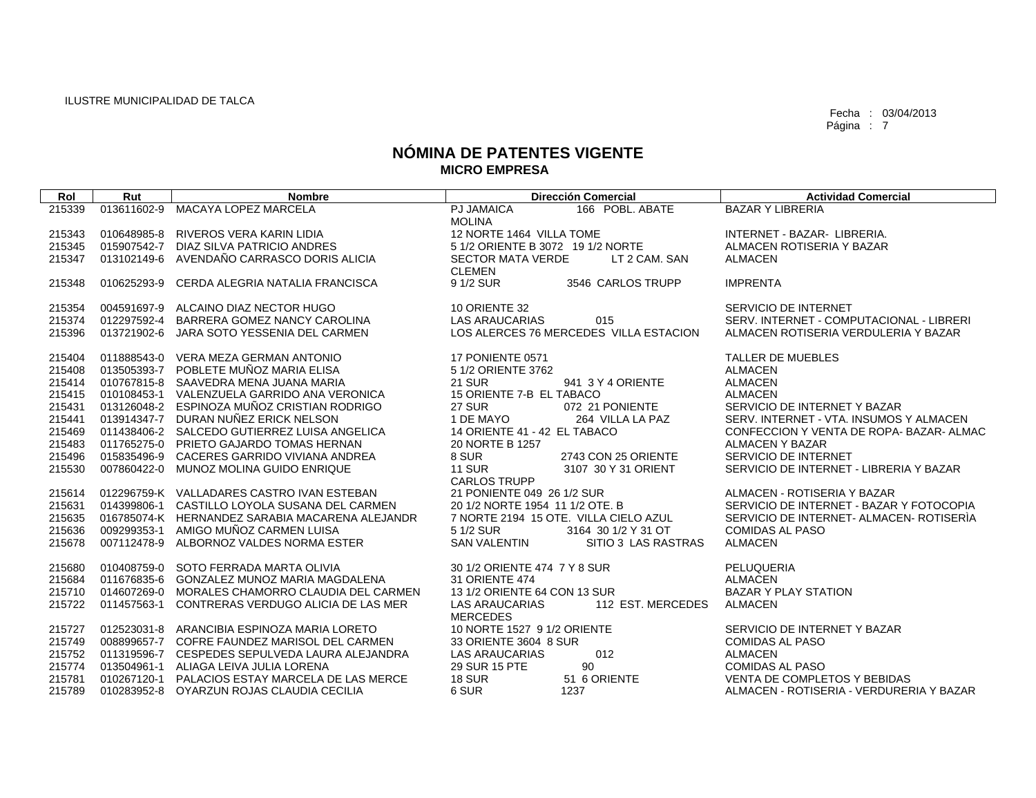ILUSTRE MUNICIPALIDAD DE TALCA

Fecha : 03/04/2013

# NÓMINA DE PATENTES VIGENTE
## MICRO EMPRESA

| Rol | Rut | Nombre | Dirección Comercial | Actividad Comercial |
|---|---|---|---|---|
| 215339 | 013611602-9 | MACAYA LOPEZ MARCELA | PJ JAMAICA 166 POBL. ABATE MOLINA | BAZAR Y LIBRERIA |
| 215343 | 010648985-8 | RIVEROS VERA KARIN LIDIA | 12 NORTE 1464 VILLA TOME | INTERNET - BAZAR- LIBRERIA. |
| 215345 | 015907542-7 | DIAZ SILVA PATRICIO ANDRES | 5 1/2 ORIENTE B 3072 19 1/2 NORTE | ALMACEN ROTISERIA Y BAZAR |
| 215347 | 013102149-6 | AVENDAÑO CARRASCO DORIS ALICIA | SECTOR MATA VERDE LT 2 CAM. SAN CLEMEN | ALMACEN |
| 215348 | 010625293-9 | CERDA ALEGRIA NATALIA FRANCISCA | 9 1/2 SUR 3546 CARLOS TRUPP | IMPRENTA |
| 215354 | 004591697-9 | ALCAINO DIAZ NECTOR HUGO | 10 ORIENTE 32 | SERVICIO DE INTERNET |
| 215374 | 012297592-4 | BARRERA GOMEZ NANCY CAROLINA | LAS ARAUCARIAS 015 | SERV. INTERNET - COMPUTACIONAL - LIBRERI |
| 215396 | 013721902-6 | JARA SOTO YESSENIA DEL CARMEN | LOS ALERCES 76 MERCEDES VILLA ESTACION | ALMACEN ROTISERIA VERDULERIA Y BAZAR |
| 215404 | 011888543-0 | VERA MEZA GERMAN ANTONIO | 17 PONIENTE 0571 | TALLER DE MUEBLES |
| 215408 | 013505393-7 | POBLETE MUÑOZ MARIA ELISA | 5 1/2 ORIENTE 3762 | ALMACEN |
| 215414 | 010767815-8 | SAAVEDRA MENA JUANA MARIA | 21 SUR 941 3 Y 4 ORIENTE | ALMACEN |
| 215415 | 010108453-1 | VALENZUELA GARRIDO ANA VERONICA | 15 ORIENTE 7-B EL TABACO | ALMACEN |
| 215431 | 013126048-2 | ESPINOZA MUÑOZ CRISTIAN RODRIGO | 27 SUR 072 21 PONIENTE | SERVICIO DE INTERNET Y BAZAR |
| 215441 | 013914347-7 | DURAN NUÑEZ ERICK NELSON | 1 DE MAYO 264 VILLA LA PAZ | SERV. INTERNET - VTA. INSUMOS Y ALMACEN |
| 215469 | 011438406-2 | SALCEDO GUTIERREZ LUISA ANGELICA | 14 ORIENTE 41 - 42 EL TABACO | CONFECCION Y VENTA DE ROPA- BAZAR- ALMAC |
| 215483 | 011765275-0 | PRIETO GAJARDO TOMAS HERNAN | 20 NORTE B 1257 | ALMACEN Y BAZAR |
| 215496 | 015835496-9 | CACERES GARRIDO VIVIANA ANDREA | 8 SUR 2743 CON 25 ORIENTE | SERVICIO DE INTERNET |
| 215530 | 007860422-0 | MUNOZ MOLINA GUIDO ENRIQUE | 11 SUR 3107 30 Y 31 ORIENT CARLOS TRUPP | SERVICIO DE INTERNET - LIBRERIA Y BAZAR |
| 215614 | 012296759-K | VALLADARES CASTRO IVAN ESTEBAN | 21 PONIENTE 049 26 1/2 SUR | ALMACEN - ROTISERIA Y BAZAR |
| 215631 | 014399806-1 | CASTILLO LOYOLA SUSANA DEL CARMEN | 20 1/2 NORTE 1954 11 1/2 OTE. B | SERVICIO DE INTERNET - BAZAR Y FOTOCOPIA |
| 215635 | 016785074-K | HERNANDEZ SARABIA MACARENA ALEJANDR | 7 NORTE 2194 15 OTE. VILLA CIELO AZUL | SERVICIO DE INTERNET- ALMACEN- ROTISERÌA |
| 215636 | 009299353-1 | AMIGO MUÑOZ CARMEN LUISA | 5 1/2 SUR 3164 30 1/2 Y 31 OT | COMIDAS AL PASO |
| 215678 | 007112478-9 | ALBORNOZ VALDES NORMA ESTER | SAN VALENTIN SITIO 3 LAS RASTRAS | ALMACEN |
| 215680 | 010408759-0 | SOTO FERRADA MARTA OLIVIA | 30 1/2 ORIENTE 474 7 Y 8 SUR | PELUQUERIA |
| 215684 | 011676835-6 | GONZALEZ MUNOZ MARIA MAGDALENA | 31 ORIENTE 474 | ALMACEN |
| 215710 | 014607269-0 | MORALES CHAMORRO CLAUDIA DEL CARMEN | 13 1/2 ORIENTE 64 CON 13 SUR | BAZAR Y PLAY STATION |
| 215722 | 011457563-1 | CONTRERAS VERDUGO ALICIA DE LAS MER | LAS ARAUCARIAS 112 EST. MERCEDES MERCEDES | ALMACEN |
| 215727 | 012523031-8 | ARANCIBIA ESPINOZA MARIA LORETO | 10 NORTE 1527 9 1/2 ORIENTE | SERVICIO DE INTERNET Y BAZAR |
| 215749 | 008899657-7 | COFRE FAUNDEZ MARISOL DEL CARMEN | 33 ORIENTE 3604 8 SUR | COMIDAS AL PASO |
| 215752 | 011319596-7 | CESPEDES SEPULVEDA LAURA ALEJANDRA | LAS ARAUCARIAS 012 | ALMACEN |
| 215774 | 013504961-1 | ALIAGA LEIVA JULIA LORENA | 29 SUR 15 PTE 90 | COMIDAS AL PASO |
| 215781 | 010267120-1 | PALACIOS ESTAY MARCELA DE LAS MERCE | 18 SUR 51 6 ORIENTE | VENTA DE COMPLETOS Y BEBIDAS |
| 215789 | 010283952-8 | OYARZUN ROJAS CLAUDIA CECILIA | 6 SUR 1237 | ALMACEN - ROTISERIA - VERDURERIA Y BAZAR |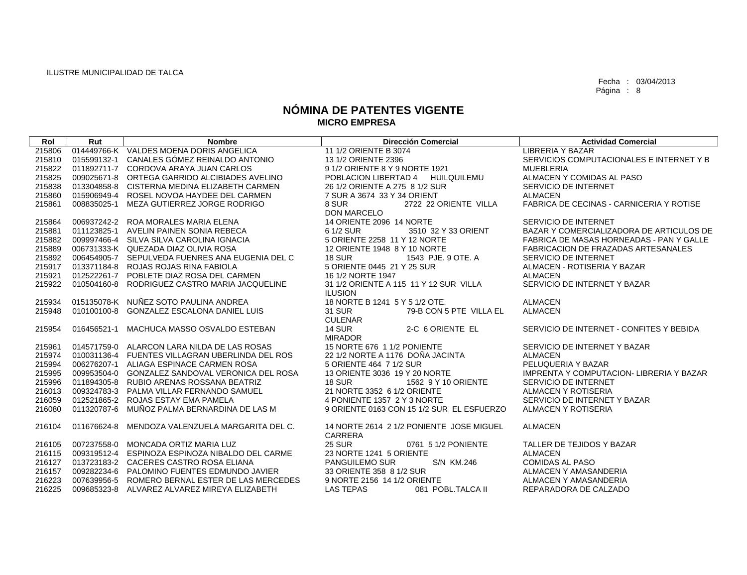ILUSTRE MUNICIPALIDAD DE TALCA

Fecha : 03/04/2013

# NÓMINA DE PATENTES VIGENTE
## MICRO EMPRESA

| Rol | Rut | Nombre | Dirección Comercial | Actividad Comercial |
|---|---|---|---|---|
| 215806 | 014449766-K | VALDES MOENA DORIS ANGELICA | 11 1/2 ORIENTE B 3074 | LIBRERIA Y BAZAR |
| 215810 | 015599132-1 | CANALES GÓMEZ REINALDO ANTONIO | 13 1/2 ORIENTE 2396 | SERVICIOS COMPUTACIONALES E INTERNET Y B |
| 215822 | 011892711-7 | CORDOVA ARAYA JUAN CARLOS | 9 1/2 ORIENTE 8 Y 9 NORTE 1921 | MUEBLERIA |
| 215825 | 009025671-8 | ORTEGA GARRIDO ALCIBIADES AVELINO | POBLACION LIBERTAD 4 HUILQUILEMU | ALMACEN Y COMIDAS AL PASO |
| 215838 | 013304858-8 | CISTERNA MEDINA ELIZABETH CARMEN | 26 1/2 ORIENTE A 275 8 1/2 SUR | SERVICIO DE INTERNET |
| 215860 | 015906949-4 | ROSEL NOVOA HAYDEE DEL CARMEN | 7 SUR A 3674 33 Y 34 ORIENT | ALMACEN |
| 215861 | 008835025-1 | MEZA GUTIERREZ JORGE RODRIGO | 8 SUR 2722 22 ORIENTE VILLA DON MARCELO | FABRICA DE CECINAS - CARNICERIA Y ROTISE |
| 215864 | 006937242-2 | ROA MORALES MARIA ELENA | 14 ORIENTE 2096 14 NORTE | SERVICIO DE INTERNET |
| 215881 | 011123825-1 | AVELIN PAINEN SONIA REBECA | 6 1/2 SUR 3510 32 Y 33 ORIENT | BAZAR Y COMERCIALIZADORA DE ARTICULOS DE |
| 215882 | 009997466-4 | SILVA SILVA CAROLINA IGNACIA | 5 ORIENTE 2258 11 Y 12 NORTE | FABRICA DE MASAS HORNEADAS - PAN Y GALLE |
| 215889 | 006731333-K | QUEZADA DIAZ OLIVIA ROSA | 12 ORIENTE 1948 8 Y 10 NORTE | FABRICACION DE FRAZADAS ARTESANALES |
| 215892 | 006454905-7 | SEPULVEDA FUENRES ANA EUGENIA DEL C | 18 SUR 1543 PJE. 9 OTE. A | SERVICIO DE INTERNET |
| 215917 | 013371184-8 | ROJAS ROJAS RINA FABIOLA | 5 ORIENTE 0445 21 Y 25 SUR | ALMACEN - ROTISERIA Y BAZAR |
| 215921 | 012522261-7 | POBLETE DIAZ ROSA DEL CARMEN | 16 1/2 NORTE 1947 | ALMACEN |
| 215922 | 010504160-8 | RODRIGUEZ CASTRO MARIA JACQUELINE | 31 1/2 ORIENTE A 115 11 Y 12 SUR VILLA ILUSION | SERVICIO DE INTERNET Y BAZAR |
| 215934 | 015135078-K | NUÑEZ SOTO PAULINA ANDREA | 18 NORTE B 1241 5 Y 5 1/2 OTE. | ALMACEN |
| 215948 | 010100100-8 | GONZALEZ ESCALONA DANIEL LUIS | 31 SUR 79-B CON 5 PTE VILLA EL CULENAR | ALMACEN |
| 215954 | 016456521-1 | MACHUCA MASSO OSVALDO ESTEBAN | 14 SUR 2-C 6 ORIENTE EL MIRADOR | SERVICIO DE INTERNET - CONFITES Y BEBIDA |
| 215961 | 014571759-0 | ALARCON LARA NILDA DE LAS ROSAS | 15 NORTE 676 1 1/2 PONIENTE | SERVICIO DE INTERNET Y BAZAR |
| 215974 | 010031136-4 | FUENTES VILLAGRAN UBERLINDA DEL ROS | 22 1/2 NORTE A 1176 DOÑA JACINTA | ALMACEN |
| 215994 | 006276207-1 | ALIAGA ESPINACE CARMEN ROSA | 5 ORIENTE 464 7 1/2 SUR | PELUQUERIA Y BAZAR |
| 215995 | 009953504-0 | GONZALEZ SANDOVAL VERONICA DEL ROSA | 13 ORIENTE 3036 19 Y 20 NORTE | IMPRENTA Y COMPUTACION- LIBRERIA Y BAZAR |
| 215996 | 011894305-8 | RUBIO ARENAS ROSSANA BEATRIZ | 18 SUR 1562 9 Y 10 ORIENTE | SERVICIO DE INTERNET |
| 216013 | 009324783-3 | PALMA VILLAR FERNANDO SAMUEL | 21 NORTE 3352 6 1/2 ORIENTE | ALMACEN Y ROTISERIA |
| 216059 | 012521865-2 | ROJAS ESTAY EMA PAMELA | 4 PONIENTE 1357 2 Y 3 NORTE | SERVICIO DE INTERNET Y BAZAR |
| 216080 | 011320787-6 | MUÑOZ PALMA BERNARDINA DE LAS M | 9 ORIENTE 0163 CON 15 1/2 SUR EL ESFUERZO | ALMACEN Y ROTISERIA |
| 216104 | 011676624-8 | MENDOZA VALENZUELA MARGARITA DEL C. | 14 NORTE 2614 2 1/2 PONIENTE JOSE MIGUEL CARRERA | ALMACEN |
| 216105 | 007237558-0 | MONCADA ORTIZ MARIA LUZ | 25 SUR 0761 5 1/2 PONIENTE | TALLER DE TEJIDOS Y BAZAR |
| 216115 | 009319512-4 | ESPINOZA ESPINOZA NIBALDO DEL CARME | 23 NORTE 1241 5 ORIENTE | ALMACEN |
| 216127 | 013723183-2 | CACERES CASTRO ROSA ELIANA | PANGUILEMO SUR S/N KM.246 | COMIDAS AL PASO |
| 216157 | 009282234-6 | PALOMINO FUENTES EDMUNDO JAVIER | 33 ORIENTE 358 8 1/2 SUR | ALMACEN Y AMASANDERIA |
| 216223 | 007639956-5 | ROMERO BERNAL ESTER DE LAS MERCEDES | 9 NORTE 2156 14 1/2 ORIENTE | ALMACEN Y AMASANDERIA |
| 216225 | 009685323-8 | ALVAREZ ALVAREZ MIREYA ELIZABETH | LAS TEPAS 081 POBL.TALCA II | REPARADORA DE CALZADO |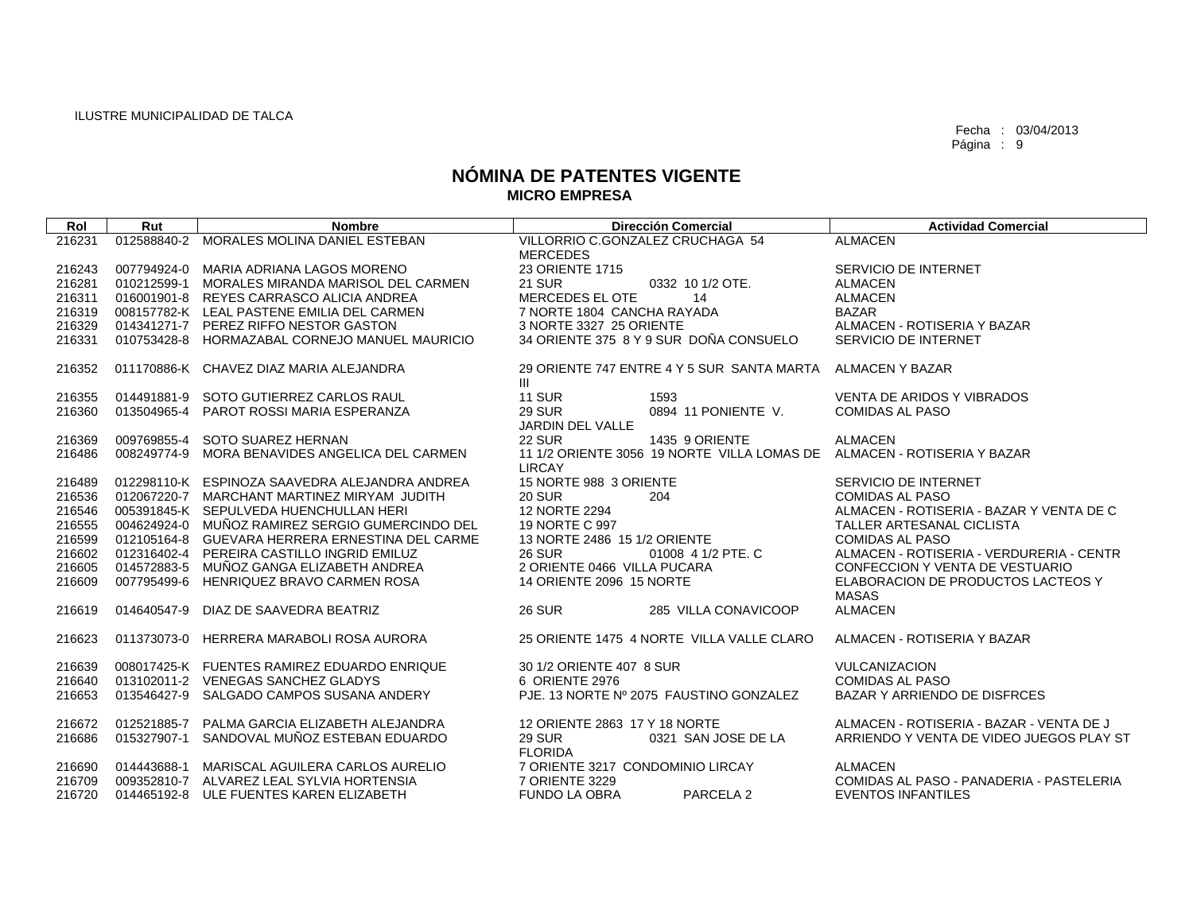ILUSTRE MUNICIPALIDAD DE TALCA

Fecha : 03/04/2013

# NÓMINA DE PATENTES VIGENTE
## MICRO EMPRESA

| Rol | Rut | Nombre | Dirección Comercial | Actividad Comercial |
|---|---|---|---|---|
| 216231 | 012588840-2 | MORALES MOLINA DANIEL ESTEBAN | VILLORRIO C.GONZALEZ CRUCHAGA 54 MERCEDES | ALMACEN |
| 216243 | 007794924-0 | MARIA ADRIANA LAGOS MORENO | 23 ORIENTE 1715 | SERVICIO DE INTERNET |
| 216281 | 010212599-1 | MORALES MIRANDA MARISOL DEL CARMEN | 21 SUR 0332 10 1/2 OTE. | ALMACEN |
| 216311 | 016001901-8 | REYES CARRASCO ALICIA ANDREA | MERCEDES EL OTE 14 | ALMACEN |
| 216319 | 008157782-K | LEAL PASTENE EMILIA DEL CARMEN | 7 NORTE 1804 CANCHA RAYADA | BAZAR |
| 216329 | 014341271-7 | PEREZ RIFFO NESTOR GASTON | 3 NORTE 3327 25 ORIENTE | ALMACEN - ROTISERIA Y BAZAR |
| 216331 | 010753428-8 | HORMAZABAL CORNEJO MANUEL MAURICIO | 34 ORIENTE 375 8 Y 9 SUR DOÑA CONSUELO | SERVICIO DE INTERNET |
| 216352 | 011170886-K | CHAVEZ DIAZ MARIA ALEJANDRA | 29 ORIENTE 747 ENTRE 4 Y 5 SUR SANTA MARTA III | ALMACEN Y BAZAR |
| 216355 | 014491881-9 | SOTO GUTIERREZ CARLOS RAUL | 11 SUR 1593 | VENTA DE ARIDOS Y VIBRADOS |
| 216360 | 013504965-4 | PAROT ROSSI MARIA ESPERANZA | 29 SUR 0894 11 PONIENTE V. JARDIN DEL VALLE | COMIDAS AL PASO |
| 216369 | 009769855-4 | SOTO SUAREZ HERNAN | 22 SUR 1435 9 ORIENTE | ALMACEN |
| 216486 | 008249774-9 | MORA BENAVIDES ANGELICA DEL CARMEN | 11 1/2 ORIENTE 3056 19 NORTE VILLA LOMAS DE LIRCAY | ALMACEN - ROTISERIA Y BAZAR |
| 216489 | 012298110-K | ESPINOZA SAAVEDRA ALEJANDRA ANDREA | 15 NORTE 988 3 ORIENTE | SERVICIO DE INTERNET |
| 216536 | 012067220-7 | MARCHANT MARTINEZ MIRYAM JUDITH | 20 SUR 204 | COMIDAS AL PASO |
| 216546 | 005391845-K | SEPULVEDA HUENCHULLAN HERI | 12 NORTE 2294 | ALMACEN - ROTISERIA - BAZAR Y VENTA DE C |
| 216555 | 004624924-0 | MUÑOZ RAMIREZ SERGIO GUMERCINDO DEL | 19 NORTE C 997 | TALLER ARTESANAL CICLISTA |
| 216599 | 012105164-8 | GUEVARA HERRERA ERNESTINA DEL CARME | 13 NORTE 2486 15 1/2 ORIENTE | COMIDAS AL PASO |
| 216602 | 012316402-4 | PEREIRA CASTILLO INGRID EMILUZ | 26 SUR 01008 4 1/2 PTE. C | ALMACEN - ROTISERIA - VERDURERIA - CENTR |
| 216605 | 014572883-5 | MUÑOZ GANGA ELIZABETH ANDREA | 2 ORIENTE 0466 VILLA PUCARA | CONFECCION Y VENTA DE VESTUARIO |
| 216609 | 007795499-6 | HENRIQUEZ BRAVO CARMEN ROSA | 14 ORIENTE 2096 15 NORTE | ELABORACION DE PRODUCTOS LACTEOS Y MASAS |
| 216619 | 014640547-9 | DIAZ DE SAAVEDRA BEATRIZ | 26 SUR 285 VILLA CONAVICOOP | ALMACEN |
| 216623 | 011373073-0 | HERRERA MARABOLI ROSA AURORA | 25 ORIENTE 1475 4 NORTE VILLA VALLE CLARO | ALMACEN - ROTISERIA Y BAZAR |
| 216639 | 008017425-K | FUENTES RAMIREZ EDUARDO ENRIQUE | 30 1/2 ORIENTE 407 8 SUR | VULCANIZACION |
| 216640 | 013102011-2 | VENEGAS SANCHEZ GLADYS | 6 ORIENTE 2976 | COMIDAS AL PASO |
| 216653 | 013546427-9 | SALGADO CAMPOS SUSANA ANDERY | PJE. 13 NORTE Nº 2075 FAUSTINO GONZALEZ | BAZAR Y ARRIENDO DE DISFRCES |
| 216672 | 012521885-7 | PALMA GARCIA ELIZABETH ALEJANDRA | 12 ORIENTE 2863 17 Y 18 NORTE | ALMACEN - ROTISERIA - BAZAR - VENTA DE J |
| 216686 | 015327907-1 | SANDOVAL MUÑOZ ESTEBAN EDUARDO | 29 SUR 0321 SAN JOSE DE LA FLORIDA | ARRIENDO Y VENTA DE VIDEO JUEGOS PLAY ST |
| 216690 | 014443688-1 | MARISCAL AGUILERA CARLOS AURELIO | 7 ORIENTE 3217 CONDOMINIO LIRCAY | ALMACEN |
| 216709 | 009352810-7 | ALVAREZ LEAL SYLVIA HORTENSIA | 7 ORIENTE 3229 | COMIDAS AL PASO - PANADERIA - PASTELERIA |
| 216720 | 014465192-8 | ULE FUENTES KAREN ELIZABETH | FUNDO LA OBRA PARCELA 2 | EVENTOS INFANTILES |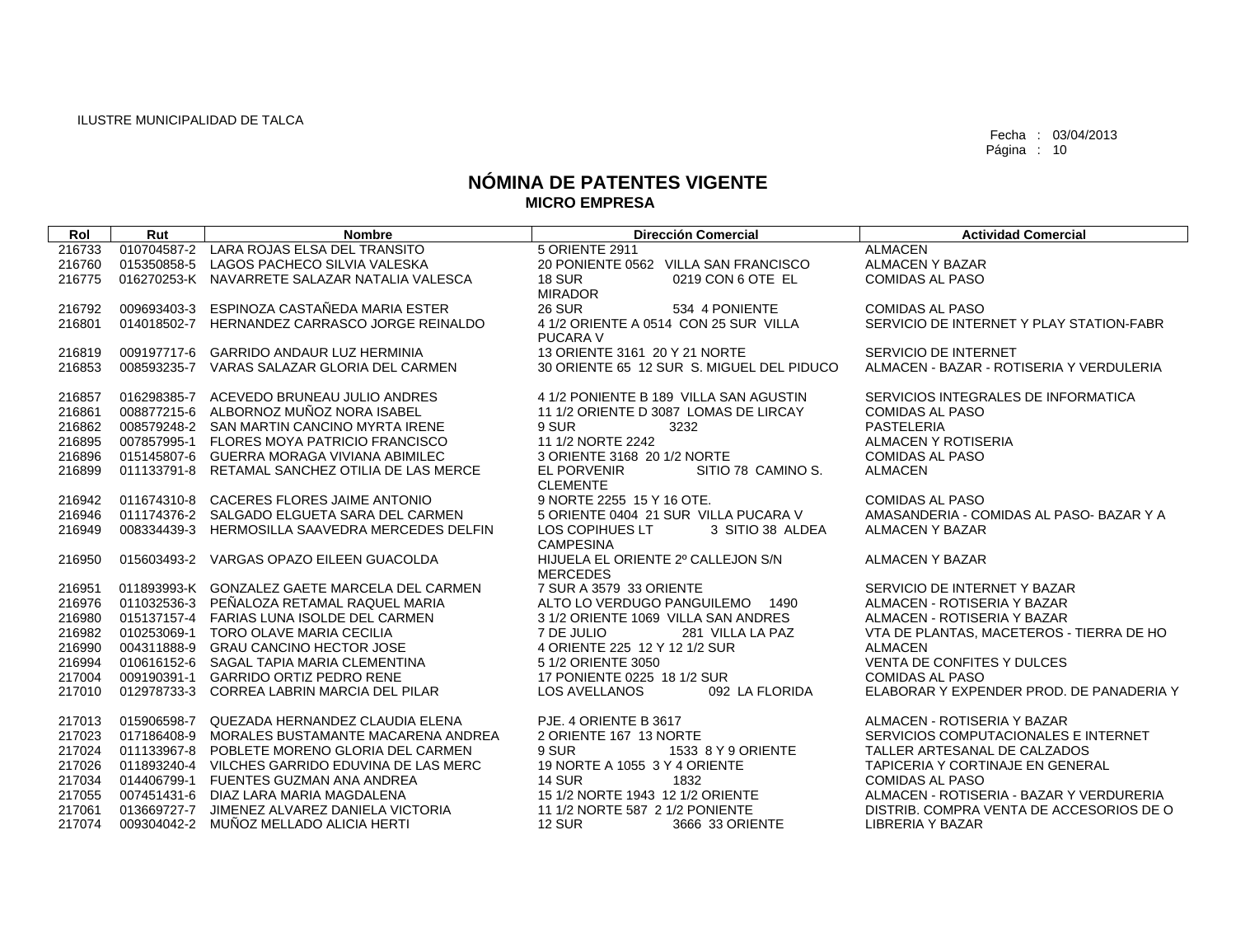ILUSTRE MUNICIPALIDAD DE TALCA

Fecha : 03/04/2013

# NÓMINA DE PATENTES VIGENTE
## MICRO EMPRESA

| Rol | Rut | Nombre | Dirección Comercial | Actividad Comercial |
|---|---|---|---|---|
| 216733 | 010704587-2 | LARA ROJAS ELSA DEL TRANSITO | 5 ORIENTE 2911 | ALMACEN |
| 216760 | 015350858-5 | LAGOS PACHECO SILVIA VALESKA | 20 PONIENTE 0562 VILLA SAN FRANCISCO | ALMACEN Y BAZAR |
| 216775 | 016270253-K | NAVARRETE SALAZAR NATALIA VALESCA | 18 SUR 0219 CON 6 OTE EL MIRADOR | COMIDAS AL PASO |
| 216792 | 009693403-3 | ESPINOZA CASTAÑEDA MARIA ESTER | 26 SUR 534 4 PONIENTE | COMIDAS AL PASO |
| 216801 | 014018502-7 | HERNANDEZ CARRASCO JORGE REINALDO | 4 1/2 ORIENTE A 0514 CON 25 SUR VILLA PUCARA V | SERVICIO DE INTERNET Y PLAY STATION-FABR |
| 216819 | 009197717-6 | GARRIDO ANDAUR LUZ HERMINIA | 13 ORIENTE 3161 20 Y 21 NORTE | SERVICIO DE INTERNET |
| 216853 | 008593235-7 | VARAS SALAZAR GLORIA DEL CARMEN | 30 ORIENTE 65 12 SUR S. MIGUEL DEL PIDUCO | ALMACEN - BAZAR - ROTISERIA Y VERDULERIA |
| 216857 | 016298385-7 | ACEVEDO BRUNEAU JULIO ANDRES | 4 1/2 PONIENTE B 189 VILLA SAN AGUSTIN | SERVICIOS INTEGRALES DE INFORMATICA |
| 216861 | 008877215-6 | ALBORNOZ MUÑOZ NORA ISABEL | 11 1/2 ORIENTE D 3087 LOMAS DE LIRCAY | COMIDAS AL PASO |
| 216862 | 008579248-2 | SAN MARTIN CANCINO MYRTA IRENE | 9 SUR 3232 | PASTELERIA |
| 216895 | 007857995-1 | FLORES MOYA PATRICIO FRANCISCO | 11 1/2 NORTE 2242 | ALMACEN Y ROTISERIA |
| 216896 | 015145807-6 | GUERRA MORAGA VIVIANA ABIMILEC | 3 ORIENTE 3168 20 1/2 NORTE | COMIDAS AL PASO |
| 216899 | 011133791-8 | RETAMAL SANCHEZ OTILIA DE LAS MERCE | EL PORVENIR SITIO 78 CAMINO S. CLEMENTE | ALMACEN |
| 216942 | 011674310-8 | CACERES FLORES JAIME ANTONIO | 9 NORTE 2255 15 Y 16 OTE. | COMIDAS AL PASO |
| 216946 | 011174376-2 | SALGADO ELGUETA SARA DEL CARMEN | 5 ORIENTE 0404 21 SUR VILLA PUCARA V | AMASANDERIA - COMIDAS AL PASO- BAZAR Y A |
| 216949 | 008334439-3 | HERMOSILLA SAAVEDRA MERCEDES DELFIN | LOS COPIHUES LT 3 SITIO 38 ALDEA CAMPESINA | ALMACEN Y BAZAR |
| 216950 | 015603493-2 | VARGAS OPAZO EILEEN GUACOLDA | HIJUELA EL ORIENTE 2º CALLEJON S/N MERCEDES | ALMACEN Y BAZAR |
| 216951 | 011893993-K | GONZALEZ GAETE MARCELA DEL CARMEN | 7 SUR A 3579 33 ORIENTE | SERVICIO DE INTERNET Y BAZAR |
| 216976 | 011032536-3 | PEÑALOZA RETAMAL RAQUEL MARIA | ALTO LO VERDUGO PANGUILEMO 1490 | ALMACEN - ROTISERIA Y BAZAR |
| 216980 | 015137157-4 | FARIAS LUNA ISOLDE DEL CARMEN | 3 1/2 ORIENTE 1069 VILLA SAN ANDRES | ALMACEN - ROTISERIA Y BAZAR |
| 216982 | 010253069-1 | TORO OLAVE MARIA CECILIA | 7 DE JULIO 281 VILLA LA PAZ | VTA DE PLANTAS, MACETEROS - TIERRA DE HO |
| 216990 | 004311888-9 | GRAU CANCINO HECTOR JOSE | 4 ORIENTE 225 12 Y 12 1/2 SUR | ALMACEN |
| 216994 | 010616152-6 | SAGAL TAPIA MARIA CLEMENTINA | 5 1/2 ORIENTE 3050 | VENTA DE CONFITES Y DULCES |
| 217004 | 009190391-1 | GARRIDO ORTIZ PEDRO RENE | 17 PONIENTE 0225 18 1/2 SUR | COMIDAS AL PASO |
| 217010 | 012978733-3 | CORREA LABRIN MARCIA DEL PILAR | LOS AVELLANOS 092 LA FLORIDA | ELABORAR Y EXPENDER PROD. DE PANADERIA Y |
| 217013 | 015906598-7 | QUEZADA HERNANDEZ CLAUDIA ELENA | PJE. 4 ORIENTE B 3617 | ALMACEN - ROTISERIA Y BAZAR |
| 217023 | 017186408-9 | MORALES BUSTAMANTE MACARENA ANDREA | 2 ORIENTE 167 13 NORTE | SERVICIOS COMPUTACIONALES E INTERNET |
| 217024 | 011133967-8 | POBLETE MORENO GLORIA DEL CARMEN | 9 SUR 1533 8 Y 9 ORIENTE | TALLER ARTESANAL DE CALZADOS |
| 217026 | 011893240-4 | VILCHES GARRIDO EDUVINA DE LAS MERC | 19 NORTE A 1055 3 Y 4 ORIENTE | TAPICERIA Y CORTINAJE EN GENERAL |
| 217034 | 014406799-1 | FUENTES GUZMAN ANA ANDREA | 14 SUR 1832 | COMIDAS AL PASO |
| 217055 | 007451431-6 | DIAZ LARA MARIA MAGDALENA | 15 1/2 NORTE 1943 12 1/2 ORIENTE | ALMACEN - ROTISERIA - BAZAR Y VERDURERIA |
| 217061 | 013669727-7 | JIMENEZ ALVAREZ DANIELA VICTORIA | 11 1/2 NORTE 587 2 1/2 PONIENTE | DISTRIB. COMPRA VENTA DE ACCESORIOS DE O |
| 217074 | 009304042-2 | MUÑOZ MELLADO ALICIA HERTI | 12 SUR 3666 33 ORIENTE | LIBRERIA Y BAZAR |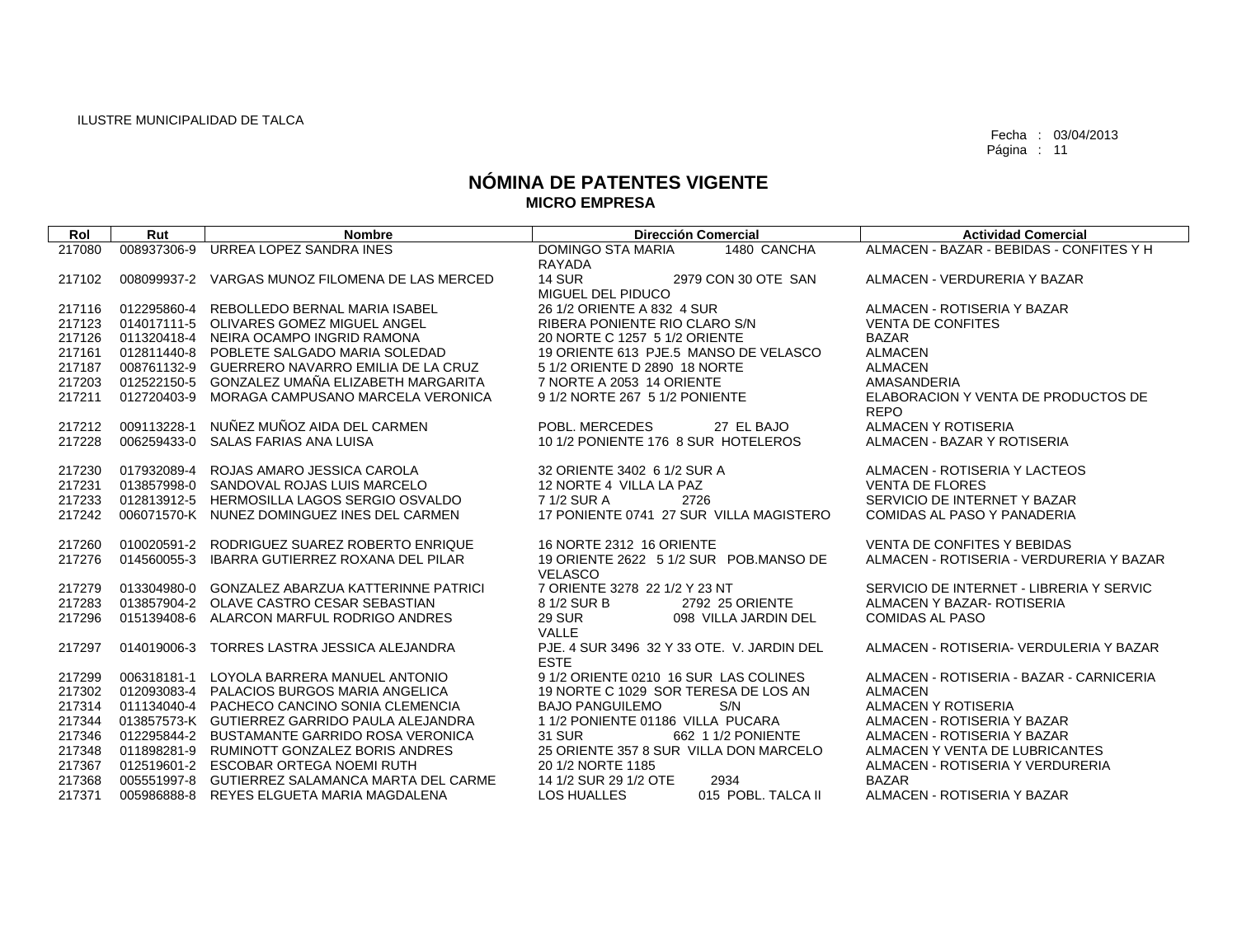ILUSTRE MUNICIPALIDAD DE TALCA

Fecha : 03/04/2013

# NÓMINA DE PATENTES VIGENTE

## MICRO EMPRESA

| Rol | Rut | Nombre | Dirección Comercial | Actividad Comercial |
|---|---|---|---|---|
| 217080 | 008937306-9 | URREA LOPEZ SANDRA INES | DOMINGO STA MARIA 1480 CANCHA RAYADA | ALMACEN - BAZAR - BEBIDAS - CONFITES Y H |
| 217102 | 008099937-2 | VARGAS MUNOZ FILOMENA DE LAS MERCED | 14 SUR 2979 CON 30 OTE SAN MIGUEL DEL PIDUCO | ALMACEN - VERDURERIA Y BAZAR |
| 217116 | 012295860-4 | REBOLLEDO BERNAL MARIA ISABEL | 26 1/2 ORIENTE A 832 4 SUR | ALMACEN - ROTISERIA Y BAZAR |
| 217123 | 014017111-5 | OLIVARES GOMEZ MIGUEL ANGEL | RIBERA PONIENTE RIO CLARO S/N | VENTA DE CONFITES |
| 217126 | 011320418-4 | NEIRA OCAMPO INGRID RAMONA | 20 NORTE C 1257 5 1/2 ORIENTE | BAZAR |
| 217161 | 012811440-8 | POBLETE SALGADO MARIA SOLEDAD | 19 ORIENTE 613 PJE.5 MANSO DE VELASCO | ALMACEN |
| 217187 | 008761132-9 | GUERRERO NAVARRO EMILIA DE LA CRUZ | 5 1/2 ORIENTE D 2890 18 NORTE | ALMACEN |
| 217203 | 012522150-5 | GONZALEZ UMAÑA ELIZABETH MARGARITA | 7 NORTE A 2053 14 ORIENTE | AMASANDERIA |
| 217211 | 012720403-9 | MORAGA CAMPUSANO MARCELA VERONICA | 9 1/2 NORTE 267 5 1/2 PONIENTE | ELABORACION Y VENTA DE PRODUCTOS DE REPO |
| 217212 | 009113228-1 | NUÑEZ MUÑOZ AIDA DEL CARMEN | POBL. MERCEDES 27 EL BAJO | ALMACEN Y ROTISERIA |
| 217228 | 006259433-0 | SALAS FARIAS ANA LUISA | 10 1/2 PONIENTE 176 8 SUR HOTELEROS | ALMACEN - BAZAR Y ROTISERIA |
| 217230 | 017932089-4 | ROJAS AMARO JESSICA CAROLA | 32 ORIENTE 3402 6 1/2 SUR A | ALMACEN - ROTISERIA Y LACTEOS |
| 217231 | 013857998-0 | SANDOVAL ROJAS LUIS MARCELO | 12 NORTE 4 VILLA LA PAZ | VENTA DE FLORES |
| 217233 | 012813912-5 | HERMOSILLA LAGOS SERGIO OSVALDO | 7 1/2 SUR A 2726 | SERVICIO DE INTERNET Y BAZAR |
| 217242 | 006071570-K | NUNEZ DOMINGUEZ INES DEL CARMEN | 17 PONIENTE 0741 27 SUR VILLA MAGISTERO | COMIDAS AL PASO Y PANADERIA |
| 217260 | 010020591-2 | RODRIGUEZ SUAREZ ROBERTO ENRIQUE | 16 NORTE 2312 16 ORIENTE | VENTA DE CONFITES Y BEBIDAS |
| 217276 | 014560055-3 | IBARRA GUTIERREZ ROXANA DEL PILAR | 19 ORIENTE 2622 5 1/2 SUR POB.MANSO DE VELASCO | ALMACEN - ROTISERIA - VERDURERIA Y BAZAR |
| 217279 | 013304980-0 | GONZALEZ ABARZUA KATTERINNE PATRICI | 7 ORIENTE 3278 22 1/2 Y 23 NT | SERVICIO DE INTERNET - LIBRERIA Y SERVIC |
| 217283 | 013857904-2 | OLAVE CASTRO CESAR SEBASTIAN | 8 1/2 SUR B 2792 25 ORIENTE | ALMACEN Y BAZAR- ROTISERIA |
| 217296 | 015139408-6 | ALARCON MARFUL RODRIGO ANDRES | 29 SUR 098 VILLA JARDIN DEL VALLE | COMIDAS AL PASO |
| 217297 | 014019006-3 | TORRES LASTRA JESSICA ALEJANDRA | PJE. 4 SUR 3496 32 Y 33 OTE. V. JARDIN DEL ESTE | ALMACEN - ROTISERIA- VERDULERIA Y BAZAR |
| 217299 | 006318181-1 | LOYOLA BARRERA MANUEL ANTONIO | 9 1/2 ORIENTE 0210 16 SUR LAS COLINES | ALMACEN - ROTISERIA - BAZAR - CARNICERIA |
| 217302 | 012093083-4 | PALACIOS BURGOS MARIA ANGELICA | 19 NORTE C 1029 SOR TERESA DE LOS AN | ALMACEN |
| 217314 | 011134040-4 | PACHECO CANCINO SONIA CLEMENCIA | BAJO PANGUILEMO S/N | ALMACEN Y ROTISERIA |
| 217344 | 013857573-K | GUTIERREZ GARRIDO PAULA ALEJANDRA | 1 1/2 PONIENTE 01186 VILLA PUCARA | ALMACEN - ROTISERIA Y BAZAR |
| 217346 | 012295844-2 | BUSTAMANTE GARRIDO ROSA VERONICA | 31 SUR 662 1 1/2 PONIENTE | ALMACEN - ROTISERIA Y BAZAR |
| 217348 | 011898281-9 | RUMINOTT GONZALEZ BORIS ANDRES | 25 ORIENTE 357 8 SUR VILLA DON MARCELO | ALMACEN Y VENTA DE LUBRICANTES |
| 217367 | 012519601-2 | ESCOBAR ORTEGA NOEMI RUTH | 20 1/2 NORTE 1185 | ALMACEN - ROTISERIA Y VERDURERIA |
| 217368 | 005551997-8 | GUTIERREZ SALAMANCA MARTA DEL CARME | 14 1/2 SUR 29 1/2 OTE 2934 | BAZAR |
| 217371 | 005986888-8 | REYES ELGUETA MARIA MAGDALENA | LOS HUALLES 015 POBL. TALCA II | ALMACEN - ROTISERIA Y BAZAR |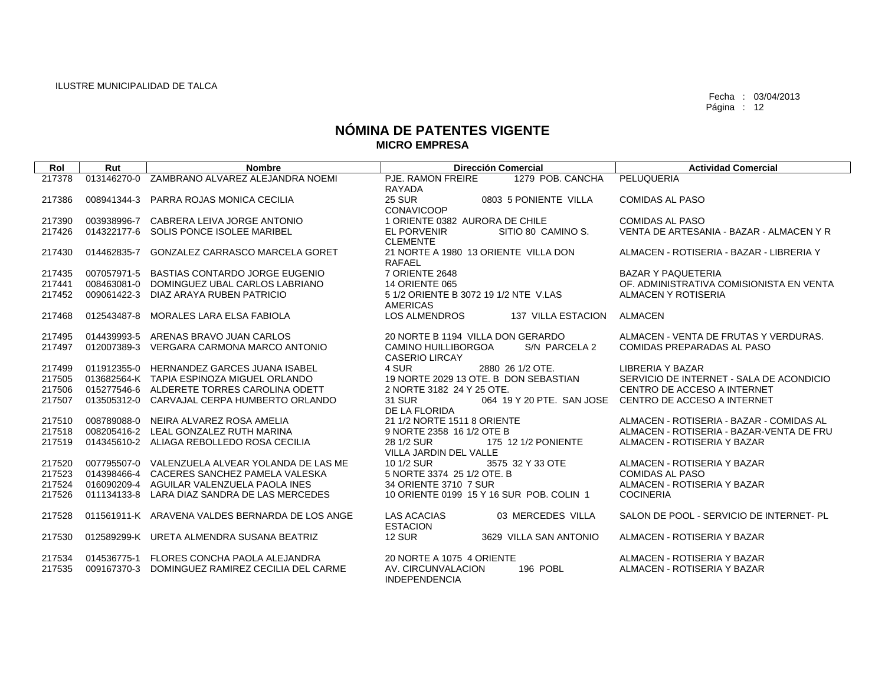ILUSTRE MUNICIPALIDAD DE TALCA

Fecha : 03/04/2013

# NÓMINA DE PATENTES VIGENTE
## MICRO EMPRESA

| Rol | Rut | Nombre | Dirección Comercial | Actividad Comercial |
|---|---|---|---|---|
| 217378 | 013146270-0 | ZAMBRANO ALVAREZ ALEJANDRA NOEMI | PJE. RAMON FREIRE 1279 POB. CANCHA RAYADA | PELUQUERIA |
| 217386 | 008941344-3 | PARRA ROJAS MONICA CECILIA | 25 SUR 0803 5 PONIENTE VILLA CONAVICOOP | COMIDAS AL PASO |
| 217390 | 003938996-7 | CABRERA LEIVA JORGE ANTONIO | 1 ORIENTE 0382 AURORA DE CHILE | COMIDAS AL PASO |
| 217426 | 014322177-6 | SOLIS PONCE ISOLEE MARIBEL | EL PORVENIR SITIO 80 CAMINO S. CLEMENTE | VENTA DE ARTESANIA - BAZAR - ALMACEN Y R |
| 217430 | 014462835-7 | GONZALEZ CARRASCO MARCELA GORET | 21 NORTE A 1980 13 ORIENTE VILLA DON RAFAEL | ALMACEN - ROTISERIA - BAZAR - LIBRERIA Y |
| 217435 | 007057971-5 | BASTIAS CONTARDO JORGE EUGENIO | 7 ORIENTE 2648 | BAZAR Y PAQUETERIA |
| 217441 | 008463081-0 | DOMINGUEZ UBAL CARLOS LABRIANO | 14 ORIENTE 065 | OF. ADMINISTRATIVA COMISIONISTA EN VENTA |
| 217452 | 009061422-3 | DIAZ ARAYA RUBEN PATRICIO | 5 1/2 ORIENTE B 3072 19 1/2 NTE V.LAS AMERICAS | ALMACEN Y ROTISERIA |
| 217468 | 012543487-8 | MORALES LARA ELSA FABIOLA | LOS ALMENDROS 137 VILLA ESTACION | ALMACEN |
| 217495 | 014439993-5 | ARENAS BRAVO JUAN CARLOS | 20 NORTE B 1194 VILLA DON GERARDO | ALMACEN - VENTA DE FRUTAS Y VERDURAS. |
| 217497 | 012007389-3 | VERGARA CARMONA MARCO ANTONIO | CAMINO HUILLIBORGOA S/N PARCELA 2 CASERIO LIRCAY | COMIDAS PREPARADAS AL PASO |
| 217499 | 011912355-0 | HERNANDEZ GARCES JUANA ISABEL | 4 SUR 2880 26 1/2 OTE. | LIBRERIA Y BAZAR |
| 217505 | 013682564-K | TAPIA ESPINOZA MIGUEL ORLANDO | 19 NORTE 2029 13 OTE. B DON SEBASTIAN | SERVICIO DE INTERNET - SALA DE ACONDICIO |
| 217506 | 015277546-6 | ALDERETE TORRES CAROLINA ODETT | 2 NORTE 3182 24 Y 25 OTE. | CENTRO DE ACCESO A INTERNET |
| 217507 | 013505312-0 | CARVAJAL CERPA HUMBERTO ORLANDO | 31 SUR 064 19 Y 20 PTE. SAN JOSE DE LA FLORIDA | CENTRO DE ACCESO A INTERNET |
| 217510 | 008789088-0 | NEIRA ALVAREZ ROSA AMELIA | 21 1/2 NORTE 1511 8 ORIENTE | ALMACEN - ROTISERIA - BAZAR - COMIDAS AL |
| 217518 | 008205416-2 | LEAL GONZALEZ RUTH MARINA | 9 NORTE 2358 16 1/2 OTE B | ALMACEN - ROTISERIA - BAZAR-VENTA DE FRU |
| 217519 | 014345610-2 | ALIAGA REBOLLEDO ROSA CECILIA | 28 1/2 SUR 175 12 1/2 PONIENTE VILLA JARDIN DEL VALLE | ALMACEN - ROTISERIA Y BAZAR |
| 217520 | 007795507-0 | VALENZUELA ALVEAR YOLANDA DE LAS ME | 10 1/2 SUR 3575 32 Y 33 OTE | ALMACEN - ROTISERIA Y BAZAR |
| 217523 | 014398466-4 | CACERES SANCHEZ PAMELA VALESKA | 5 NORTE 3374 25 1/2 OTE. B | COMIDAS AL PASO |
| 217524 | 016090209-4 | AGUILAR VALENZUELA PAOLA INES | 34 ORIENTE 3710 7 SUR | ALMACEN - ROTISERIA Y BAZAR |
| 217526 | 011134133-8 | LARA DIAZ SANDRA DE LAS MERCEDES | 10 ORIENTE 0199 15 Y 16 SUR POB. COLIN 1 | COCINERIA |
| 217528 | 011561911-K | ARAVENA VALDES BERNARDA DE LOS ANGE | LAS ACACIAS 03 MERCEDES VILLA ESTACION | SALON DE POOL - SERVICIO DE INTERNET- PL |
| 217530 | 012589299-K | URETA ALMENDRA SUSANA BEATRIZ | 12 SUR 3629 VILLA SAN ANTONIO | ALMACEN - ROTISERIA Y BAZAR |
| 217534 | 014536775-1 | FLORES CONCHA PAOLA ALEJANDRA | 20 NORTE A 1075 4 ORIENTE | ALMACEN - ROTISERIA Y BAZAR |
| 217535 | 009167370-3 | DOMINGUEZ RAMIREZ CECILIA DEL CARME | AV. CIRCUNVALACION 196 POBL INDEPENDENCIA | ALMACEN - ROTISERIA Y BAZAR |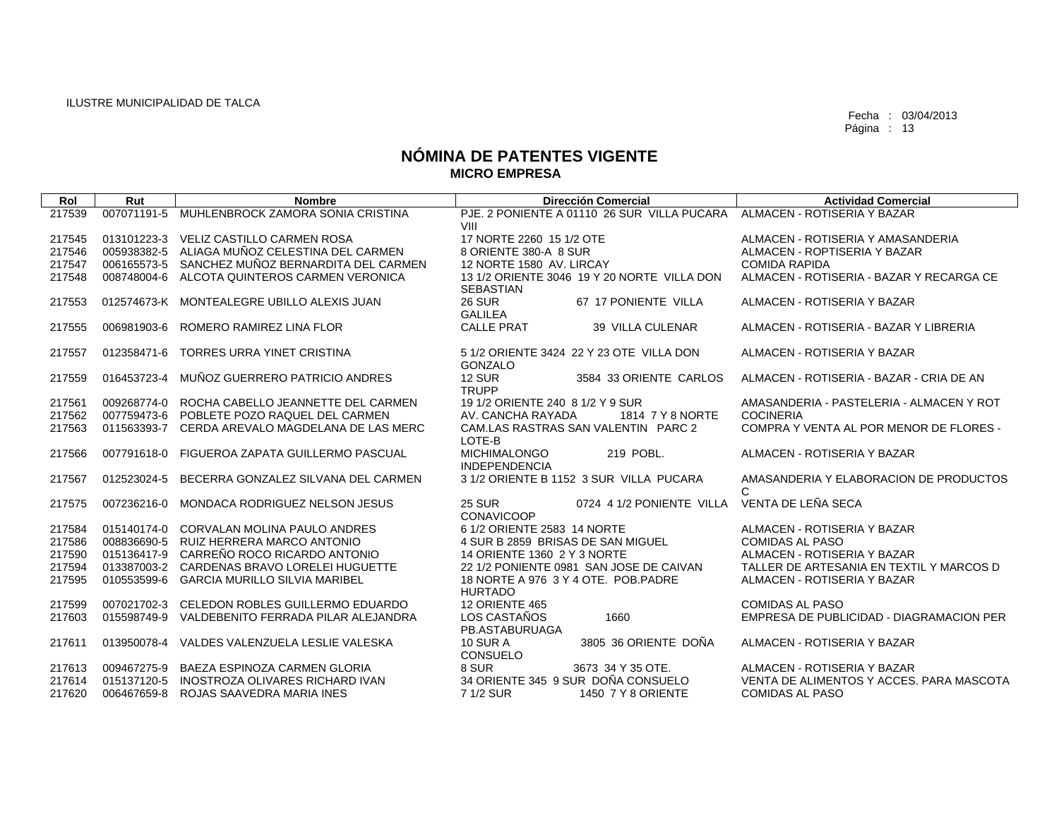ILUSTRE MUNICIPALIDAD DE TALCA

Fecha : 03/04/2013

# NÓMINA DE PATENTES VIGENTE
## MICRO EMPRESA

| Rol | Rut | Nombre | Dirección Comercial | Actividad Comercial |
|---|---|---|---|---|
| 217539 | 007071191-5 | MUHLENBROCK ZAMORA SONIA CRISTINA | PJE. 2 PONIENTE A 01110 26 SUR VILLA PUCARA VIII | ALMACEN - ROTISERIA Y BAZAR |
| 217545 | 013101223-3 | VELIZ CASTILLO CARMEN ROSA | 17 NORTE 2260 15 1/2 OTE | ALMACEN - ROTISERIA Y AMASANDERIA |
| 217546 | 005938382-5 | ALIAGA MUÑOZ CELESTINA DEL CARMEN | 8 ORIENTE 380-A 8 SUR | ALMACEN - ROPTISERIA Y BAZAR |
| 217547 | 006165573-5 | SANCHEZ MUÑOZ BERNARDITA DEL CARMEN | 12 NORTE 1580 AV. LIRCAY | COMIDA RAPIDA |
| 217548 | 008748004-6 | ALCOTA QUINTEROS CARMEN VERONICA | 13 1/2 ORIENTE 3046 19 Y 20 NORTE VILLA DON SEBASTIAN | ALMACEN - ROTISERIA - BAZAR Y RECARGA CE |
| 217553 | 012574673-K | MONTEALEGRE UBILLO ALEXIS JUAN | 26 SUR 67 17 PONIENTE VILLA GALILEA | ALMACEN - ROTISERIA Y BAZAR |
| 217555 | 006981903-6 | ROMERO RAMIREZ LINA FLOR | CALLE PRAT 39 VILLA CULENAR | ALMACEN - ROTISERIA - BAZAR Y LIBRERIA |
| 217557 | 012358471-6 | TORRES URRA YINET CRISTINA | 5 1/2 ORIENTE 3424 22 Y 23 OTE VILLA DON GONZALO | ALMACEN - ROTISERIA Y BAZAR |
| 217559 | 016453723-4 | MUÑOZ GUERRERO PATRICIO ANDRES | 12 SUR 3584 33 ORIENTE CARLOS TRUPP | ALMACEN - ROTISERIA - BAZAR - CRIA DE AN |
| 217561 | 009268774-0 | ROCHA CABELLO JEANNETTE DEL CARMEN | 19 1/2 ORIENTE 240 8 1/2 Y 9 SUR | AMASANDERIA - PASTELERIA - ALMACEN Y ROT |
| 217562 | 007759473-6 | POBLETE POZO RAQUEL DEL CARMEN | AV. CANCHA RAYADA 1814 7 Y 8 NORTE | COCINERIA |
| 217563 | 011563393-7 | CERDA AREVALO MAGDELANA DE LAS MERC | CAM.LAS RASTRAS SAN VALENTIN PARC 2 LOTE-B | COMPRA Y VENTA AL POR MENOR DE FLORES - |
| 217566 | 007791618-0 | FIGUEROA ZAPATA GUILLERMO PASCUAL | MICHIMALONGO 219 POBL. INDEPENDENCIA | ALMACEN - ROTISERIA Y BAZAR |
| 217567 | 012523024-5 | BECERRA GONZALEZ SILVANA DEL CARMEN | 3 1/2 ORIENTE B 1152 3 SUR VILLA PUCARA | AMASANDERIA Y ELABORACION DE PRODUCTOS C |
| 217575 | 007236216-0 | MONDACA RODRIGUEZ NELSON JESUS | 25 SUR 0724 4 1/2 PONIENTE VILLA CONAVICOOP | VENTA DE LEÑA SECA |
| 217584 | 015140174-0 | CORVALAN MOLINA PAULO ANDRES | 6 1/2 ORIENTE 2583 14 NORTE | ALMACEN - ROTISERIA Y BAZAR |
| 217586 | 008836690-5 | RUIZ HERRERA MARCO ANTONIO | 4 SUR B 2859 BRISAS DE SAN MIGUEL | COMIDAS AL PASO |
| 217590 | 015136417-9 | CARREÑO ROCO RICARDO ANTONIO | 14 ORIENTE 1360 2 Y 3 NORTE | ALMACEN - ROTISERIA Y BAZAR |
| 217594 | 013387003-2 | CARDENAS BRAVO LORELEI HUGUETTE | 22 1/2 PONIENTE 0981 SAN JOSE DE CAIVAN | TALLER DE ARTESANIA EN TEXTIL Y MARCOS D |
| 217595 | 010553599-6 | GARCIA MURILLO SILVIA MARIBEL | 18 NORTE A 976 3 Y 4 OTE. POB.PADRE HURTADO | ALMACEN - ROTISERIA Y BAZAR |
| 217599 | 007021702-3 | CELEDON ROBLES GUILLERMO EDUARDO | 12 ORIENTE 465 | COMIDAS AL PASO |
| 217603 | 015598749-9 | VALDEBENITO FERRADA PILAR ALEJANDRA | LOS CASTAÑOS 1660 PB.ASTABURUAGA | EMPRESA DE PUBLICIDAD - DIAGRAMACION PER |
| 217611 | 013950078-4 | VALDES VALENZUELA LESLIE VALESKA | 10 SUR A 3805 36 ORIENTE DOÑA CONSUELO | ALMACEN - ROTISERIA Y BAZAR |
| 217613 | 009467275-9 | BAEZA ESPINOZA CARMEN GLORIA | 8 SUR 3673 34 Y 35 OTE. | ALMACEN - ROTISERIA Y BAZAR |
| 217614 | 015137120-5 | INOSTROZA OLIVARES RICHARD IVAN | 34 ORIENTE 345 9 SUR DOÑA CONSUELO | VENTA DE ALIMENTOS Y ACCES. PARA MASCOTA |
| 217620 | 006467659-8 | ROJAS SAAVEDRA MARIA INES | 7 1/2 SUR 1450 7 Y 8 ORIENTE | COMIDAS AL PASO |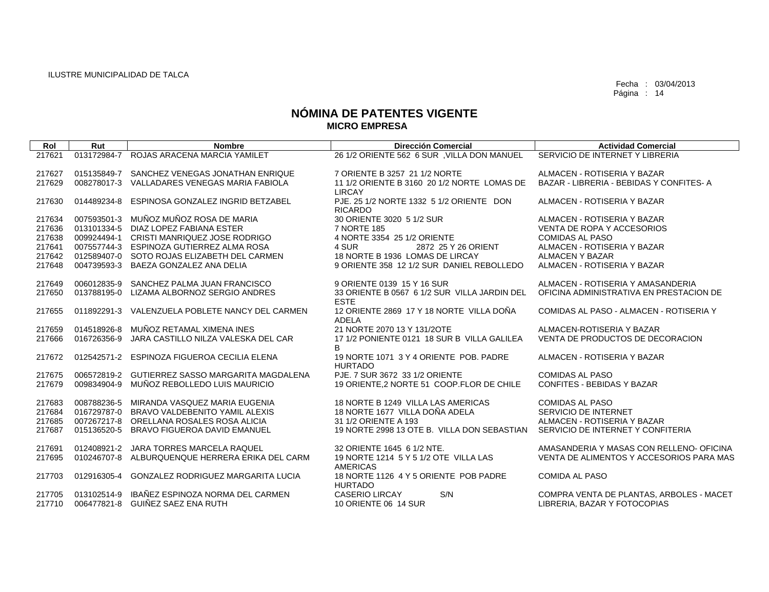ILUSTRE MUNICIPALIDAD DE TALCA

Fecha : 03/04/2013

# NÓMINA DE PATENTES VIGENTE
## MICRO EMPRESA

| Rol | Rut | Nombre | Dirección Comercial | Actividad Comercial |
|---|---|---|---|---|
| 217621 | 013172984-7 | ROJAS ARACENA MARCIA YAMILET | 26 1/2 ORIENTE 562 6 SUR ,VILLA DON MANUEL | SERVICIO DE INTERNET Y LIBRERIA |
| 217627 | 015135849-7 | SANCHEZ VENEGAS JONATHAN ENRIQUE | 7 ORIENTE B 3257 21 1/2 NORTE | ALMACEN - ROTISERIA Y BAZAR |
| 217629 | 008278017-3 | VALLADARES VENEGAS MARIA FABIOLA | 11 1/2 ORIENTE B 3160 20 1/2 NORTE LOMAS DE LIRCAY | BAZAR - LIBRERIA - BEBIDAS Y CONFITES- A |
| 217630 | 014489234-8 | ESPINOSA GONZALEZ INGRID BETZABEL | PJE. 25 1/2 NORTE 1332 5 1/2 ORIENTE DON RICARDO | ALMACEN - ROTISERIA Y BAZAR |
| 217634 | 007593501-3 | MUÑOZ MUÑOZ ROSA DE MARIA | 30 ORIENTE 3020 5 1/2 SUR | ALMACEN - ROTISERIA Y BAZAR |
| 217636 | 013101334-5 | DIAZ LOPEZ FABIANA ESTER | 7 NORTE 185 | VENTA DE ROPA Y ACCESORIOS |
| 217638 | 009924494-1 | CRISTI MANRIQUEZ JOSE RODRIGO | 4 NORTE 3354 25 1/2 ORIENTE | COMIDAS AL PASO |
| 217641 | 007557744-3 | ESPINOZA GUTIERREZ ALMA ROSA | 4 SUR 2872 25 Y 26 ORIENT | ALMACEN - ROTISERIA Y BAZAR |
| 217642 | 012589407-0 | SOTO ROJAS ELIZABETH DEL CARMEN | 18 NORTE B 1936 LOMAS DE LIRCAY | ALMACEN Y BAZAR |
| 217648 | 004739593-3 | BAEZA GONZALEZ ANA DELIA | 9 ORIENTE 358 12 1/2 SUR DANIEL REBOLLEDO | ALMACEN - ROTISERIA Y BAZAR |
| 217649 | 006012835-9 | SANCHEZ PALMA JUAN FRANCISCO | 9 ORIENTE 0139 15 Y 16 SUR | ALMACEN - ROTISERIA Y AMASANDERIA |
| 217650 | 013788195-0 | LIZAMA ALBORNOZ SERGIO ANDRES | 33 ORIENTE B 0567 6 1/2 SUR VILLA JARDIN DEL ESTE | OFICINA ADMINISTRATIVA EN PRESTACION DE |
| 217655 | 011892291-3 | VALENZUELA POBLETE NANCY DEL CARMEN | 12 ORIENTE 2869 17 Y 18 NORTE VILLA DOÑA ADELA | COMIDAS AL PASO - ALMACEN - ROTISERIA Y |
| 217659 | 014518926-8 | MUÑOZ RETAMAL XIMENA INES | 21 NORTE 2070 13 Y 131/2OTE | ALMACEN-ROTISERIA Y BAZAR |
| 217666 | 016726356-9 | JARA CASTILLO NILZA VALESKA DEL CAR | 17 1/2 PONIENTE 0121 18 SUR B VILLA GALILEA B | VENTA DE PRODUCTOS DE DECORACION |
| 217672 | 012542571-2 | ESPINOZA FIGUEROA CECILIA ELENA | 19 NORTE 1071 3 Y 4 ORIENTE POB. PADRE HURTADO | ALMACEN - ROTISERIA Y BAZAR |
| 217675 | 006572819-2 | GUTIERREZ SASSO MARGARITA MAGDALENA | PJE. 7 SUR 3672 33 1/2 ORIENTE | COMIDAS AL PASO |
| 217679 | 009834904-9 | MUÑOZ REBOLLEDO LUIS MAURICIO | 19 ORIENTE,2 NORTE 51 COOP.FLOR DE CHILE | CONFITES - BEBIDAS Y BAZAR |
| 217683 | 008788236-5 | MIRANDA VASQUEZ MARIA EUGENIA | 18 NORTE B 1249 VILLA LAS AMERICAS | COMIDAS AL PASO |
| 217684 | 016729787-0 | BRAVO VALDEBENITO YAMIL ALEXIS | 18 NORTE 1677 VILLA DOÑA ADELA | SERVICIO DE INTERNET |
| 217685 | 007267217-8 | ORELLANA ROSALES ROSA ALICIA | 31 1/2 ORIENTE A 193 | ALMACEN - ROTISERIA Y BAZAR |
| 217687 | 015136520-5 | BRAVO FIGUEROA DAVID EMANUEL | 19 NORTE 2998 13 OTE B. VILLA DON SEBASTIAN | SERVICIO DE INTERNET Y CONFITERIA |
| 217691 | 012408921-2 | JARA TORRES MARCELA RAQUEL | 32 ORIENTE 1645 6 1/2 NTE. | AMASANDERIA Y MASAS CON RELLENO- OFICINA |
| 217695 | 010246707-8 | ALBURQUENQUE HERRERA ERIKA DEL CARM | 19 NORTE 1214 5 Y 5 1/2 OTE VILLA LAS AMERICAS | VENTA DE ALIMENTOS Y ACCESORIOS PARA MAS |
| 217703 | 012916305-4 | GONZALEZ RODRIGUEZ MARGARITA LUCIA | 18 NORTE 1126 4 Y 5 ORIENTE POB PADRE HURTADO | COMIDA AL PASO |
| 217705 | 013102514-9 | IBAÑEZ ESPINOZA NORMA DEL CARMEN | CASERIO LIRCAY S/N | COMPRA VENTA DE PLANTAS, ARBOLES - MACET |
| 217710 | 006477821-8 | GUIÑEZ SAEZ ENA RUTH | 10 ORIENTE 06 14 SUR | LIBRERIA, BAZAR Y FOTOCOPIAS |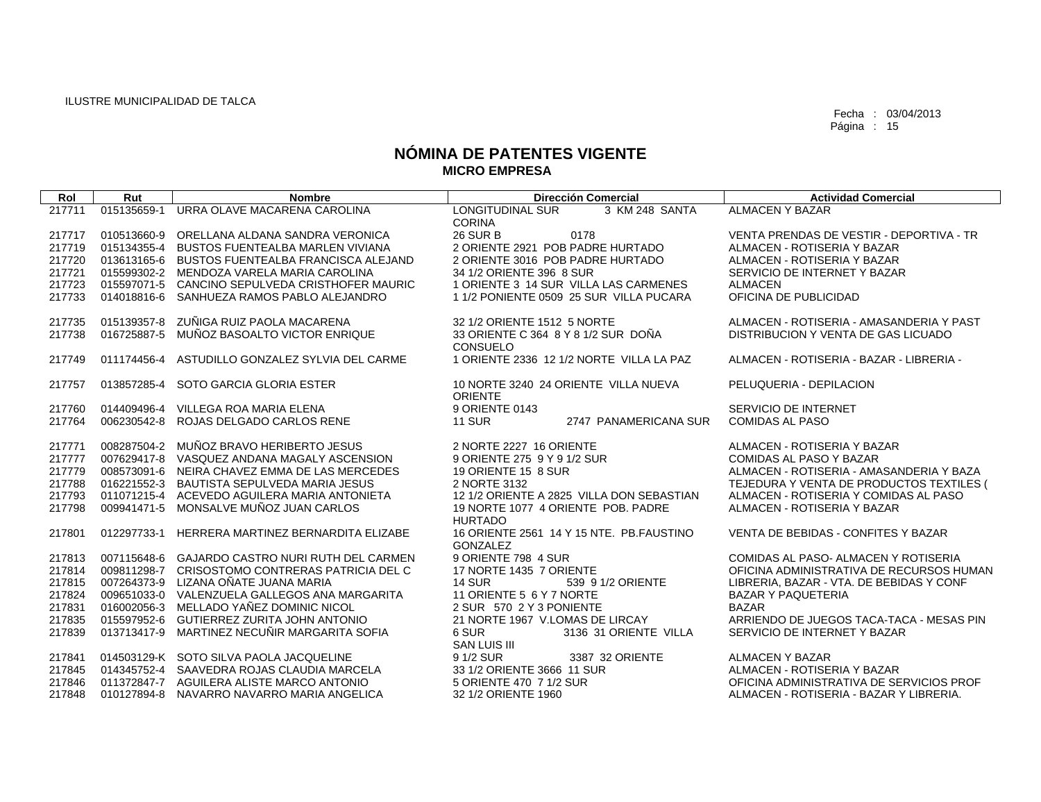ILUSTRE MUNICIPALIDAD DE TALCA

Fecha : 03/04/2013

# NÓMINA DE PATENTES VIGENTE
## MICRO EMPRESA

| Rol | Rut | Nombre | Dirección Comercial | Actividad Comercial |
|---|---|---|---|---|
| 217711 | 015135659-1 | URRA OLAVE MACARENA CAROLINA | LONGITUDINAL SUR 3 KM 248 SANTA CORINA | ALMACEN Y BAZAR |
| 217717 | 010513660-9 | ORELLANA ALDANA SANDRA VERONICA | 26 SUR B 0178 | VENTA PRENDAS DE VESTIR - DEPORTIVA - TR |
| 217719 | 015134355-4 | BUSTOS FUENTEALBA MARLEN VIVIANA | 2 ORIENTE 2921 POB PADRE HURTADO | ALMACEN - ROTISERIA Y BAZAR |
| 217720 | 013613165-6 | BUSTOS FUENTEALBA FRANCISCA ALEJAND | 2 ORIENTE 3016 POB PADRE HURTADO | ALMACEN - ROTISERIA Y BAZAR |
| 217721 | 015599302-2 | MENDOZA VARELA MARIA CAROLINA | 34 1/2 ORIENTE 396 8 SUR | SERVICIO DE INTERNET Y BAZAR |
| 217723 | 015597071-5 | CANCINO SEPULVEDA CRISTHOFER MAURIC | 1 ORIENTE 3 14 SUR VILLA LAS CARMENES | ALMACEN |
| 217733 | 014018816-6 | SANHUEZA RAMOS PABLO ALEJANDRO | 1 1/2 PONIENTE 0509 25 SUR VILLA PUCARA | OFICINA DE PUBLICIDAD |
| 217735 | 015139357-8 | ZUÑIGA RUIZ PAOLA MACARENA | 32 1/2 ORIENTE 1512 5 NORTE | ALMACEN - ROTISERIA - AMASANDERIA Y PAST |
| 217738 | 016725887-5 | MUÑOZ BASOALTO VICTOR ENRIQUE | 33 ORIENTE C 364 8 Y 8 1/2 SUR DOÑA CONSUELO | DISTRIBUCION Y VENTA DE GAS LICUADO |
| 217749 | 011174456-4 | ASTUDILLO GONZALEZ SYLVIA DEL CARME | 1 ORIENTE 2336 12 1/2 NORTE VILLA LA PAZ | ALMACEN - ROTISERIA - BAZAR - LIBRERIA - |
| 217757 | 013857285-4 | SOTO GARCIA GLORIA ESTER | 10 NORTE 3240 24 ORIENTE VILLA NUEVA ORIENTE | PELUQUERIA - DEPILACION |
| 217760 | 014409496-4 | VILLEGA ROA MARIA ELENA | 9 ORIENTE 0143 | SERVICIO DE INTERNET |
| 217764 | 006230542-8 | ROJAS DELGADO CARLOS RENE | 11 SUR 2747 PANAMERICANA SUR | COMIDAS AL PASO |
| 217771 | 008287504-2 | MUÑOZ BRAVO HERIBERTO JESUS | 2 NORTE 2227 16 ORIENTE | ALMACEN - ROTISERIA Y BAZAR |
| 217777 | 007629417-8 | VASQUEZ ANDANA MAGALY ASCENSION | 9 ORIENTE 275 9 Y 9 1/2 SUR | COMIDAS AL PASO Y BAZAR |
| 217779 | 008573091-6 | NEIRA CHAVEZ EMMA DE LAS MERCEDES | 19 ORIENTE 15 8 SUR | ALMACEN - ROTISERIA - AMASANDERIA Y BAZA |
| 217788 | 016221552-3 | BAUTISTA SEPULVEDA MARIA JESUS | 2 NORTE 3132 | TEJEDURA Y VENTA DE PRODUCTOS TEXTILES ( |
| 217793 | 011071215-4 | ACEVEDO AGUILERA MARIA ANTONIETA | 12 1/2 ORIENTE A 2825 VILLA DON SEBASTIAN | ALMACEN - ROTISERIA Y COMIDAS AL PASO |
| 217798 | 009941471-5 | MONSALVE MUÑOZ JUAN CARLOS | 19 NORTE 1077 4 ORIENTE POB. PADRE HURTADO | ALMACEN - ROTISERIA Y BAZAR |
| 217801 | 012297733-1 | HERRERA MARTINEZ BERNARDITA ELIZABE | 16 ORIENTE 2561 14 Y 15 NTE. PB.FAUSTINO GONZALEZ | VENTA DE BEBIDAS - CONFITES Y BAZAR |
| 217813 | 007115648-6 | GAJARDO CASTRO NURI RUTH DEL CARMEN | 9 ORIENTE 798 4 SUR | COMIDAS AL PASO- ALMACEN Y ROTISERIA |
| 217814 | 009811298-7 | CRISOSTOMO CONTRERAS PATRICIA DEL C | 17 NORTE 1435 7 ORIENTE | OFICINA ADMINISTRATIVA DE RECURSOS HUMAN |
| 217815 | 007264373-9 | LIZANA OÑATE JUANA MARIA | 14 SUR 539 9 1/2 ORIENTE | LIBRERIA, BAZAR - VTA. DE BEBIDAS Y CONF |
| 217824 | 009651033-0 | VALENZUELA GALLEGOS ANA MARGARITA | 11 ORIENTE 5 6 Y 7 NORTE | BAZAR Y PAQUETERIA |
| 217831 | 016002056-3 | MELLADO YAÑEZ DOMINIC NICOL | 2 SUR 570 2 Y 3 PONIENTE | BAZAR |
| 217835 | 015597952-6 | GUTIERREZ ZURITA JOHN ANTONIO | 21 NORTE 1967 V.LOMAS DE LIRCAY | ARRIENDO DE JUEGOS TACA-TACA - MESAS PIN |
| 217839 | 013713417-9 | MARTINEZ NECUÑIR MARGARITA SOFIA | 6 SUR 3136 31 ORIENTE VILLA SAN LUIS III | SERVICIO DE INTERNET Y BAZAR |
| 217841 | 014503129-K | SOTO SILVA PAOLA JACQUELINE | 9 1/2 SUR 3387 32 ORIENTE | ALMACEN Y BAZAR |
| 217845 | 014345752-4 | SAAVEDRA ROJAS CLAUDIA MARCELA | 33 1/2 ORIENTE 3666 11 SUR | ALMACEN - ROTISERIA Y BAZAR |
| 217846 | 011372847-7 | AGUILERA ALISTE MARCO ANTONIO | 5 ORIENTE 470 7 1/2 SUR | OFICINA ADMINISTRATIVA DE SERVICIOS PROF |
| 217848 | 010127894-8 | NAVARRO NAVARRO MARIA ANGELICA | 32 1/2 ORIENTE 1960 | ALMACEN - ROTISERIA - BAZAR Y LIBRERIA. |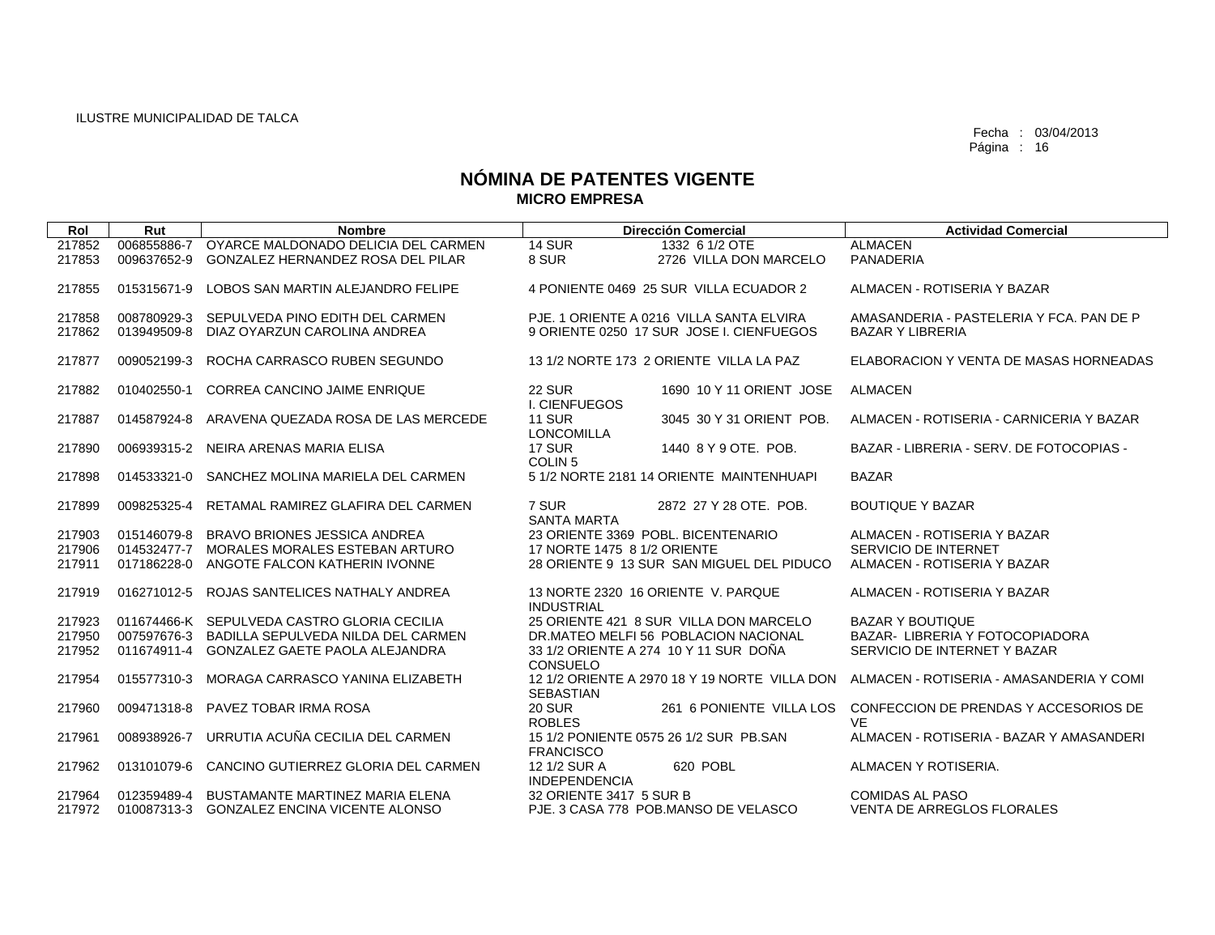ILUSTRE MUNICIPALIDAD DE TALCA

Fecha : 03/04/2013

# NÓMINA DE PATENTES VIGENTE
## MICRO EMPRESA

| Rol | Rut | Nombre | Dirección Comercial | Actividad Comercial |
|---|---|---|---|---|
| 217852 | 006855886-7 | OYARCE MALDONADO DELICIA DEL CARMEN | 14 SUR 1332 6 1/2 OTE | ALMACEN |
| 217853 | 009637652-9 | GONZALEZ HERNANDEZ ROSA DEL PILAR | 8 SUR 2726 VILLA DON MARCELO | PANADERIA |
| 217855 | 015315671-9 | LOBOS SAN MARTIN ALEJANDRO FELIPE | 4 PONIENTE 0469 25 SUR VILLA ECUADOR 2 | ALMACEN - ROTISERIA Y BAZAR |
| 217858 | 008780929-3 | SEPULVEDA PINO EDITH DEL CARMEN | PJE. 1 ORIENTE A 0216 VILLA SANTA ELVIRA | AMASANDERIA - PASTELERIA Y FCA. PAN DE P |
| 217862 | 013949509-8 | DIAZ OYARZUN CAROLINA ANDREA | 9 ORIENTE 0250 17 SUR JOSE I. CIENFUEGOS | BAZAR Y LIBRERIA |
| 217877 | 009052199-3 | ROCHA CARRASCO RUBEN SEGUNDO | 13 1/2 NORTE 173 2 ORIENTE VILLA LA PAZ | ELABORACION Y VENTA DE MASAS HORNEADAS |
| 217882 | 010402550-1 | CORREA CANCINO JAIME ENRIQUE | 22 SUR 1690 10 Y 11 ORIENT JOSE I. CIENFUEGOS | ALMACEN |
| 217887 | 014587924-8 | ARAVENA QUEZADA ROSA DE LAS MERCEDE | 11 SUR 3045 30 Y 31 ORIENT POB. LONCOMILLA | ALMACEN - ROTISERIA - CARNICERIA Y BAZAR |
| 217890 | 006939315-2 | NEIRA ARENAS MARIA ELISA | 17 SUR 1440 8 Y 9 OTE. POB. COLIN 5 | BAZAR - LIBRERIA - SERV. DE FOTOCOPIAS - |
| 217898 | 014533321-0 | SANCHEZ MOLINA MARIELA DEL CARMEN | 5 1/2 NORTE 2181 14 ORIENTE MAINTENHUAPI | BAZAR |
| 217899 | 009825325-4 | RETAMAL RAMIREZ GLAFIRA DEL CARMEN | 7 SUR 2872 27 Y 28 OTE. POB. SANTA MARTA | BOUTIQUE Y BAZAR |
| 217903 | 015146079-8 | BRAVO BRIONES JESSICA ANDREA | 23 ORIENTE 3369 POBL. BICENTENARIO | ALMACEN - ROTISERIA Y BAZAR |
| 217906 | 014532477-7 | MORALES MORALES ESTEBAN ARTURO | 17 NORTE 1475 8 1/2 ORIENTE | SERVICIO DE INTERNET |
| 217911 | 017186228-0 | ANGOTE FALCON KATHERIN IVONNE | 28 ORIENTE 9 13 SUR SAN MIGUEL DEL PIDUCO | ALMACEN - ROTISERIA Y BAZAR |
| 217919 | 016271012-5 | ROJAS SANTELICES NATHALY ANDREA | 13 NORTE 2320 16 ORIENTE V. PARQUE INDUSTRIAL | ALMACEN - ROTISERIA Y BAZAR |
| 217923 | 011674466-K | SEPULVEDA CASTRO GLORIA CECILIA | 25 ORIENTE 421 8 SUR VILLA DON MARCELO | BAZAR Y BOUTIQUE |
| 217950 | 007597676-3 | BADILLA SEPULVEDA NILDA DEL CARMEN | DR.MATEO MELFI 56 POBLACION NACIONAL | BAZAR- LIBRERIA Y FOTOCOPIADORA |
| 217952 | 011674911-4 | GONZALEZ GAETE PAOLA ALEJANDRA | 33 1/2 ORIENTE A 274 10 Y 11 SUR DOÑA CONSUELO | SERVICIO DE INTERNET Y BAZAR |
| 217954 | 015577310-3 | MORAGA CARRASCO YANINA ELIZABETH | 12 1/2 ORIENTE A 2970 18 Y 19 NORTE VILLA DON SEBASTIAN | ALMACEN - ROTISERIA - AMASANDERIA Y COMI |
| 217960 | 009471318-8 | PAVEZ TOBAR IRMA ROSA | 20 SUR 261 6 PONIENTE VILLA LOS ROBLES | CONFECCION DE PRENDAS Y ACCESORIOS DE VE |
| 217961 | 008938926-7 | URRUTIA ACUÑA CECILIA DEL CARMEN | 15 1/2 PONIENTE 0575 26 1/2 SUR PB.SAN FRANCISCO | ALMACEN - ROTISERIA - BAZAR Y AMASANDERI |
| 217962 | 013101079-6 | CANCINO GUTIERREZ GLORIA DEL CARMEN | 12 1/2 SUR A 620 POBL INDEPENDENCIA | ALMACEN Y ROTISERIA. |
| 217964 | 012359489-4 | BUSTAMANTE MARTINEZ MARIA ELENA | 32 ORIENTE 3417 5 SUR B | COMIDAS AL PASO |
| 217972 | 010087313-3 | GONZALEZ ENCINA VICENTE ALONSO | PJE. 3 CASA 778 POB.MANSO DE VELASCO | VENTA DE ARREGLOS FLORALES |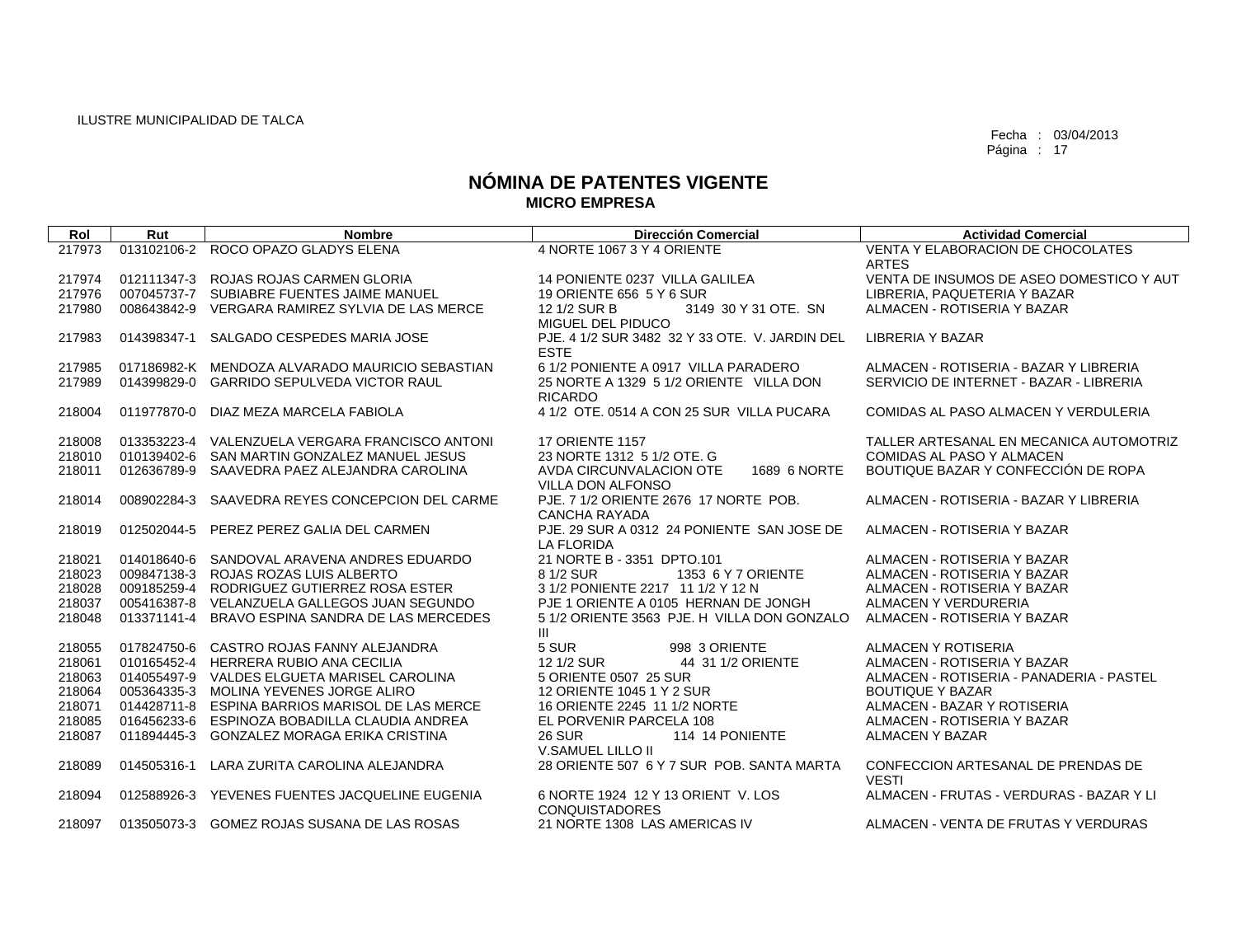ILUSTRE MUNICIPALIDAD DE TALCA

Fecha : 03/04/2013
Página : 17

# NÓMINA DE PATENTES VIGENTE
## MICRO EMPRESA

| Rol | Rut | Nombre | Dirección Comercial | Actividad Comercial |
|---|---|---|---|---|
| 217973 | 013102106-2 | ROCO OPAZO GLADYS ELENA | 4 NORTE 1067 3 Y 4 ORIENTE | VENTA Y ELABORACION DE CHOCOLATES ARTES |
| 217974 | 012111347-3 | ROJAS ROJAS CARMEN GLORIA | 14 PONIENTE 0237 VILLA GALILEA | VENTA DE INSUMOS DE ASEO DOMESTICO Y AUT |
| 217976 | 007045737-7 | SUBIABRE FUENTES JAIME MANUEL | 19 ORIENTE 656 5 Y 6 SUR | LIBRERIA, PAQUETERIA Y BAZAR |
| 217980 | 008643842-9 | VERGARA RAMIREZ SYLVIA DE LAS MERCE | 12 1/2 SUR B 3149 30 Y 31 OTE. SN MIGUEL DEL PIDUCO | ALMACEN - ROTISERIA Y BAZAR |
| 217983 | 014398347-1 | SALGADO CESPEDES MARIA JOSE | PJE. 4 1/2 SUR 3482 32 Y 33 OTE. V. JARDIN DEL ESTE | LIBRERIA Y BAZAR |
| 217985 | 017186982-K | MENDOZA ALVARADO MAURICIO SEBASTIAN | 6 1/2 PONIENTE A 0917 VILLA PARADERO | ALMACEN - ROTISERIA - BAZAR Y LIBRERIA |
| 217989 | 014399829-0 | GARRIDO SEPULVEDA VICTOR RAUL | 25 NORTE A 1329 5 1/2 ORIENTE VILLA DON RICARDO | SERVICIO DE INTERNET - BAZAR - LIBRERIA |
| 218004 | 011977870-0 | DIAZ MEZA MARCELA FABIOLA | 4 1/2 OTE. 0514 A CON 25 SUR VILLA PUCARA | COMIDAS AL PASO ALMACEN Y VERDULERIA |
| 218008 | 013353223-4 | VALENZUELA VERGARA FRANCISCO ANTONI | 17 ORIENTE 1157 | TALLER ARTESANAL EN MECANICA AUTOMOTRIZ |
| 218010 | 010139402-6 | SAN MARTIN GONZALEZ MANUEL JESUS | 23 NORTE 1312 5 1/2 OTE. G | COMIDAS AL PASO Y ALMACEN |
| 218011 | 012636789-9 | SAAVEDRA PAEZ ALEJANDRA CAROLINA | AVDA CIRCUNVALACION OTE 1689 6 NORTE VILLA DON ALFONSO | BOUTIQUE BAZAR Y CONFECCIÓN DE ROPA |
| 218014 | 008902284-3 | SAAVEDRA REYES CONCEPCION DEL CARME | PJE. 7 1/2 ORIENTE 2676 17 NORTE POB. CANCHA RAYADA | ALMACEN - ROTISERIA - BAZAR Y LIBRERIA |
| 218019 | 012502044-5 | PEREZ PEREZ GALIA DEL CARMEN | PJE. 29 SUR A 0312 24 PONIENTE SAN JOSE DE LA FLORIDA | ALMACEN - ROTISERIA Y BAZAR |
| 218021 | 014018640-6 | SANDOVAL ARAVENA ANDRES EDUARDO | 21 NORTE B - 3351 DPTO.101 | ALMACEN - ROTISERIA Y BAZAR |
| 218023 | 009847138-3 | ROJAS ROZAS LUIS ALBERTO | 8 1/2 SUR 1353 6 Y 7 ORIENTE | ALMACEN - ROTISERIA Y BAZAR |
| 218028 | 009185259-4 | RODRIGUEZ GUTIERREZ ROSA ESTER | 3 1/2 PONIENTE 2217 11 1/2 Y 12 N | ALMACEN - ROTISERIA Y BAZAR |
| 218037 | 005416387-8 | VELANZUELA GALLEGOS JUAN SEGUNDO | PJE 1 ORIENTE A 0105 HERNAN DE JONGH | ALMACEN Y VERDURERIA |
| 218048 | 013371141-4 | BRAVO ESPINA SANDRA DE LAS MERCEDES | 5 1/2 ORIENTE 3563 PJE. H VILLA DON GONZALO III | ALMACEN - ROTISERIA Y BAZAR |
| 218055 | 017824750-6 | CASTRO ROJAS FANNY ALEJANDRA | 5 SUR 998 3 ORIENTE | ALMACEN Y ROTISERIA |
| 218061 | 010165452-4 | HERRERA RUBIO ANA CECILIA | 12 1/2 SUR 44 31 1/2 ORIENTE | ALMACEN - ROTISERIA Y BAZAR |
| 218063 | 014055497-9 | VALDES ELGUETA MARISEL CAROLINA | 5 ORIENTE 0507 25 SUR | ALMACEN - ROTISERIA - PANADERIA - PASTEL |
| 218064 | 005364335-3 | MOLINA YEVENES JORGE ALIRO | 12 ORIENTE 1045 1 Y 2 SUR | BOUTIQUE Y BAZAR |
| 218071 | 014428711-8 | ESPINA BARRIOS MARISOL DE LAS MERCE | 16 ORIENTE 2245 11 1/2 NORTE | ALMACEN - BAZAR Y ROTISERIA |
| 218085 | 016456233-6 | ESPINOZA BOBADILLA CLAUDIA ANDREA | EL PORVENIR PARCELA 108 | ALMACEN - ROTISERIA Y BAZAR |
| 218087 | 011894445-3 | GONZALEZ MORAGA ERIKA CRISTINA | 26 SUR 114 14 PONIENTE V.SAMUEL LILLO II | ALMACEN Y BAZAR |
| 218089 | 014505316-1 | LARA ZURITA CAROLINA ALEJANDRA | 28 ORIENTE 507 6 Y 7 SUR POB. SANTA MARTA | CONFECCION ARTESANAL DE PRENDAS DE VESTI |
| 218094 | 012588926-3 | YEVENES FUENTES JACQUELINE EUGENIA | 6 NORTE 1924 12 Y 13 ORIENT V. LOS CONQUISTADORES | ALMACEN - FRUTAS - VERDURAS - BAZAR Y LI |
| 218097 | 013505073-3 | GOMEZ ROJAS SUSANA DE LAS ROSAS | 21 NORTE 1308 LAS AMERICAS IV | ALMACEN - VENTA DE FRUTAS Y VERDURAS |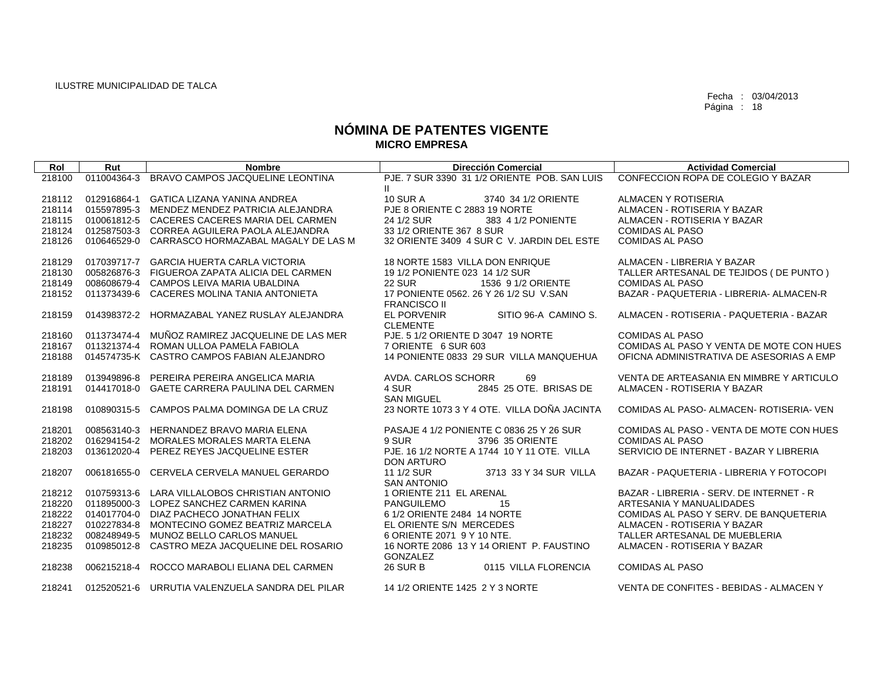ILUSTRE MUNICIPALIDAD DE TALCA

Fecha : 03/04/2013

# NÓMINA DE PATENTES VIGENTE
## MICRO EMPRESA

| Rol | Rut | Nombre | Dirección Comercial | Actividad Comercial |
|---|---|---|---|---|
| 218100 | 011004364-3 | BRAVO CAMPOS JACQUELINE LEONTINA | PJE. 7 SUR 3390 31 1/2 ORIENTE POB. SAN LUIS II | CONFECCION ROPA DE COLEGIO Y BAZAR |
| 218112 | 012916864-1 | GATICA LIZANA YANINA ANDREA | 10 SUR A 3740 34 1/2 ORIENTE | ALMACEN Y ROTISERIA |
| 218114 | 015597895-3 | MENDEZ MENDEZ PATRICIA ALEJANDRA | PJE 8 ORIENTE C 2883 19 NORTE | ALMACEN - ROTISERIA Y BAZAR |
| 218115 | 010061812-5 | CACERES CACERES MARIA DEL CARMEN | 24 1/2 SUR 383 4 1/2 PONIENTE | ALMACEN - ROTISERIA Y BAZAR |
| 218124 | 012587503-3 | CORREA AGUILERA PAOLA ALEJANDRA | 33 1/2 ORIENTE 367 8 SUR | COMIDAS AL PASO |
| 218126 | 010646529-0 | CARRASCO HORMAZABAL MAGALY DE LAS M | 32 ORIENTE 3409 4 SUR C V. JARDIN DEL ESTE | COMIDAS AL PASO |
| 218129 | 017039717-7 | GARCIA HUERTA CARLA VICTORIA | 18 NORTE 1583 VILLA DON ENRIQUE | ALMACEN - LIBRERIA Y BAZAR |
| 218130 | 005826876-3 | FIGUEROA ZAPATA ALICIA DEL CARMEN | 19 1/2 PONIENTE 023 14 1/2 SUR | TALLER ARTESANAL DE TEJIDOS ( DE PUNTO ) |
| 218149 | 008608679-4 | CAMPOS LEIVA MARIA UBALDINA | 22 SUR 1536 9 1/2 ORIENTE | COMIDAS AL PASO |
| 218152 | 011373439-6 | CACERES MOLINA TANIA ANTONIETA | 17 PONIENTE 0562. 26 Y 26 1/2 SU V.SAN FRANCISCO II | BAZAR - PAQUETERIA - LIBRERIA- ALMACEN-R |
| 218159 | 014398372-2 | HORMAZABAL YANEZ RUSLAY ALEJANDRA | EL PORVENIR SITIO 96-A CAMINO S. CLEMENTE | ALMACEN - ROTISERIA - PAQUETERIA - BAZAR |
| 218160 | 011373474-4 | MUÑOZ RAMIREZ JACQUELINE DE LAS MER | PJE. 5 1/2 ORIENTE D 3047 19 NORTE | COMIDAS AL PASO |
| 218167 | 011321374-4 | ROMAN ULLOA PAMELA FABIOLA | 7 ORIENTE 6 SUR 603 | COMIDAS AL PASO Y VENTA DE MOTE CON HUES |
| 218188 | 014574735-K | CASTRO CAMPOS FABIAN ALEJANDRO | 14 PONIENTE 0833 29 SUR VILLA MANQUEHUA | OFICNA ADMINISTRATIVA DE ASESORIAS A EMP |
| 218189 | 013949896-8 | PEREIRA PEREIRA ANGELICA MARIA | AVDA. CARLOS SCHORR 69 | VENTA DE ARTEASANIA EN MIMBRE Y ARTICULO |
| 218191 | 014417018-0 | GAETE CARRERA PAULINA DEL CARMEN | 4 SUR 2845 25 OTE. BRISAS DE SAN MIGUEL | ALMACEN - ROTISERIA Y BAZAR |
| 218198 | 010890315-5 | CAMPOS PALMA DOMINGA DE LA CRUZ | 23 NORTE 1073 3 Y 4 OTE. VILLA DOÑA JACINTA | COMIDAS AL PASO- ALMACEN- ROTISERIA- VEN |
| 218201 | 008563140-3 | HERNANDEZ BRAVO MARIA ELENA | PASAJE 4 1/2 PONIENTE C 0836 25 Y 26 SUR | COMIDAS AL PASO - VENTA DE MOTE CON HUES |
| 218202 | 016294154-2 | MORALES MORALES MARTA ELENA | 9 SUR 3796 35 ORIENTE | COMIDAS AL PASO |
| 218203 | 013612020-4 | PEREZ REYES JACQUELINE ESTER | PJE. 16 1/2 NORTE A 1744 10 Y 11 OTE. VILLA DON ARTURO | SERVICIO DE INTERNET - BAZAR Y LIBRERIA |
| 218207 | 006181655-0 | CERVELA CERVELA MANUEL GERARDO | 11 1/2 SUR 3713 33 Y 34 SUR VILLA SAN ANTONIO | BAZAR - PAQUETERIA - LIBRERIA Y FOTOCOPI |
| 218212 | 010759313-6 | LARA VILLALOBOS CHRISTIAN ANTONIO | 1 ORIENTE 211 EL ARENAL | BAZAR - LIBRERIA - SERV. DE INTERNET - R |
| 218220 | 011895000-3 | LOPEZ SANCHEZ CARMEN KARINA | PANGUILEMO 15 | ARTESANIA Y MANUALIDADES |
| 218222 | 014017704-0 | DIAZ PACHECO JONATHAN FELIX | 6 1/2 ORIENTE 2484 14 NORTE | COMIDAS AL PASO Y SERV. DE BANQUETERIA |
| 218227 | 010227834-8 | MONTECINO GOMEZ BEATRIZ MARCELA | EL ORIENTE S/N MERCEDES | ALMACEN - ROTISERIA Y BAZAR |
| 218232 | 008248949-5 | MUNOZ BELLO CARLOS MANUEL | 6 ORIENTE 2071 9 Y 10 NTE. | TALLER ARTESANAL DE MUEBLERIA |
| 218235 | 010985012-8 | CASTRO MEZA JACQUELINE DEL ROSARIO | 16 NORTE 2086 13 Y 14 ORIENT P. FAUSTINO GONZALEZ | ALMACEN - ROTISERIA Y BAZAR |
| 218238 | 006215218-4 | ROCCO MARABOLI ELIANA DEL CARMEN | 26 SUR B 0115 VILLA FLORENCIA | COMIDAS AL PASO |
| 218241 | 012520521-6 | URRUTIA VALENZUELA SANDRA DEL PILAR | 14 1/2 ORIENTE 1425 2 Y 3 NORTE | VENTA DE CONFITES - BEBIDAS - ALMACEN Y |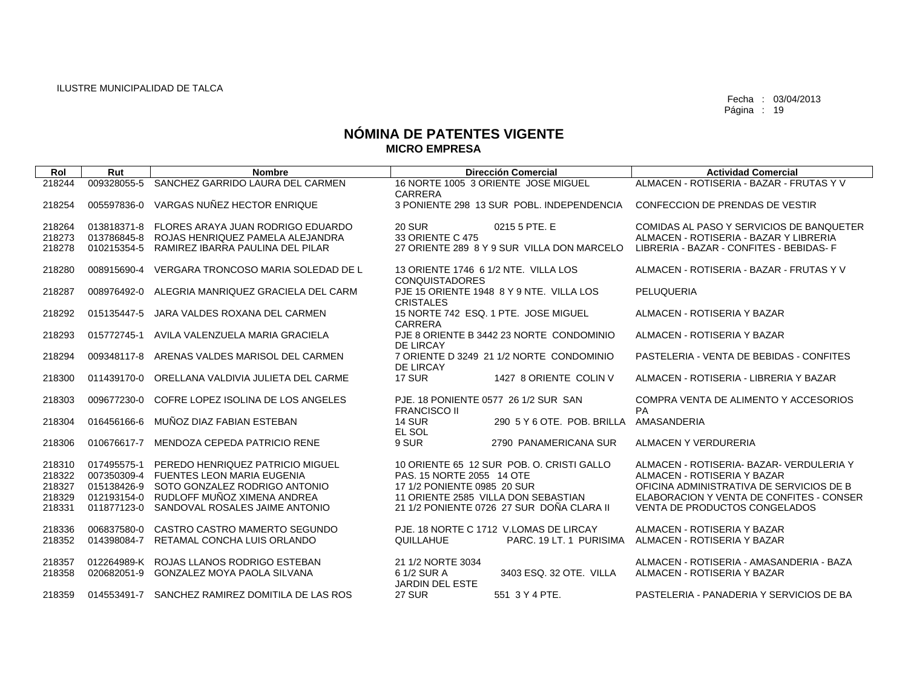ILUSTRE MUNICIPALIDAD DE TALCA

Fecha : 03/04/2013

# NÓMINA DE PATENTES VIGENTE
## MICRO EMPRESA

| Rol | Rut | Nombre | Dirección Comercial | Actividad Comercial |
|---|---|---|---|---|
| 218244 | 009328055-5 | SANCHEZ GARRIDO LAURA DEL CARMEN | 16 NORTE 1005 3 ORIENTE JOSE MIGUEL CARRERA | ALMACEN - ROTISERIA - BAZAR - FRUTAS Y V |
| 218254 | 005597836-0 | VARGAS NUÑEZ HECTOR ENRIQUE | 3 PONIENTE 298 13 SUR POBL. INDEPENDENCIA | CONFECCION DE PRENDAS DE VESTIR |
| 218264 | 013818371-8 | FLORES ARAYA JUAN RODRIGO EDUARDO | 20 SUR 0215 5 PTE. E | COMIDAS AL PASO Y SERVICIOS DE BANQUETER |
| 218273 | 013786845-8 | ROJAS HENRIQUEZ PAMELA ALEJANDRA | 33 ORIENTE C 475 | ALMACEN - ROTISERIA - BAZAR Y LIBRERIA |
| 218278 | 010215354-5 | RAMIREZ IBARRA PAULINA DEL PILAR | 27 ORIENTE 289 8 Y 9 SUR VILLA DON MARCELO | LIBRERIA - BAZAR - CONFITES - BEBIDAS- F |
| 218280 | 008915690-4 | VERGARA TRONCOSO MARIA SOLEDAD DE L | 13 ORIENTE 1746 6 1/2 NTE. VILLA LOS CONQUISTADORES | ALMACEN - ROTISERIA - BAZAR - FRUTAS Y V |
| 218287 | 008976492-0 | ALEGRIA MANRIQUEZ GRACIELA DEL CARM | PJE 15 ORIENTE 1948 8 Y 9 NTE. VILLA LOS CRISTALES | PELUQUERIA |
| 218292 | 015135447-5 | JARA VALDES ROXANA DEL CARMEN | 15 NORTE 742 ESQ. 1 PTE. JOSE MIGUEL CARRERA | ALMACEN - ROTISERIA Y BAZAR |
| 218293 | 015772745-1 | AVILA VALENZUELA MARIA GRACIELA | PJE 8 ORIENTE B 3442 23 NORTE CONDOMINIO DE LIRCAY | ALMACEN - ROTISERIA Y BAZAR |
| 218294 | 009348117-8 | ARENAS VALDES MARISOL DEL CARMEN | 7 ORIENTE D 3249 21 1/2 NORTE CONDOMINIO DE LIRCAY | PASTELERIA - VENTA DE BEBIDAS - CONFITES |
| 218300 | 011439170-0 | ORELLANA VALDIVIA JULIETA DEL CARME | 17 SUR 1427 8 ORIENTE COLIN V | ALMACEN - ROTISERIA - LIBRERIA Y BAZAR |
| 218303 | 009677230-0 | COFRE LOPEZ ISOLINA DE LOS ANGELES | PJE. 18 PONIENTE 0577 26 1/2 SUR SAN FRANCISCO II | COMPRA VENTA DE ALIMENTO Y ACCESORIOS PA |
| 218304 | 016456166-6 | MUÑOZ DIAZ FABIAN ESTEBAN | 14 SUR 290 5 Y 6 OTE. POB. BRILLA EL SOL | AMASANDERIA |
| 218306 | 010676617-7 | MENDOZA CEPEDA PATRICIO RENE | 9 SUR 2790 PANAMERICANA SUR | ALMACEN Y VERDURERIA |
| 218310 | 017495575-1 | PEREDO HENRIQUEZ PATRICIO MIGUEL | 10 ORIENTE 65 12 SUR POB. O. CRISTI GALLO | ALMACEN - ROTISERIA- BAZAR- VERDULERIA Y |
| 218322 | 007350309-4 | FUENTES LEON MARIA EUGENIA | PAS. 15 NORTE 2055 14 OTE | ALMACEN - ROTISERIA Y BAZAR |
| 218327 | 015138426-9 | SOTO GONZALEZ RODRIGO ANTONIO | 17 1/2 PONIENTE 0985 20 SUR | OFICINA ADMINISTRATIVA DE SERVICIOS DE B |
| 218329 | 012193154-0 | RUDLOFF MUÑOZ XIMENA ANDREA | 11 ORIENTE 2585 VILLA DON SEBASTIAN | ELABORACION Y VENTA DE CONFITES - CONSER |
| 218331 | 011877123-0 | SANDOVAL ROSALES JAIME ANTONIO | 21 1/2 PONIENTE 0726 27 SUR DOÑA CLARA II | VENTA DE PRODUCTOS CONGELADOS |
| 218336 | 006837580-0 | CASTRO CASTRO MAMERTO SEGUNDO | PJE. 18 NORTE C 1712 V.LOMAS DE LIRCAY | ALMACEN - ROTISERIA Y BAZAR |
| 218352 | 014398084-7 | RETAMAL CONCHA LUIS ORLANDO | QUILLAHUE PARC. 19 LT. 1 PURISIMA | ALMACEN - ROTISERIA Y BAZAR |
| 218357 | 012264989-K | ROJAS LLANOS RODRIGO ESTEBAN | 21 1/2 NORTE 3034 | ALMACEN - ROTISERIA - AMASANDERIA - BAZA |
| 218358 | 020682051-9 | GONZALEZ MOYA PAOLA SILVANA | 6 1/2 SUR A 3403 ESQ. 32 OTE. VILLA JARDIN DEL ESTE | ALMACEN - ROTISERIA Y BAZAR |
| 218359 | 014553491-7 | SANCHEZ RAMIREZ DOMITILA DE LAS ROS | 27 SUR 551 3 Y 4 PTE. | PASTELERIA - PANADERIA Y SERVICIOS DE BA |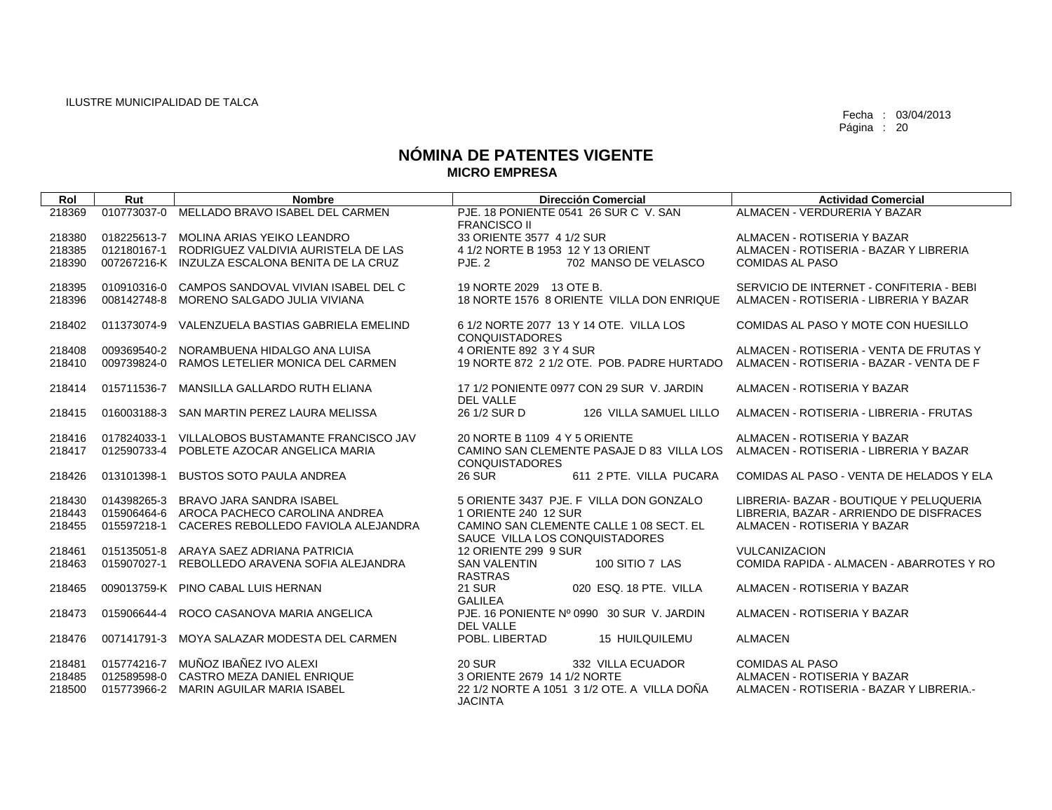ILUSTRE MUNICIPALIDAD DE TALCA

Fecha : 03/04/2013

# NÓMINA DE PATENTES VIGENTE
## MICRO EMPRESA

| Rol | Rut | Nombre | Dirección Comercial | Actividad Comercial |
|---|---|---|---|---|
| 218369 | 010773037-0 | MELLADO BRAVO ISABEL DEL CARMEN | PJE. 18 PONIENTE 0541 26 SUR C V. SAN FRANCISCO II | ALMACEN - VERDURERIA Y BAZAR |
| 218380 | 018225613-7 | MOLINA ARIAS YEIKO LEANDRO | 33 ORIENTE 3577 4 1/2 SUR | ALMACEN - ROTISERIA Y BAZAR |
| 218385 | 012180167-1 | RODRIGUEZ VALDIVIA AURISTELA DE LAS | 4 1/2 NORTE B 1953 12 Y 13 ORIENT | ALMACEN - ROTISERIA - BAZAR Y LIBRERIA |
| 218390 | 007267216-K | INZULZA ESCALONA BENITA DE LA CRUZ | PJE. 2 702 MANSO DE VELASCO | COMIDAS AL PASO |
| 218395 | 010910316-0 | CAMPOS SANDOVAL VIVIAN ISABEL DEL C | 19 NORTE 2029 13 OTE B. | SERVICIO DE INTERNET - CONFITERIA - BEBI |
| 218396 | 008142748-8 | MORENO SALGADO JULIA VIVIANA | 18 NORTE 1576 8 ORIENTE VILLA DON ENRIQUE | ALMACEN - ROTISERIA - LIBRERIA Y BAZAR |
| 218402 | 011373074-9 | VALENZUELA BASTIAS GABRIELA EMELIND | 6 1/2 NORTE 2077 13 Y 14 OTE. VILLA LOS CONQUISTADORES | COMIDAS AL PASO Y MOTE CON HUESILLO |
| 218408 | 009369540-2 | NORAMBUENA HIDALGO ANA LUISA | 4 ORIENTE 892 3 Y 4 SUR | ALMACEN - ROTISERIA - VENTA DE FRUTAS Y |
| 218410 | 009739824-0 | RAMOS LETELIER MONICA DEL CARMEN | 19 NORTE 872 2 1/2 OTE. POB. PADRE HURTADO | ALMACEN - ROTISERIA - BAZAR - VENTA DE F |
| 218414 | 015711536-7 | MANSILLA GALLARDO RUTH ELIANA | 17 1/2 PONIENTE 0977 CON 29 SUR V. JARDIN DEL VALLE | ALMACEN - ROTISERIA Y BAZAR |
| 218415 | 016003188-3 | SAN MARTIN PEREZ LAURA MELISSA | 26 1/2 SUR D 126 VILLA SAMUEL LILLO | ALMACEN - ROTISERIA - LIBRERIA - FRUTAS |
| 218416 | 017824033-1 | VILLALOBOS BUSTAMANTE FRANCISCO JAV | 20 NORTE B 1109 4 Y 5 ORIENTE | ALMACEN - ROTISERIA Y BAZAR |
| 218417 | 012590733-4 | POBLETE AZOCAR ANGELICA MARIA | CAMINO SAN CLEMENTE PASAJE D 83 VILLA LOS CONQUISTADORES | ALMACEN - ROTISERIA - LIBRERIA Y BAZAR |
| 218426 | 013101398-1 | BUSTOS SOTO PAULA ANDREA | 26 SUR 611 2 PTE. VILLA PUCARA | COMIDAS AL PASO - VENTA DE HELADOS Y ELA |
| 218430 | 014398265-3 | BRAVO JARA SANDRA ISABEL | 5 ORIENTE 3437 PJE. F VILLA DON GONZALO | LIBRERIA- BAZAR - BOUTIQUE Y PELUQUERIA |
| 218443 | 015906464-6 | AROCA PACHECO CAROLINA ANDREA | 1 ORIENTE 240 12 SUR | LIBRERIA, BAZAR - ARRIENDO DE DISFRACES |
| 218455 | 015597218-1 | CACERES REBOLLEDO FAVIOLA ALEJANDRA | CAMINO SAN CLEMENTE CALLE 1 08 SECT. EL SAUCE VILLA LOS CONQUISTADORES | ALMACEN - ROTISERIA Y BAZAR |
| 218461 | 015135051-8 | ARAYA SAEZ ADRIANA PATRICIA | 12 ORIENTE 299 9 SUR | VULCANIZACION |
| 218463 | 015907027-1 | REBOLLEDO ARAVENA SOFIA ALEJANDRA | SAN VALENTIN 100 SITIO 7 LAS RASTRAS | COMIDA RAPIDA - ALMACEN - ABARROTES Y RO |
| 218465 | 009013759-K | PINO CABAL LUIS HERNAN | 21 SUR 020 ESQ. 18 PTE. VILLA GALILEA | ALMACEN - ROTISERIA Y BAZAR |
| 218473 | 015906644-4 | ROCO CASANOVA MARIA ANGELICA | PJE. 16 PONIENTE Nº 0990 30 SUR V. JARDIN DEL VALLE | ALMACEN - ROTISERIA Y BAZAR |
| 218476 | 007141791-3 | MOYA SALAZAR MODESTA DEL CARMEN | POBL. LIBERTAD 15 HUILQUILEMU | ALMACEN |
| 218481 | 015774216-7 | MUÑOZ IBAÑEZ IVO ALEXI | 20 SUR 332 VILLA ECUADOR | COMIDAS AL PASO |
| 218485 | 012589598-0 | CASTRO MEZA DANIEL ENRIQUE | 3 ORIENTE 2679 14 1/2 NORTE | ALMACEN - ROTISERIA Y BAZAR |
| 218500 | 015773966-2 | MARIN AGUILAR MARIA ISABEL | 22 1/2 NORTE A 1051 3 1/2 OTE. A VILLA DOÑA JACINTA | ALMACEN - ROTISERIA - BAZAR Y LIBRERIA.- |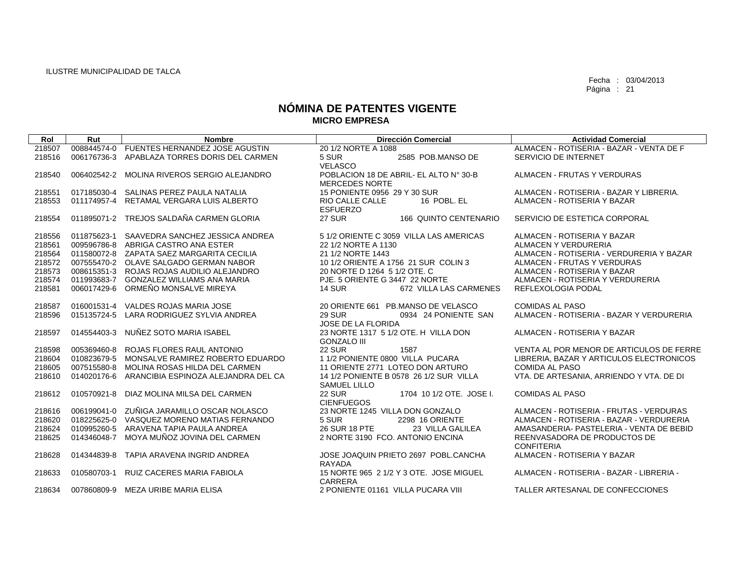ILUSTRE MUNICIPALIDAD DE TALCA

Fecha : 03/04/2013

# NÓMINA DE PATENTES VIGENTE
## MICRO EMPRESA

| Rol | Rut | Nombre | Dirección Comercial | Actividad Comercial |
|---|---|---|---|---|
| 218507 | 008844574-0 | FUENTES HERNANDEZ JOSE AGUSTIN | 20 1/2 NORTE A 1088 | ALMACEN - ROTISERIA - BAZAR - VENTA DE F |
| 218516 | 006176736-3 | APABLAZA TORRES DORIS DEL CARMEN | 5 SUR 2585 POB.MANSO DE VELASCO | SERVICIO DE INTERNET |
| 218540 | 006402542-2 | MOLINA RIVEROS SERGIO ALEJANDRO | POBLACION 18 DE ABRIL- EL ALTO N° 30-B MERCEDES NORTE | ALMACEN - FRUTAS Y VERDURAS |
| 218551 | 017185030-4 | SALINAS PEREZ PAULA NATALIA | 15 PONIENTE 0956 29 Y 30 SUR | ALMACEN - ROTISERIA - BAZAR Y LIBRERIA. |
| 218553 | 011174957-4 | RETAMAL VERGARA LUIS ALBERTO | RIO CALLE CALLE 16 POBL. EL ESFUERZO | ALMACEN - ROTISERIA Y BAZAR |
| 218554 | 011895071-2 | TREJOS SALDAÑA CARMEN GLORIA | 27 SUR 166 QUINTO CENTENARIO | SERVICIO DE ESTETICA CORPORAL |
| 218556 | 011875623-1 | SAAVEDRA SANCHEZ JESSICA ANDREA | 5 1/2 ORIENTE C 3059 VILLA LAS AMERICAS | ALMACEN - ROTISERIA Y BAZAR |
| 218561 | 009596786-8 | ABRIGA CASTRO ANA ESTER | 22 1/2 NORTE A 1130 | ALMACEN Y VERDURERIA |
| 218564 | 011580072-8 | ZAPATA SAEZ MARGARITA CECILIA | 21 1/2 NORTE 1443 | ALMACEN - ROTISERIA - VERDURERIA Y BAZAR |
| 218572 | 007555470-2 | OLAVE SALGADO GERMAN NABOR | 10 1/2 ORIENTE A 1756 21 SUR COLIN 3 | ALMACEN - FRUTAS Y VERDURAS |
| 218573 | 008615351-3 | ROJAS ROJAS AUDILIO ALEJANDRO | 20 NORTE D 1264 5 1/2 OTE. C | ALMACEN - ROTISERIA Y BAZAR |
| 218574 | 011993683-7 | GONZALEZ WILLIAMS ANA MARIA | PJE. 5 ORIENTE G 3447 22 NORTE | ALMACEN - ROTISERIA Y VERDURERIA |
| 218581 | 006017429-6 | ORMEÑO MONSALVE MIREYA | 14 SUR 672 VILLA LAS CARMENES | REFLEXOLOGIA PODAL |
| 218587 | 016001531-4 | VALDES ROJAS MARIA JOSE | 20 ORIENTE 661 PB.MANSO DE VELASCO | COMIDAS AL PASO |
| 218596 | 015135724-5 | LARA RODRIGUEZ SYLVIA ANDREA | 29 SUR 0934 24 PONIENTE SAN JOSE DE LA FLORIDA | ALMACEN - ROTISERIA - BAZAR Y VERDURERIA |
| 218597 | 014554403-3 | NUÑEZ SOTO MARIA ISABEL | 23 NORTE 1317 5 1/2 OTE. H VILLA DON GONZALO III | ALMACEN - ROTISERIA Y BAZAR |
| 218598 | 005369460-8 | ROJAS FLORES RAUL ANTONIO | 22 SUR 1587 | VENTA AL POR MENOR DE ARTICULOS DE FERRE |
| 218604 | 010823679-5 | MONSALVE RAMIREZ ROBERTO EDUARDO | 1 1/2 PONIENTE 0800 VILLA PUCARA | LIBRERIA, BAZAR Y ARTICULOS ELECTRONICOS |
| 218605 | 007515580-8 | MOLINA ROSAS HILDA DEL CARMEN | 11 ORIENTE 2771 LOTEO DON ARTURO | COMIDA AL PASO |
| 218610 | 014020176-6 | ARANCIBIA ESPINOZA ALEJANDRA DEL CA | 14 1/2 PONIENTE B 0578 26 1/2 SUR VILLA SAMUEL LILLO | VTA. DE ARTESANIA, ARRIENDO Y VTA. DE DI |
| 218612 | 010570921-8 | DIAZ MOLINA MILSA DEL CARMEN | 22 SUR 1704 10 1/2 OTE. JOSE I. CIENFUEGOS | COMIDAS AL PASO |
| 218616 | 006199041-0 | ZUÑIGA JARAMILLO OSCAR NOLASCO | 23 NORTE 1245 VILLA DON GONZALO | ALMACEN - ROTISERIA - FRUTAS - VERDURAS |
| 218620 | 018225625-0 | VASQUEZ MORENO MATIAS FERNANDO | 5 SUR 2298 16 ORIENTE | ALMACEN - ROTISERIA - BAZAR - VERDURERIA |
| 218624 | 010995260-5 | ARAVENA TAPIA PAULA ANDREA | 26 SUR 18 PTE 23 VILLA GALILEA | AMASANDERIA- PASTELERIA - VENTA DE BEBID |
| 218625 | 014346048-7 | MOYA MUÑOZ JOVINA DEL CARMEN | 2 NORTE 3190 FCO. ANTONIO ENCINA | REENVASADORA DE PRODUCTOS DE CONFITERIA |
| 218628 | 014344839-8 | TAPIA ARAVENA INGRID ANDREA | JOSE JOAQUIN PRIETO 2697 POBL.CANCHA RAYADA | ALMACEN - ROTISERIA Y BAZAR |
| 218633 | 010580703-1 | RUIZ CACERES MARIA FABIOLA | 15 NORTE 965 2 1/2 Y 3 OTE. JOSE MIGUEL CARRERA | ALMACEN - ROTISERIA - BAZAR - LIBRERIA - |
| 218634 | 007860809-9 | MEZA URIBE MARIA ELISA | 2 PONIENTE 01161 VILLA PUCARA VIII | TALLER ARTESANAL DE CONFECCIONES |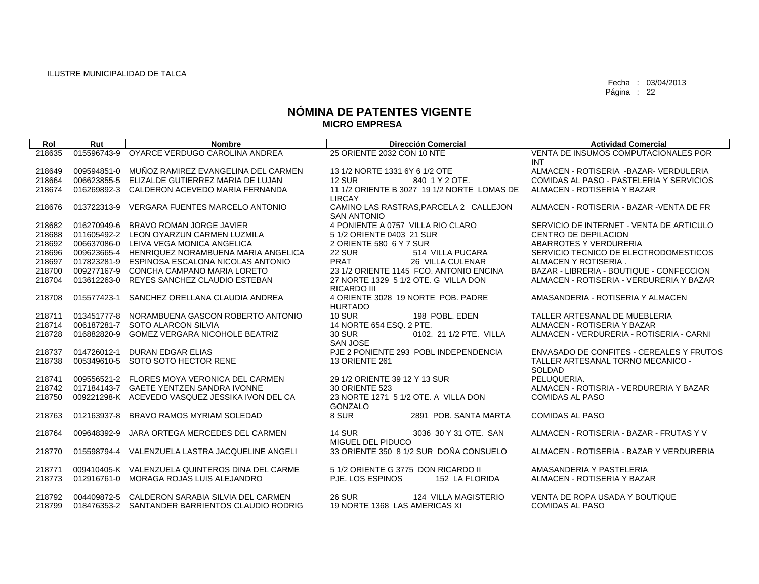ILUSTRE MUNICIPALIDAD DE TALCA

Fecha : 03/04/2013

# NÓMINA DE PATENTES VIGENTE
## MICRO EMPRESA

| Rol | Rut | Nombre | Dirección Comercial | Actividad Comercial |
|---|---|---|---|---|
| 218635 | 015596743-9 | OYARCE VERDUGO CAROLINA ANDREA | 25 ORIENTE 2032 CON 10 NTE | VENTA DE INSUMOS COMPUTACIONALES POR INT |
| 218649 | 009594851-0 | MUÑOZ RAMIREZ EVANGELINA DEL CARMEN | 13 1/2 NORTE 1331 6Y 6 1/2 OTE | ALMACEN - ROTISERIA -BAZAR- VERDULERIA |
| 218664 | 006623855-5 | ELIZALDE GUTIERREZ MARIA DE LUJAN | 12 SUR 840 1 Y 2 OTE. | COMIDAS AL PASO - PASTELERIA Y SERVICIOS |
| 218674 | 016269892-3 | CALDERON ACEVEDO MARIA FERNANDA | 11 1/2 ORIENTE B 3027 19 1/2 NORTE LOMAS DE LIRCAY | ALMACEN - ROTISERIA Y BAZAR |
| 218676 | 013722313-9 | VERGARA FUENTES MARCELO ANTONIO | CAMINO LAS RASTRAS,PARCELA 2 CALLEJON SAN ANTONIO | ALMACEN - ROTISERIA - BAZAR -VENTA DE FR |
| 218682 | 016270949-6 | BRAVO ROMAN JORGE JAVIER | 4 PONIENTE A 0757 VILLA RIO CLARO | SERVICIO DE INTERNET - VENTA DE ARTICULO |
| 218688 | 011605492-2 | LEON OYARZUN CARMEN LUZMILA | 5 1/2 ORIENTE 0403 21 SUR | CENTRO DE DEPILACION |
| 218692 | 006637086-0 | LEIVA VEGA MONICA ANGELICA | 2 ORIENTE 580 6 Y 7 SUR | ABARROTES Y VERDURERIA |
| 218696 | 009623665-4 | HENRIQUEZ NORAMBUENA MARIA ANGELICA | 22 SUR 514 VILLA PUCARA | SERVICIO TECNICO DE ELECTRODOMESTICOS |
| 218697 | 017823281-9 | ESPINOSA ESCALONA NICOLAS ANTONIO | PRAT 26 VILLA CULENAR | ALMACEN Y ROTISERIA . |
| 218700 | 009277167-9 | CONCHA CAMPANO MARIA LORETO | 23 1/2 ORIENTE 1145 FCO. ANTONIO ENCINA | BAZAR - LIBRERIA - BOUTIQUE - CONFECCION |
| 218704 | 013612263-0 | REYES SANCHEZ CLAUDIO ESTEBAN | 27 NORTE 1329 5 1/2 OTE. G VILLA DON RICARDO III | ALMACEN - ROTISERIA - VERDURERIA Y BAZAR |
| 218708 | 015577423-1 | SANCHEZ ORELLANA CLAUDIA ANDREA | 4 ORIENTE 3028 19 NORTE POB. PADRE HURTADO | AMASANDERIA - ROTISERIA Y ALMACEN |
| 218711 | 013451777-8 | NORAMBUENA GASCON ROBERTO ANTONIO | 10 SUR 198 POBL. EDEN | TALLER ARTESANAL DE MUEBLERIA |
| 218714 | 006187281-7 | SOTO ALARCON SILVIA | 14 NORTE 654 ESQ. 2 PTE. | ALMACEN - ROTISERIA Y BAZAR |
| 218728 | 016882820-9 | GOMEZ VERGARA NICOHOLE BEATRIZ | 30 SUR 0102. 21 1/2 PTE. VILLA SAN JOSE | ALMACEN - VERDURERIA - ROTISERIA - CARNI |
| 218737 | 014726012-1 | DURAN EDGAR ELIAS | PJE 2 PONIENTE 293 POBL INDEPENDENCIA | ENVASADO DE CONFITES - CEREALES Y FRUTOS |
| 218738 | 005349610-5 | SOTO SOTO HECTOR RENE | 13 ORIENTE 261 | TALLER ARTESANAL TORNO MECANICO - SOLDAD |
| 218741 | 009556521-2 | FLORES MOYA VERONICA DEL CARMEN | 29 1/2 ORIENTE 39 12 Y 13 SUR | PELUQUERIA. |
| 218742 | 017184143-7 | GAETE YENTZEN SANDRA IVONNE | 30 ORIENTE 523 | ALMACEN - ROTISRIA - VERDURERIA Y BAZAR |
| 218750 | 009221298-K | ACEVEDO VASQUEZ JESSIKA IVON DEL CA | 23 NORTE 1271 5 1/2 OTE. A VILLA DON GONZALO | COMIDAS AL PASO |
| 218763 | 012163937-8 | BRAVO RAMOS MYRIAM SOLEDAD | 8 SUR 2891 POB. SANTA MARTA | COMIDAS AL PASO |
| 218764 | 009648392-9 | JARA ORTEGA MERCEDES DEL CARMEN | 14 SUR 3036 30 Y 31 OTE. SAN MIGUEL DEL PIDUCO | ALMACEN - ROTISERIA - BAZAR - FRUTAS Y V |
| 218770 | 015598794-4 | VALENZUELA LASTRA JACQUELINE ANGELI | 33 ORIENTE 350 8 1/2 SUR DOÑA CONSUELO | ALMACEN - ROTISERIA - BAZAR Y VERDURERIA |
| 218771 | 009410405-K | VALENZUELA QUINTEROS DINA DEL CARME | 5 1/2 ORIENTE G 3775 DON RICARDO II | AMASANDERIA Y PASTELERIA |
| 218773 | 012916761-0 | MORAGA ROJAS LUIS ALEJANDRO | PJE. LOS ESPINOS 152 LA FLORIDA | ALMACEN - ROTISERIA Y BAZAR |
| 218792 | 004409872-5 | CALDERON SARABIA SILVIA DEL CARMEN | 26 SUR 124 VILLA MAGISTERIO | VENTA DE ROPA USADA Y BOUTIQUE |
| 218799 | 018476353-2 | SANTANDER BARRIENTOS CLAUDIO RODRIG | 19 NORTE 1368 LAS AMERICAS XI | COMIDAS AL PASO |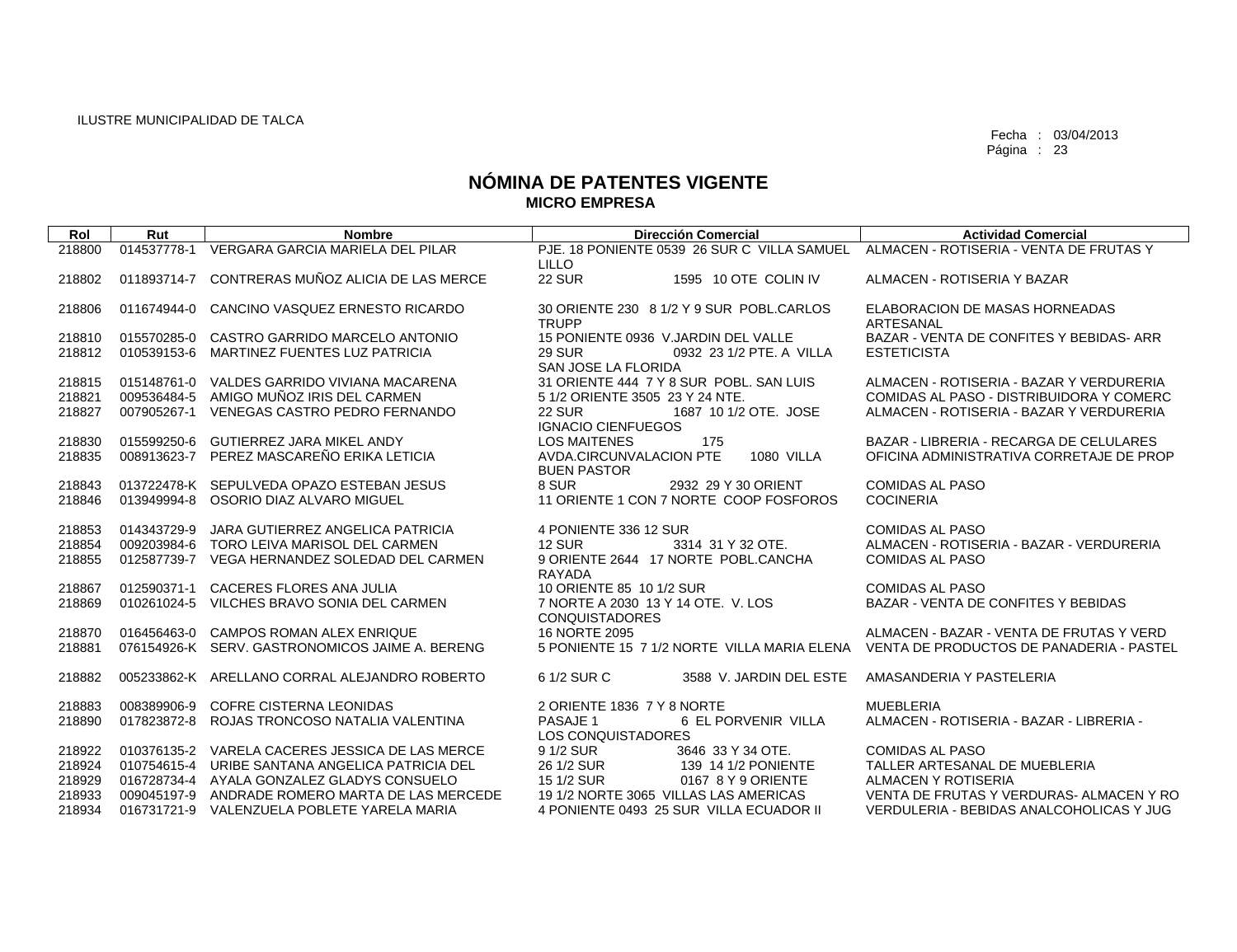ILUSTRE MUNICIPALIDAD DE TALCA

Fecha : 03/04/2013

# NÓMINA DE PATENTES VIGENTE
## MICRO EMPRESA

| Rol | Rut | Nombre | Dirección Comercial | Actividad Comercial |
|---|---|---|---|---|
| 218800 | 014537778-1 | VERGARA GARCIA MARIELA DEL PILAR | PJE. 18 PONIENTE 0539 26 SUR C VILLA SAMUEL LILLO | ALMACEN - ROTISERIA - VENTA DE FRUTAS Y |
| 218802 | 011893714-7 | CONTRERAS MUÑOZ ALICIA DE LAS MERCE | 22 SUR 1595 10 OTE COLIN IV | ALMACEN - ROTISERIA Y BAZAR |
| 218806 | 011674944-0 | CANCINO VASQUEZ ERNESTO RICARDO | 30 ORIENTE 230 8 1/2 Y 9 SUR POBL.CARLOS TRUPP | ELABORACION DE MASAS HORNEADAS ARTESANAL |
| 218810 | 015570285-0 | CASTRO GARRIDO MARCELO ANTONIO | 15 PONIENTE 0936 V.JARDIN DEL VALLE | BAZAR - VENTA DE CONFITES Y BEBIDAS- ARR |
| 218812 | 010539153-6 | MARTINEZ FUENTES LUZ PATRICIA | 29 SUR 0932 23 1/2 PTE. A VILLA SAN JOSE LA FLORIDA | ESTETICISTA |
| 218815 | 015148761-0 | VALDES GARRIDO VIVIANA MACARENA | 31 ORIENTE 444 7 Y 8 SUR POBL. SAN LUIS | ALMACEN - ROTISERIA - BAZAR Y VERDURERIA |
| 218821 | 009536484-5 | AMIGO MUÑOZ IRIS DEL CARMEN | 5 1/2 ORIENTE 3505 23 Y 24 NTE. | COMIDAS AL PASO - DISTRIBUIDORA Y COMERC |
| 218827 | 007905267-1 | VENEGAS CASTRO PEDRO FERNANDO | 22 SUR 1687 10 1/2 OTE. JOSE IGNACIO CIENFUEGOS | ALMACEN - ROTISERIA - BAZAR Y VERDURERIA |
| 218830 | 015599250-6 | GUTIERREZ JARA MIKEL ANDY | LOS MAITENES 175 | BAZAR - LIBRERIA - RECARGA DE CELULARES |
| 218835 | 008913623-7 | PEREZ MASCAREÑO ERIKA LETICIA | AVDA.CIRCUNVALACION PTE 1080 VILLA BUEN PASTOR | OFICINA ADMINISTRATIVA CORRETAJE DE PROP |
| 218843 | 013722478-K | SEPULVEDA OPAZO ESTEBAN JESUS | 8 SUR 2932 29 Y 30 ORIENT | COMIDAS AL PASO |
| 218846 | 013949994-8 | OSORIO DIAZ ALVARO MIGUEL | 11 ORIENTE 1 CON 7 NORTE COOP FOSFOROS | COCINERIA |
| 218853 | 014343729-9 | JARA GUTIERREZ ANGELICA PATRICIA | 4 PONIENTE 336 12 SUR | COMIDAS AL PASO |
| 218854 | 009203984-6 | TORO LEIVA MARISOL DEL CARMEN | 12 SUR 3314 31 Y 32 OTE. | ALMACEN - ROTISERIA - BAZAR - VERDURERIA |
| 218855 | 012587739-7 | VEGA HERNANDEZ SOLEDAD DEL CARMEN | 9 ORIENTE 2644 17 NORTE POBL.CANCHA RAYADA | COMIDAS AL PASO |
| 218867 | 012590371-1 | CACERES FLORES ANA JULIA | 10 ORIENTE 85 10 1/2 SUR | COMIDAS AL PASO |
| 218869 | 010261024-5 | VILCHES BRAVO SONIA DEL CARMEN | 7 NORTE A 2030 13 Y 14 OTE. V. LOS CONQUISTADORES | BAZAR - VENTA DE CONFITES Y BEBIDAS |
| 218870 | 016456463-0 | CAMPOS ROMAN ALEX ENRIQUE | 16 NORTE 2095 | ALMACEN - BAZAR - VENTA DE FRUTAS Y VERD |
| 218881 | 076154926-K | SERV. GASTRONOMICOS JAIME A. BERENG | 5 PONIENTE 15 7 1/2 NORTE VILLA MARIA ELENA | VENTA DE PRODUCTOS DE PANADERIA - PASTEL |
| 218882 | 005233862-K | ARELLANO CORRAL ALEJANDRO ROBERTO | 6 1/2 SUR C 3588 V. JARDIN DEL ESTE | AMASANDERIA Y PASTELERIA |
| 218883 | 008389906-9 | COFRE CISTERNA LEONIDAS | 2 ORIENTE 1836 7 Y 8 NORTE | MUEBLERIA |
| 218890 | 017823872-8 | ROJAS TRONCOSO NATALIA VALENTINA | PASAJE 1 6 EL PORVENIR VILLA LOS CONQUISTADORES | ALMACEN - ROTISERIA - BAZAR - LIBRERIA - |
| 218922 | 010376135-2 | VARELA CACERES JESSICA DE LAS MERCE | 9 1/2 SUR 3646 33 Y 34 OTE. | COMIDAS AL PASO |
| 218924 | 010754615-4 | URIBE SANTANA ANGELICA PATRICIA DEL | 26 1/2 SUR 139 14 1/2 PONIENTE | TALLER ARTESANAL DE MUEBLERIA |
| 218929 | 016728734-4 | AYALA GONZALEZ GLADYS CONSUELO | 15 1/2 SUR 0167 8 Y 9 ORIENTE | ALMACEN Y ROTISERIA |
| 218933 | 009045197-9 | ANDRADE ROMERO MARTA DE LAS MERCEDE | 19 1/2 NORTE 3065 VILLAS LAS AMERICAS | VENTA DE FRUTAS Y VERDURAS- ALMACEN Y RO |
| 218934 | 016731721-9 | VALENZUELA POBLETE YARELA MARIA | 4 PONIENTE 0493 25 SUR VILLA ECUADOR II | VERDULERIA - BEBIDAS ANALCOHOLICAS Y JUG |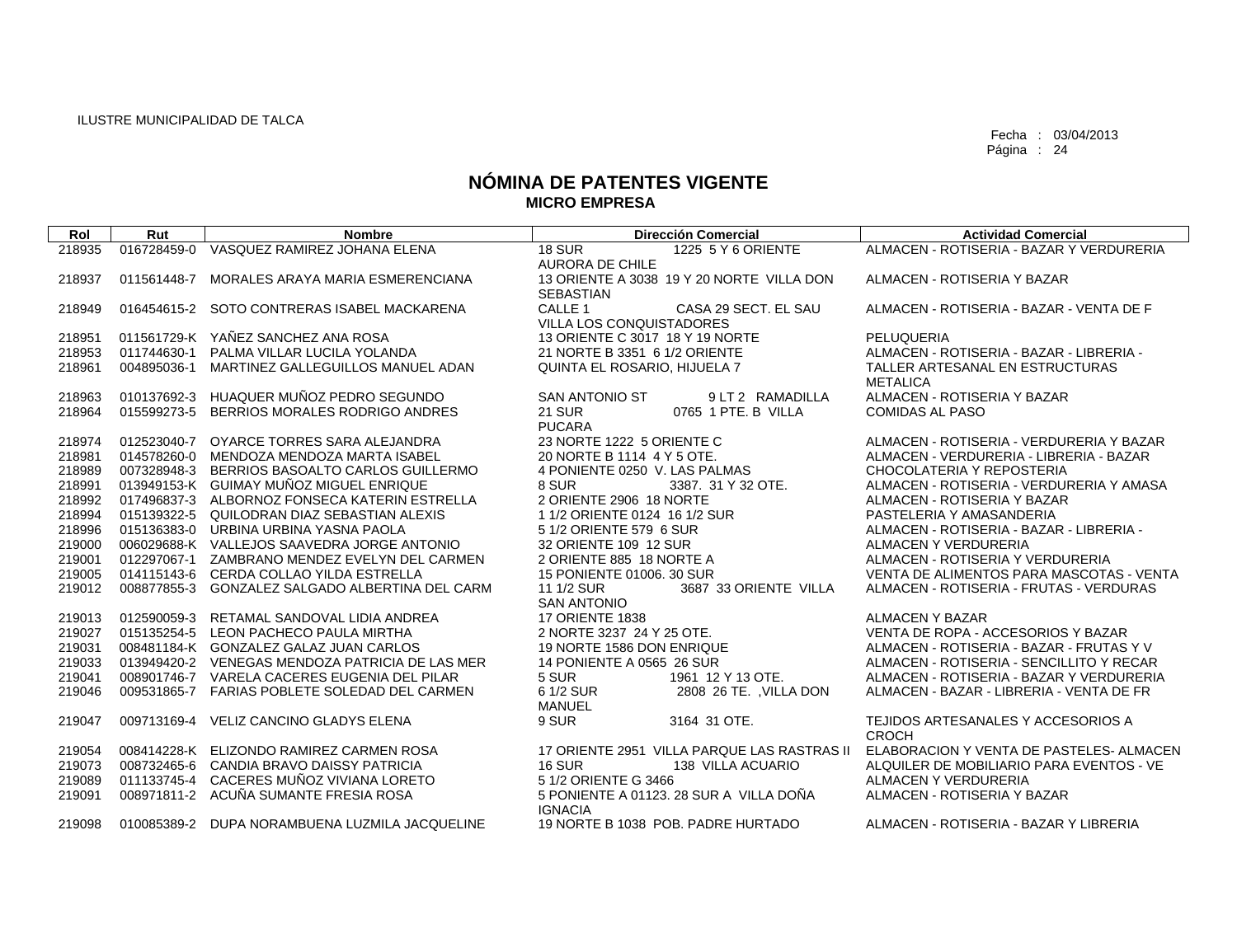ILUSTRE MUNICIPALIDAD DE TALCA

Fecha : 03/04/2013

# NÓMINA DE PATENTES VIGENTE
## MICRO EMPRESA

| Rol | Rut | Nombre | Dirección Comercial | Actividad Comercial |
|---|---|---|---|---|
| 218935 | 016728459-0 | VASQUEZ RAMIREZ JOHANA ELENA | 18 SUR 1225 5 Y 6 ORIENTE AURORA DE CHILE | ALMACEN - ROTISERIA - BAZAR Y VERDURERIA |
| 218937 | 011561448-7 | MORALES ARAYA MARIA ESMERENCIANA | 13 ORIENTE A 3038 19 Y 20 NORTE VILLA DON SEBASTIAN | ALMACEN - ROTISERIA Y BAZAR |
| 218949 | 016454615-2 | SOTO CONTRERAS ISABEL MACKARENA | CALLE 1 CASA 29 SECT. EL SAU VILLA LOS CONQUISTADORES | ALMACEN - ROTISERIA - BAZAR - VENTA DE F |
| 218951 | 011561729-K | YAÑEZ SANCHEZ ANA ROSA | 13 ORIENTE C 3017 18 Y 19 NORTE | PELUQUERIA |
| 218953 | 011744630-1 | PALMA VILLAR LUCILA YOLANDA | 21 NORTE B 3351 6 1/2 ORIENTE | ALMACEN - ROTISERIA - BAZAR - LIBRERIA - |
| 218961 | 004895036-1 | MARTINEZ GALLEGUILLOS MANUEL ADAN | QUINTA EL ROSARIO, HIJUELA 7 | TALLER ARTESANAL EN ESTRUCTURAS METALICA |
| 218963 | 010137692-3 | HUAQUER MUÑOZ PEDRO SEGUNDO | SAN ANTONIO ST 9 LT 2 RAMADILLA | ALMACEN - ROTISERIA Y BAZAR |
| 218964 | 015599273-5 | BERRIOS MORALES RODRIGO ANDRES | 21 SUR 0765 1 PTE. B VILLA PUCARA | COMIDAS AL PASO |
| 218974 | 012523040-7 | OYARCE TORRES SARA ALEJANDRA | 23 NORTE 1222 5 ORIENTE C | ALMACEN - ROTISERIA - VERDURERIA Y BAZAR |
| 218981 | 014578260-0 | MENDOZA MENDOZA MARTA ISABEL | 20 NORTE B 1114 4 Y 5 OTE. | ALMACEN - VERDURERIA - LIBRERIA - BAZAR |
| 218989 | 007328948-3 | BERRIOS BASOALTO CARLOS GUILLERMO | 4 PONIENTE 0250 V. LAS PALMAS | CHOCOLATERIA Y REPOSTERIA |
| 218991 | 013949153-K | GUIMAY MUÑOZ MIGUEL ENRIQUE | 8 SUR 3387. 31 Y 32 OTE. | ALMACEN - ROTISERIA - VERDURERIA Y AMASA |
| 218992 | 017496837-3 | ALBORNOZ FONSECA KATERIN ESTRELLA | 2 ORIENTE 2906 18 NORTE | ALMACEN - ROTISERIA Y BAZAR |
| 218994 | 015139322-5 | QUILODRAN DIAZ SEBASTIAN ALEXIS | 1 1/2 ORIENTE 0124 16 1/2 SUR | PASTELERIA Y AMASANDERIA |
| 218996 | 015136383-0 | URBINA URBINA YASNA PAOLA | 5 1/2 ORIENTE 579 6 SUR | ALMACEN - ROTISERIA - BAZAR - LIBRERIA - |
| 219000 | 006029688-K | VALLEJOS SAAVEDRA JORGE ANTONIO | 32 ORIENTE 109 12 SUR | ALMACEN Y VERDURERIA |
| 219001 | 012297067-1 | ZAMBRANO MENDEZ EVELYN DEL CARMEN | 2 ORIENTE 885 18 NORTE A | ALMACEN - ROTISERIA Y VERDURERIA |
| 219005 | 014115143-6 | CERDA COLLAO YILDA ESTRELLA | 15 PONIENTE 01006. 30 SUR | VENTA DE ALIMENTOS PARA MASCOTAS - VENTA |
| 219012 | 008877855-3 | GONZALEZ SALGADO ALBERTINA DEL CARM | 11 1/2 SUR 3687 33 ORIENTE VILLA SAN ANTONIO | ALMACEN - ROTISERIA - FRUTAS - VERDURAS |
| 219013 | 012590059-3 | RETAMAL SANDOVAL LIDIA ANDREA | 17 ORIENTE 1838 | ALMACEN Y BAZAR |
| 219027 | 015135254-5 | LEON PACHECO PAULA MIRTHA | 2 NORTE 3237 24 Y 25 OTE. | VENTA DE ROPA - ACCESORIOS Y BAZAR |
| 219031 | 008481184-K | GONZALEZ GALAZ JUAN CARLOS | 19 NORTE 1586 DON ENRIQUE | ALMACEN - ROTISERIA - BAZAR - FRUTAS Y V |
| 219033 | 013949420-2 | VENEGAS MENDOZA PATRICIA DE LAS MER | 14 PONIENTE A 0565 26 SUR | ALMACEN - ROTISERIA - SENCILLITO Y RECAR |
| 219041 | 008901746-7 | VARELA CACERES EUGENIA DEL PILAR | 5 SUR 1961 12 Y 13 OTE. | ALMACEN - ROTISERIA - BAZAR Y VERDURERIA |
| 219046 | 009531865-7 | FARIAS POBLETE SOLEDAD DEL CARMEN | 6 1/2 SUR 2808 26 TE. ,VILLA DON MANUEL | ALMACEN - BAZAR - LIBRERIA - VENTA DE FR |
| 219047 | 009713169-4 | VELIZ CANCINO GLADYS ELENA | 9 SUR 3164 31 OTE. | TEJIDOS ARTESANALES Y ACCESORIOS A CROCH |
| 219054 | 008414228-K | ELIZONDO RAMIREZ CARMEN ROSA | 17 ORIENTE 2951 VILLA PARQUE LAS RASTRAS II | ELABORACION Y VENTA DE PASTELES- ALMACEN |
| 219073 | 008732465-6 | CANDIA BRAVO DAISSY PATRICIA | 16 SUR 138 VILLA ACUARIO | ALQUILER DE MOBILIARIO PARA EVENTOS - VE |
| 219089 | 011133745-4 | CACERES MUÑOZ VIVIANA LORETO | 5 1/2 ORIENTE G 3466 | ALMACEN Y VERDURERIA |
| 219091 | 008971811-2 | ACUÑA SUMANTE FRESIA ROSA | 5 PONIENTE A 01123. 28 SUR A VILLA DOÑA IGNACIA | ALMACEN - ROTISERIA Y BAZAR |
| 219098 | 010085389-2 | DUPA NORAMBUENA LUZMILA JACQUELINE | 19 NORTE B 1038 POB. PADRE HURTADO | ALMACEN - ROTISERIA - BAZAR Y LIBRERIA |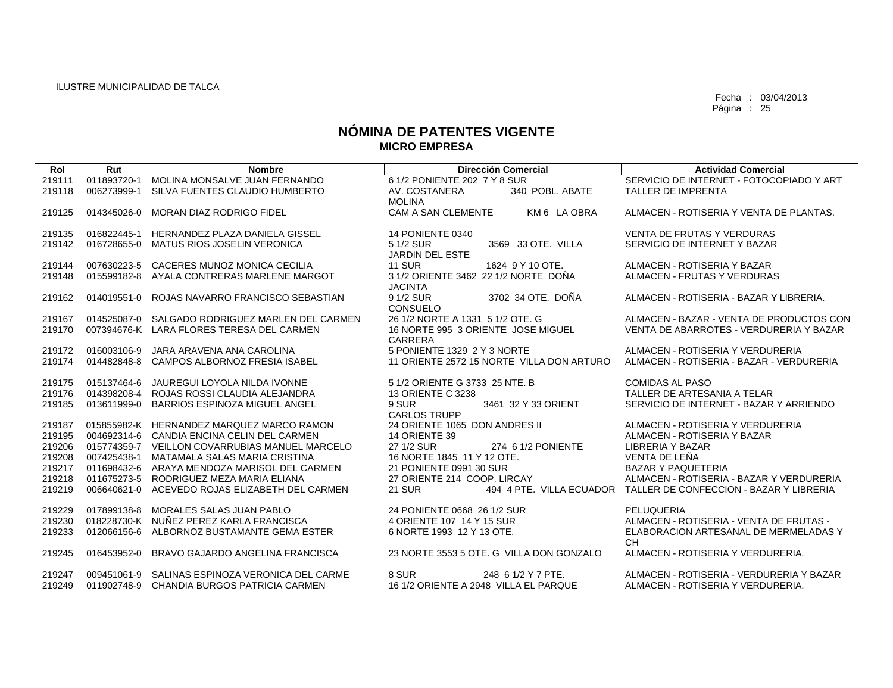ILUSTRE MUNICIPALIDAD DE TALCA

Fecha : 03/04/2013

# NÓMINA DE PATENTES VIGENTE
## MICRO EMPRESA

| Rol | Rut | Nombre | Dirección Comercial | Actividad Comercial |
|---|---|---|---|---|
| 219111 | 011893720-1 | MOLINA MONSALVE JUAN FERNANDO | 6 1/2 PONIENTE 202 7 Y 8 SUR | SERVICIO DE INTERNET - FOTOCOPIADO Y ART |
| 219118 | 006273999-1 | SILVA FUENTES CLAUDIO HUMBERTO | AV. COSTANERA 340 POBL. ABATE MOLINA | TALLER DE IMPRENTA |
| 219125 | 014345026-0 | MORAN DIAZ RODRIGO FIDEL | CAM A SAN CLEMENTE KM 6 LA OBRA | ALMACEN - ROTISERIA Y VENTA DE PLANTAS. |
| 219135 | 016822445-1 | HERNANDEZ PLAZA DANIELA GISSEL | 14 PONIENTE 0340 | VENTA DE FRUTAS Y VERDURAS |
| 219142 | 016728655-0 | MATUS RIOS JOSELIN VERONICA | 5 1/2 SUR 3569 33 OTE. VILLA JARDIN DEL ESTE | SERVICIO DE INTERNET Y BAZAR |
| 219144 | 007630223-5 | CACERES MUNOZ MONICA CECILIA | 11 SUR 1624 9 Y 10 OTE. | ALMACEN - ROTISERIA Y BAZAR |
| 219148 | 015599182-8 | AYALA CONTRERAS MARLENE MARGOT | 3 1/2 ORIENTE 3462 22 1/2 NORTE DOÑA JACINTA | ALMACEN - FRUTAS Y VERDURAS |
| 219162 | 014019551-0 | ROJAS NAVARRO FRANCISCO SEBASTIAN | 9 1/2 SUR 3702 34 OTE. DOÑA CONSUELO | ALMACEN - ROTISERIA - BAZAR Y LIBRERIA. |
| 219167 | 014525087-0 | SALGADO RODRIGUEZ MARLEN DEL CARMEN | 26 1/2 NORTE A 1331 5 1/2 OTE. G | ALMACEN - BAZAR - VENTA DE PRODUCTOS CON |
| 219170 | 007394676-K | LARA FLORES TERESA DEL CARMEN | 16 NORTE 995 3 ORIENTE JOSE MIGUEL CARRERA | VENTA DE ABARROTES - VERDURERIA Y BAZAR |
| 219172 | 016003106-9 | JARA ARAVENA ANA CAROLINA | 5 PONIENTE 1329 2 Y 3 NORTE | ALMACEN - ROTISERIA Y VERDURERIA |
| 219174 | 014482848-8 | CAMPOS ALBORNOZ FRESIA ISABEL | 11 ORIENTE 2572 15 NORTE VILLA DON ARTURO | ALMACEN - ROTISERIA - BAZAR - VERDURERIA |
| 219175 | 015137464-6 | JAUREGUI LOYOLA NILDA IVONNE | 5 1/2 ORIENTE G 3733 25 NTE. B | COMIDAS AL PASO |
| 219176 | 014398208-4 | ROJAS ROSSI CLAUDIA ALEJANDRA | 13 ORIENTE C 3238 | TALLER DE ARTESANIA A TELAR |
| 219185 | 013611999-0 | BARRIOS ESPINOZA MIGUEL ANGEL | 9 SUR 3461 32 Y 33 ORIENT CARLOS TRUPP | SERVICIO DE INTERNET - BAZAR Y ARRIENDO |
| 219187 | 015855982-K | HERNANDEZ MARQUEZ MARCO RAMON | 24 ORIENTE 1065 DON ANDRES II | ALMACEN - ROTISERIA Y VERDURERIA |
| 219195 | 004692314-6 | CANDIA ENCINA CELIN DEL CARMEN | 14 ORIENTE 39 | ALMACEN - ROTISERIA Y BAZAR |
| 219206 | 015774359-7 | VEILLON COVARRUBIAS MANUEL MARCELO | 27 1/2 SUR 274 6 1/2 PONIENTE | LIBRERIA Y BAZAR |
| 219208 | 007425438-1 | MATAMALA SALAS MARIA CRISTINA | 16 NORTE 1845 11 Y 12 OTE. | VENTA DE LEÑA |
| 219217 | 011698432-6 | ARAYA MENDOZA MARISOL DEL CARMEN | 21 PONIENTE 0991 30 SUR | BAZAR Y PAQUETERIA |
| 219218 | 011675273-5 | RODRIGUEZ MEZA MARIA ELIANA | 27 ORIENTE 214 COOP. LIRCAY | ALMACEN - ROTISERIA - BAZAR Y VERDURERIA |
| 219219 | 006640621-0 | ACEVEDO ROJAS ELIZABETH DEL CARMEN | 21 SUR 494 4 PTE. VILLA ECUADOR | TALLER DE CONFECCION - BAZAR Y LIBRERIA |
| 219229 | 017899138-8 | MORALES SALAS JUAN PABLO | 24 PONIENTE 0668 26 1/2 SUR | PELUQUERIA |
| 219230 | 018228730-K | NUÑEZ PEREZ KARLA FRANCISCA | 4 ORIENTE 107 14 Y 15 SUR | ALMACEN - ROTISERIA - VENTA DE FRUTAS - |
| 219233 | 012066156-6 | ALBORNOZ BUSTAMANTE GEMA ESTER | 6 NORTE 1993 12 Y 13 OTE. | ELABORACION ARTESANAL DE MERMELADAS Y CH |
| 219245 | 016453952-0 | BRAVO GAJARDO ANGELINA FRANCISCA | 23 NORTE 3553 5 OTE. G VILLA DON GONZALO | ALMACEN - ROTISERIA Y VERDURERIA. |
| 219247 | 009451061-9 | SALINAS ESPINOZA VERONICA DEL CARME | 8 SUR 248 6 1/2 Y 7 PTE. | ALMACEN - ROTISERIA - VERDURERIA Y BAZAR |
| 219249 | 011902748-9 | CHANDIA BURGOS PATRICIA CARMEN | 16 1/2 ORIENTE A 2948 VILLA EL PARQUE | ALMACEN - ROTISERIA Y VERDURERIA. |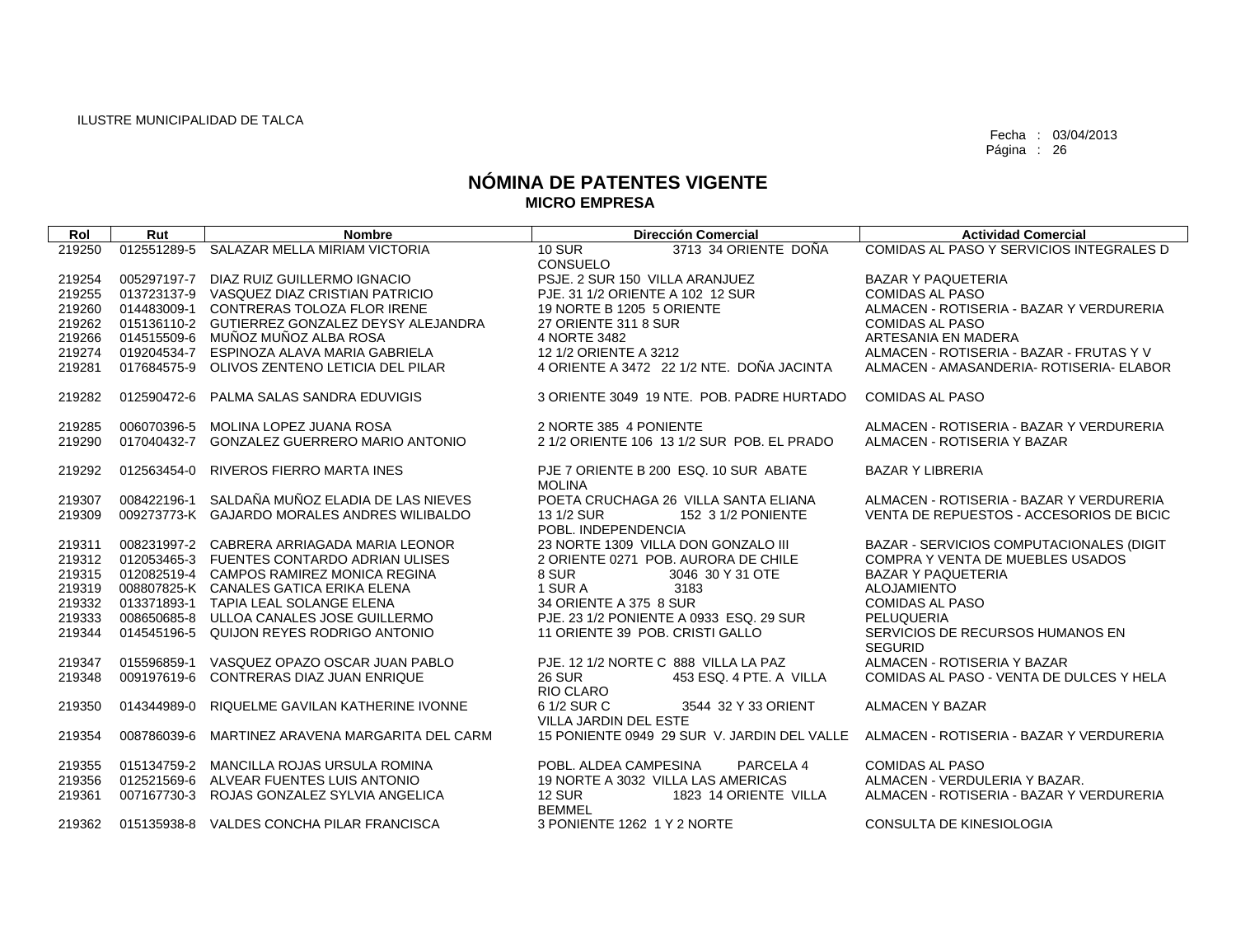ILUSTRE MUNICIPALIDAD DE TALCA

Fecha : 03/04/2013

# NÓMINA DE PATENTES VIGENTE
## MICRO EMPRESA

| Rol | Rut | Nombre | Dirección Comercial | Actividad Comercial |
|---|---|---|---|---|
| 219250 | 012551289-5 | SALAZAR MELLA MIRIAM VICTORIA | 10 SUR 3713 34 ORIENTE DOÑA CONSUELO | COMIDAS AL PASO Y SERVICIOS INTEGRALES D |
| 219254 | 005297197-7 | DIAZ RUIZ GUILLERMO IGNACIO | PSJE. 2 SUR 150 VILLA ARANJUEZ | BAZAR Y PAQUETERIA |
| 219255 | 013723137-9 | VASQUEZ DIAZ CRISTIAN PATRICIO | PJE. 31 1/2 ORIENTE A 102 12 SUR | COMIDAS AL PASO |
| 219260 | 014483009-1 | CONTRERAS TOLOZA FLOR IRENE | 19 NORTE B 1205 5 ORIENTE | ALMACEN - ROTISERIA - BAZAR Y VERDURERIA |
| 219262 | 015136110-2 | GUTIERREZ GONZALEZ DEYSY ALEJANDRA | 27 ORIENTE 311 8 SUR | COMIDAS AL PASO |
| 219266 | 014515509-6 | MUÑOZ MUÑOZ ALBA ROSA | 4 NORTE 3482 | ARTESANIA EN MADERA |
| 219274 | 019204534-7 | ESPINOZA ALAVA MARIA GABRIELA | 12 1/2 ORIENTE A 3212 | ALMACEN - ROTISERIA - BAZAR - FRUTAS Y V |
| 219281 | 017684575-9 | OLIVOS ZENTENO LETICIA DEL PILAR | 4 ORIENTE A 3472 22 1/2 NTE. DOÑA JACINTA | ALMACEN - AMASANDERIA- ROTISERIA- ELABOR |
| 219282 | 012590472-6 | PALMA SALAS SANDRA EDUVIGIS | 3 ORIENTE 3049 19 NTE. POB. PADRE HURTADO | COMIDAS AL PASO |
| 219285 | 006070396-5 | MOLINA LOPEZ JUANA ROSA | 2 NORTE 385 4 PONIENTE | ALMACEN - ROTISERIA - BAZAR Y VERDURERIA |
| 219290 | 017040432-7 | GONZALEZ GUERRERO MARIO ANTONIO | 2 1/2 ORIENTE 106 13 1/2 SUR POB. EL PRADO | ALMACEN - ROTISERIA Y BAZAR |
| 219292 | 012563454-0 | RIVEROS FIERRO MARTA INES | PJE 7 ORIENTE B 200 ESQ. 10 SUR ABATE MOLINA | BAZAR Y LIBRERIA |
| 219307 | 008422196-1 | SALDAÑA MUÑOZ ELADIA DE LAS NIEVES | POETA CRUCHAGA 26 VILLA SANTA ELIANA | ALMACEN - ROTISERIA - BAZAR Y VERDURERIA |
| 219309 | 009273773-K | GAJARDO MORALES ANDRES WILIBALDO | 13 1/2 SUR 152 3 1/2 PONIENTE POBL. INDEPENDENCIA | VENTA DE REPUESTOS - ACCESORIOS DE BICIC |
| 219311 | 008231997-2 | CABRERA ARRIAGADA MARIA LEONOR | 23 NORTE 1309 VILLA DON GONZALO III | BAZAR - SERVICIOS COMPUTACIONALES (DIGIT |
| 219312 | 012053465-3 | FUENTES CONTARDO ADRIAN ULISES | 2 ORIENTE 0271 POB. AURORA DE CHILE | COMPRA Y VENTA DE MUEBLES USADOS |
| 219315 | 012082519-4 | CAMPOS RAMIREZ MONICA REGINA | 8 SUR 3046 30 Y 31 OTE | BAZAR Y PAQUETERIA |
| 219319 | 008807825-K | CANALES GATICA ERIKA ELENA | 1 SUR A 3183 | ALOJAMIENTO |
| 219332 | 013371893-1 | TAPIA LEAL SOLANGE ELENA | 34 ORIENTE A 375 8 SUR | COMIDAS AL PASO |
| 219333 | 008650685-8 | ULLOA CANALES JOSE GUILLERMO | PJE. 23 1/2 PONIENTE A 0933 ESQ. 29 SUR | PELUQUERIA |
| 219344 | 014545196-5 | QUIJON REYES RODRIGO ANTONIO | 11 ORIENTE 39 POB. CRISTI GALLO | SERVICIOS DE RECURSOS HUMANOS EN SEGURID |
| 219347 | 015596859-1 | VASQUEZ OPAZO OSCAR JUAN PABLO | PJE. 12 1/2 NORTE C 888 VILLA LA PAZ | ALMACEN - ROTISERIA Y BAZAR |
| 219348 | 009197619-6 | CONTRERAS DIAZ JUAN ENRIQUE | 26 SUR 453 ESQ. 4 PTE. A VILLA RIO CLARO | COMIDAS AL PASO - VENTA DE DULCES Y HELA |
| 219350 | 014344989-0 | RIQUELME GAVILAN KATHERINE IVONNE | 6 1/2 SUR C 3544 32 Y 33 ORIENT VILLA JARDIN DEL ESTE | ALMACEN Y BAZAR |
| 219354 | 008786039-6 | MARTINEZ ARAVENA MARGARITA DEL CARM | 15 PONIENTE 0949 29 SUR V. JARDIN DEL VALLE | ALMACEN - ROTISERIA - BAZAR Y VERDURERIA |
| 219355 | 015134759-2 | MANCILLA ROJAS URSULA ROMINA | POBL. ALDEA CAMPESINA PARCELA 4 | COMIDAS AL PASO |
| 219356 | 012521569-6 | ALVEAR FUENTES LUIS ANTONIO | 19 NORTE A 3032 VILLA LAS AMERICAS | ALMACEN - VERDULERIA Y BAZAR. |
| 219361 | 007167730-3 | ROJAS GONZALEZ SYLVIA ANGELICA | 12 SUR 1823 14 ORIENTE VILLA BEMMEL | ALMACEN - ROTISERIA - BAZAR Y VERDURERIA |
| 219362 | 015135938-8 | VALDES CONCHA PILAR FRANCISCA | 3 PONIENTE 1262 1 Y 2 NORTE | CONSULTA DE KINESIOLOGIA |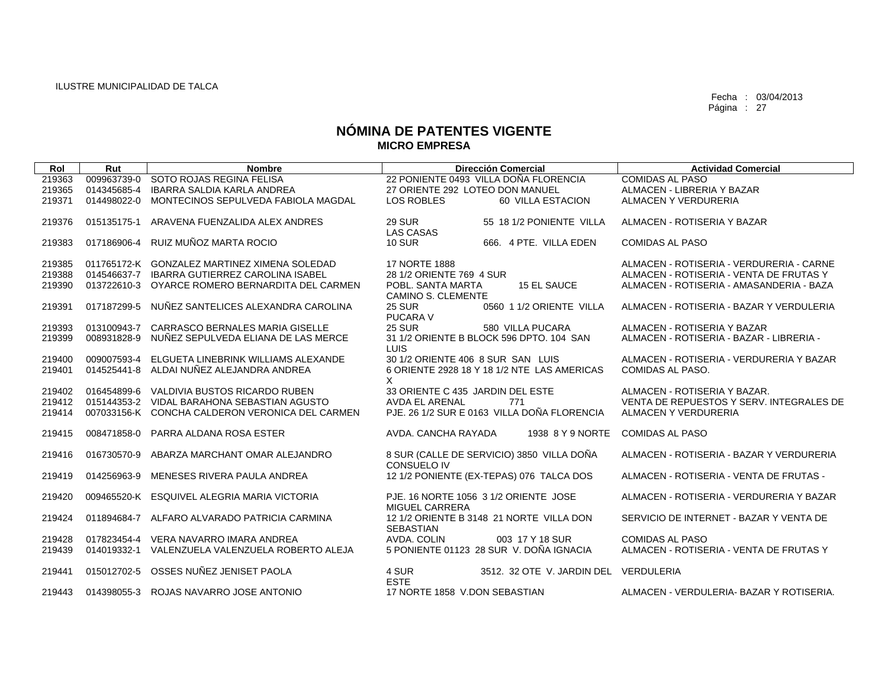ILUSTRE MUNICIPALIDAD DE TALCA

Fecha : 03/04/2013

# NÓMINA DE PATENTES VIGENTE
## MICRO EMPRESA

| Rol | Rut | Nombre | Dirección Comercial | Actividad Comercial |
|---|---|---|---|---|
| 219363 | 009963739-0 | SOTO ROJAS REGINA FELISA | 22 PONIENTE 0493 VILLA DOÑA FLORENCIA | COMIDAS AL PASO |
| 219365 | 014345685-4 | IBARRA SALDIA KARLA ANDREA | 27 ORIENTE 292 LOTEO DON MANUEL | ALMACEN - LIBRERIA Y BAZAR |
| 219371 | 014498022-0 | MONTECINOS SEPULVEDA FABIOLA MAGDAL | LOS ROBLES 60 VILLA ESTACION | ALMACEN Y VERDURERIA |
| 219376 | 015135175-1 | ARAVENA FUENZALIDA ALEX ANDRES | 29 SUR 55 18 1/2 PONIENTE VILLA LAS CASAS | ALMACEN - ROTISERIA Y BAZAR |
| 219383 | 017186906-4 | RUIZ MUÑOZ MARTA ROCIO | 10 SUR 666. 4 PTE. VILLA EDEN | COMIDAS AL PASO |
| 219385 | 011765172-K | GONZALEZ MARTINEZ XIMENA SOLEDAD | 17 NORTE 1888 | ALMACEN - ROTISERIA - VERDURERIA - CARNE |
| 219388 | 014546637-7 | IBARRA GUTIERREZ CAROLINA ISABEL | 28 1/2 ORIENTE 769 4 SUR | ALMACEN - ROTISERIA - VENTA DE FRUTAS Y |
| 219390 | 013722610-3 | OYARCE ROMERO BERNARDITA DEL CARMEN | POBL. SANTA MARTA 15 EL SAUCE CAMINO S. CLEMENTE | ALMACEN - ROTISERIA - AMASANDERIA - BAZA |
| 219391 | 017187299-5 | NUÑEZ SANTELICES ALEXANDRA CAROLINA | 25 SUR 0560 1 1/2 ORIENTE VILLA PUCARA V | ALMACEN - ROTISERIA - BAZAR Y VERDULERIA |
| 219393 | 013100943-7 | CARRASCO BERNALES MARIA GISELLE | 25 SUR 580 VILLA PUCARA | ALMACEN - ROTISERIA Y BAZAR |
| 219399 | 008931828-9 | NUÑEZ SEPULVEDA ELIANA DE LAS MERCE | 31 1/2 ORIENTE B BLOCK 596 DPTO. 104 SAN LUIS | ALMACEN - ROTISERIA - BAZAR - LIBRERIA - |
| 219400 | 009007593-4 | ELGUETA LINEBRINK WILLIAMS ALEXANDE | 30 1/2 ORIENTE 406 8 SUR SAN LUIS | ALMACEN - ROTISERIA - VERDURERIA Y BAZAR |
| 219401 | 014525441-8 | ALDAI NUÑEZ ALEJANDRA ANDREA | 6 ORIENTE 2928 18 Y 18 1/2 NTE LAS AMERICAS X | COMIDAS AL PASO. |
| 219402 | 016454899-6 | VALDIVIA BUSTOS RICARDO RUBEN | 33 ORIENTE C 435 JARDIN DEL ESTE | ALMACEN - ROTISERIA Y BAZAR. |
| 219412 | 015144353-2 | VIDAL BARAHONA SEBASTIAN AGUSTO | AVDA EL ARENAL 771 | VENTA DE REPUESTOS Y SERV. INTEGRALES DE |
| 219414 | 007033156-K | CONCHA CALDERON VERONICA DEL CARMEN | PJE. 26 1/2 SUR E 0163 VILLA DOÑA FLORENCIA | ALMACEN Y VERDURERIA |
| 219415 | 008471858-0 | PARRA ALDANA ROSA ESTER | AVDA. CANCHA RAYADA 1938 8 Y 9 NORTE | COMIDAS AL PASO |
| 219416 | 016730570-9 | ABARZA MARCHANT OMAR ALEJANDRO | 8 SUR (CALLE DE SERVICIO) 3850 VILLA DOÑA CONSUELO IV | ALMACEN - ROTISERIA - BAZAR Y VERDURERIA |
| 219419 | 014256963-9 | MENESES RIVERA PAULA ANDREA | 12 1/2 PONIENTE (EX-TEPAS) 076 TALCA DOS | ALMACEN - ROTISERIA - VENTA DE FRUTAS - |
| 219420 | 009465520-K | ESQUIVEL ALEGRIA MARIA VICTORIA | PJE. 16 NORTE 1056 3 1/2 ORIENTE JOSE MIGUEL CARRERA | ALMACEN - ROTISERIA - VERDURERIA Y BAZAR |
| 219424 | 011894684-7 | ALFARO ALVARADO PATRICIA CARMINA | 12 1/2 ORIENTE B 3148 21 NORTE VILLA DON SEBASTIAN | SERVICIO DE INTERNET - BAZAR Y VENTA DE |
| 219428 | 017823454-4 | VERA NAVARRO IMARA ANDREA | AVDA. COLIN 003 17 Y 18 SUR | COMIDAS AL PASO |
| 219439 | 014019332-1 | VALENZUELA VALENZUELA ROBERTO ALEJA | 5 PONIENTE 01123 28 SUR V. DOÑA IGNACIA | ALMACEN - ROTISERIA - VENTA DE FRUTAS Y |
| 219441 | 015012702-5 | OSSES NUÑEZ JENISET PAOLA | 4 SUR 3512. 32 OTE V. JARDIN DEL ESTE | VERDULERIA |
| 219443 | 014398055-3 | ROJAS NAVARRO JOSE ANTONIO | 17 NORTE 1858 V.DON SEBASTIAN | ALMACEN - VERDULERIA- BAZAR Y ROTISERIA. |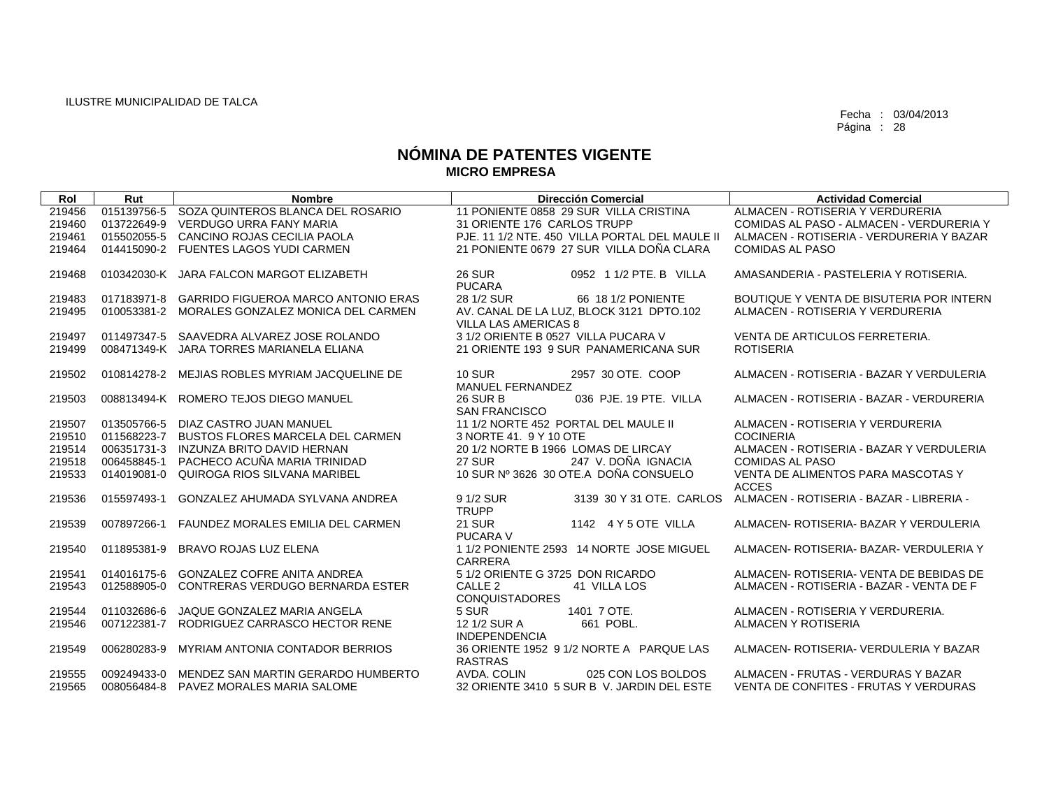ILUSTRE MUNICIPALIDAD DE TALCA

Fecha : 03/04/2013

# NÓMINA DE PATENTES VIGENTE
## MICRO EMPRESA

| Rol | Rut | Nombre | Dirección Comercial | Actividad Comercial |
|---|---|---|---|---|
| 219456 | 015139756-5 | SOZA QUINTEROS BLANCA DEL ROSARIO | 11 PONIENTE 0858 29 SUR VILLA CRISTINA | ALMACEN - ROTISERIA Y VERDURERIA |
| 219460 | 013722649-9 | VERDUGO URRA FANY MARIA | 31 ORIENTE 176 CARLOS TRUPP | COMIDAS AL PASO - ALMACEN - VERDURERIA Y |
| 219461 | 015502055-5 | CANCINO ROJAS CECILIA PAOLA | PJE. 11 1/2 NTE. 450 VILLA PORTAL DEL MAULE II | ALMACEN - ROTISERIA - VERDURERIA Y BAZAR |
| 219464 | 014415090-2 | FUENTES LAGOS YUDI CARMEN | 21 PONIENTE 0679 27 SUR VILLA DOÑA CLARA | COMIDAS AL PASO |
| 219468 | 010342030-K | JARA FALCON MARGOT ELIZABETH | 26 SUR 0952 1 1/2 PTE. B VILLA PUCARA | AMASANDERIA - PASTELERIA Y ROTISERIA. |
| 219483 | 017183971-8 | GARRIDO FIGUEROA MARCO ANTONIO ERAS | 28 1/2 SUR 66 18 1/2 PONIENTE | BOUTIQUE Y VENTA DE BISUTERIA POR INTERN |
| 219495 | 010053381-2 | MORALES GONZALEZ MONICA DEL CARMEN | AV. CANAL DE LA LUZ, BLOCK 3121 DPTO.102 VILLA LAS AMERICAS 8 | ALMACEN - ROTISERIA Y VERDURERIA |
| 219497 | 011497347-5 | SAAVEDRA ALVAREZ JOSE ROLANDO | 3 1/2 ORIENTE B 0527 VILLA PUCARA V | VENTA DE ARTICULOS FERRETERIA. |
| 219499 | 008471349-K | JARA TORRES MARIANELA ELIANA | 21 ORIENTE 193 9 SUR PANAMERICANA SUR | ROTISERIA |
| 219502 | 010814278-2 | MEJIAS ROBLES MYRIAM JACQUELINE DE | 10 SUR 2957 30 OTE. COOP MANUEL FERNANDEZ | ALMACEN - ROTISERIA - BAZAR Y VERDULERIA |
| 219503 | 008813494-K | ROMERO TEJOS DIEGO MANUEL | 26 SUR B 036 PJE. 19 PTE. VILLA SAN FRANCISCO | ALMACEN - ROTISERIA - BAZAR - VERDURERIA |
| 219507 | 013505766-5 | DIAZ CASTRO JUAN MANUEL | 11 1/2 NORTE 452 PORTAL DEL MAULE II | ALMACEN - ROTISERIA Y VERDURERIA |
| 219510 | 011568223-7 | BUSTOS FLORES MARCELA DEL CARMEN | 3 NORTE 41. 9 Y 10 OTE | COCINERIA |
| 219514 | 006351731-3 | INZUNZA BRITO DAVID HERNAN | 20 1/2 NORTE B 1966 LOMAS DE LIRCAY | ALMACEN - ROTISERIA - BAZAR Y VERDULERIA |
| 219518 | 006458845-1 | PACHECO ACUÑA MARIA TRINIDAD | 27 SUR 247 V. DOÑA IGNACIA | COMIDAS AL PASO |
| 219533 | 014019081-0 | QUIROGA RIOS SILVANA MARIBEL | 10 SUR Nº 3626 30 OTE.A DOÑA CONSUELO | VENTA DE ALIMENTOS PARA MASCOTAS Y ACCES |
| 219536 | 015597493-1 | GONZALEZ AHUMADA SYLVANA ANDREA | 9 1/2 SUR 3139 30 Y 31 OTE. CARLOS TRUPP | ALMACEN - ROTISERIA - BAZAR - LIBRERIA - |
| 219539 | 007897266-1 | FAUNDEZ MORALES EMILIA DEL CARMEN | 21 SUR 1142 4 Y 5 OTE VILLA PUCARA V | ALMACEN- ROTISERIA- BAZAR Y VERDULERIA |
| 219540 | 011895381-9 | BRAVO ROJAS LUZ ELENA | 1 1/2 PONIENTE 2593 14 NORTE JOSE MIGUEL CARRERA | ALMACEN- ROTISERIA- BAZAR- VERDULERIA Y |
| 219541 | 014016175-6 | GONZALEZ COFRE ANITA ANDREA | 5 1/2 ORIENTE G 3725 DON RICARDO | ALMACEN- ROTISERIA- VENTA DE BEBIDAS DE |
| 219543 | 012588905-0 | CONTRERAS VERDUGO BERNARDA ESTER | CALLE 2 41 VILLA LOS CONQUISTADORES | ALMACEN - ROTISERIA - BAZAR - VENTA DE F |
| 219544 | 011032686-6 | JAQUE GONZALEZ MARIA ANGELA | 5 SUR 1401 7 OTE. | ALMACEN - ROTISERIA Y VERDURERIA. |
| 219546 | 007122381-7 | RODRIGUEZ CARRASCO HECTOR RENE | 12 1/2 SUR A 661 POBL. INDEPENDENCIA | ALMACEN Y ROTISERIA |
| 219549 | 006280283-9 | MYRIAM ANTONIA CONTADOR BERRIOS | 36 ORIENTE 1952 9 1/2 NORTE A PARQUE LAS RASTRAS | ALMACEN- ROTISERIA- VERDULERIA Y BAZAR |
| 219555 | 009249433-0 | MENDEZ SAN MARTIN GERARDO HUMBERTO | AVDA. COLIN 025 CON LOS BOLDOS | ALMACEN - FRUTAS - VERDURAS Y BAZAR |
| 219565 | 008056484-8 | PAVEZ MORALES MARIA SALOME | 32 ORIENTE 3410 5 SUR B V. JARDIN DEL ESTE | VENTA DE CONFITES - FRUTAS Y VERDURAS |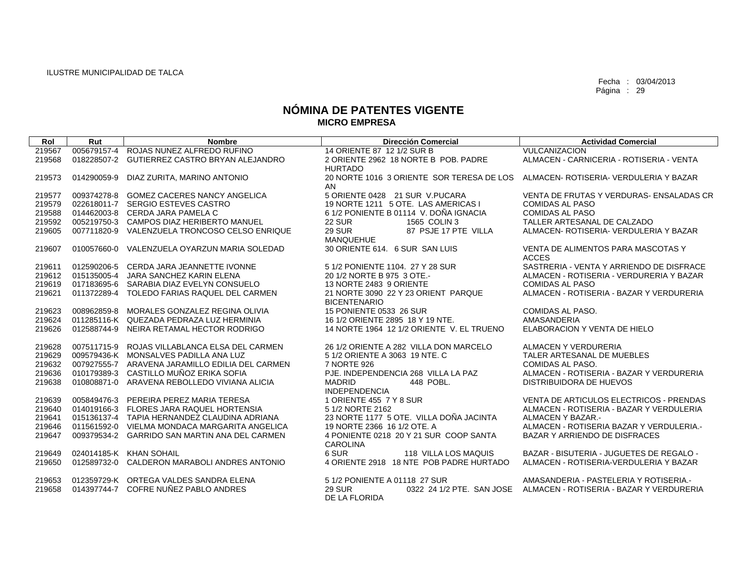ILUSTRE MUNICIPALIDAD DE TALCA

Fecha : 03/04/2013

# NÓMINA DE PATENTES VIGENTE
## MICRO EMPRESA

| Rol | Rut | Nombre | Dirección Comercial | Actividad Comercial |
|---|---|---|---|---|
| 219567 | 005679157-4 | ROJAS NUNEZ ALFREDO RUFINO | 14 ORIENTE 87 12 1/2 SUR B | VULCANIZACION |
| 219568 | 018228507-2 | GUTIERREZ CASTRO BRYAN ALEJANDRO | 2 ORIENTE 2962 18 NORTE B POB. PADRE HURTADO | ALMACEN - CARNICERIA - ROTISERIA - VENTA |
| 219573 | 014290059-9 | DIAZ ZURITA, MARINO ANTONIO | 20 NORTE 1016 3 ORIENTE SOR TERESA DE LOS AN | ALMACEN- ROTISERIA- VERDULERIA Y BAZAR |
| 219577 | 009374278-8 | GOMEZ CACERES NANCY ANGELICA | 5 ORIENTE 0428 21 SUR V.PUCARA | VENTA DE FRUTAS Y VERDURAS- ENSALADAS CR |
| 219579 | 022618011-7 | SERGIO ESTEVES CASTRO | 19 NORTE 1211 5 OTE. LAS AMERICAS I | COMIDAS AL PASO |
| 219588 | 014462003-8 | CERDA JARA PAMELA C | 6 1/2 PONIENTE B 01114 V. DOÑA IGNACIA | COMIDAS AL PASO |
| 219592 | 005219750-3 | CAMPOS DIAZ HERIBERTO MANUEL | 22 SUR 1565 COLIN 3 | TALLER ARTESANAL DE CALZADO |
| 219605 | 007711820-9 | VALENZUELA TRONCOSO CELSO ENRIQUE | 29 SUR 87 PSJE 17 PTE VILLA MANQUEHUE | ALMACEN- ROTISERIA- VERDULERIA Y BAZAR |
| 219607 | 010057660-0 | VALENZUELA OYARZUN MARIA SOLEDAD | 30 ORIENTE 614. 6 SUR SAN LUIS | VENTA DE ALIMENTOS PARA MASCOTAS Y ACCES |
| 219611 | 012590206-5 | CERDA JARA JEANNETTE IVONNE | 5 1/2 PONIENTE 1104. 27 Y 28 SUR | SASTRERIA - VENTA Y ARRIENDO DE DISFRACE |
| 219612 | 015135005-4 | JARA SANCHEZ KARIN ELENA | 20 1/2 NORTE B 975 3 OTE.- | ALMACEN - ROTISERIA - VERDURERIA Y BAZAR |
| 219619 | 017183695-6 | SARABIA DIAZ EVELYN CONSUELO | 13 NORTE 2483 9 ORIENTE | COMIDAS AL PASO |
| 219621 | 011372289-4 | TOLEDO FARIAS RAQUEL DEL CARMEN | 21 NORTE 3090 22 Y 23 ORIENT PARQUE BICENTENARIO | ALMACEN - ROTISERIA - BAZAR Y VERDURERIA |
| 219623 | 008962859-8 | MORALES GONZALEZ REGINA OLIVIA | 15 PONIENTE 0533 26 SUR | COMIDAS AL PASO. |
| 219624 | 011285116-K | QUEZADA PEDRAZA LUZ HERMINIA | 16 1/2 ORIENTE 2895 18 Y 19 NTE. | AMASANDERIA |
| 219626 | 012588744-9 | NEIRA RETAMAL HECTOR RODRIGO | 14 NORTE 1964 12 1/2 ORIENTE V. EL TRUENO | ELABORACION Y VENTA DE HIELO |
| 219628 | 007511715-9 | ROJAS VILLABLANCA ELSA DEL CARMEN | 26 1/2 ORIENTE A 282 VILLA DON MARCELO | ALMACEN Y VERDURERIA |
| 219629 | 009579436-K | MONSALVES PADILLA ANA LUZ | 5 1/2 ORIENTE A 3063 19 NTE. C | TALER ARTESANAL DE MUEBLES |
| 219632 | 007927555-7 | ARAVENA JARAMILLO EDILIA DEL CARMEN | 7 NORTE 926 | COMIDAS AL PASO. |
| 219636 | 010179389-3 | CASTILLO MUÑOZ ERIKA SOFIA | PJE. INDEPENDENCIA 268 VILLA LA PAZ | ALMACEN - ROTISERIA - BAZAR Y VERDURERIA |
| 219638 | 010808871-0 | ARAVENA REBOLLEDO VIVIANA ALICIA | MADRID 448 POBL. INDEPENDENCIA | DISTRIBUIDORA DE HUEVOS |
| 219639 | 005849476-3 | PEREIRA PEREZ MARIA TERESA | 1 ORIENTE 455 7 Y 8 SUR | VENTA DE ARTICULOS ELECTRICOS - PRENDAS |
| 219640 | 014019166-3 | FLORES JARA RAQUEL HORTENSIA | 5 1/2 NORTE 2162 | ALMACEN - ROTISERIA - BAZAR Y VERDULERIA |
| 219641 | 015136137-4 | TAPIA HERNANDEZ CLAUDINA ADRIANA | 23 NORTE 1177 5 OTE. VILLA DOÑA JACINTA | ALMACEN Y BAZAR.- |
| 219646 | 011561592-0 | VIELMA MONDACA MARGARITA ANGELICA | 19 NORTE 2366 16 1/2 OTE. A | ALMACEN - ROTISERIA BAZAR Y VERDULERIA.- |
| 219647 | 009379534-2 | GARRIDO SAN MARTIN ANA DEL CARMEN | 4 PONIENTE 0218 20 Y 21 SUR COOP SANTA CAROLINA | BAZAR Y ARRIENDO DE DISFRACES |
| 219649 | 024014185-K | KHAN SOHAIL | 6 SUR 118 VILLA LOS MAQUIS | BAZAR - BISUTERIA - JUGUETES DE REGALO - |
| 219650 | 012589732-0 | CALDERON MARABOLI ANDRES ANTONIO | 4 ORIENTE 2918 18 NTE POB PADRE HURTADO | ALMACEN - ROTISERIA-VERDULERIA Y BAZAR |
| 219653 | 012359729-K | ORTEGA VALDES SANDRA ELENA | 5 1/2 PONIENTE A 01118 27 SUR | AMASANDERIA - PASTELERIA Y ROTISERIA.- |
| 219658 | 014397744-7 | COFRE NUÑEZ PABLO ANDRES | 29 SUR 0322 24 1/2 PTE. SAN JOSE DE LA FLORIDA | ALMACEN - ROTISERIA - BAZAR Y VERDURERIA |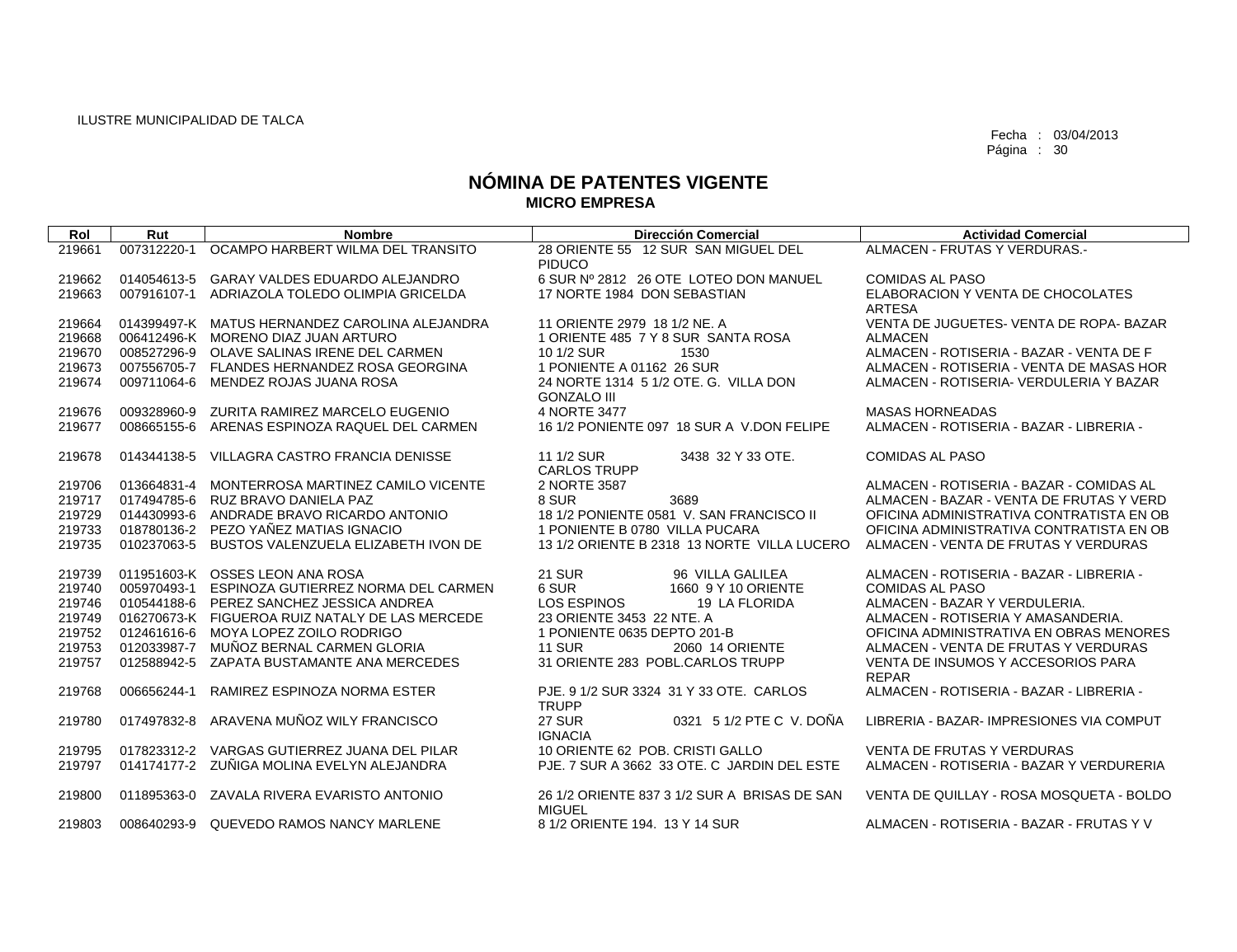ILUSTRE MUNICIPALIDAD DE TALCA

Fecha : 03/04/2013

# NÓMINA DE PATENTES VIGENTE
## MICRO EMPRESA

| Rol | Rut | Nombre | Dirección Comercial | Actividad Comercial |
|---|---|---|---|---|
| 219661 | 007312220-1 | OCAMPO HARBERT WILMA DEL TRANSITO | 28 ORIENTE 55 12 SUR SAN MIGUEL DEL PIDUCO | ALMACEN - FRUTAS Y VERDURAS.- |
| 219662 | 014054613-5 | GARAY VALDES EDUARDO ALEJANDRO | 6 SUR Nº 2812 26 OTE LOTEO DON MANUEL | COMIDAS AL PASO |
| 219663 | 007916107-1 | ADRIAZOLA TOLEDO OLIMPIA GRICELDA | 17 NORTE 1984 DON SEBASTIAN | ELABORACION Y VENTA DE CHOCOLATES ARTESA |
| 219664 | 014399497-K | MATUS HERNANDEZ CAROLINA ALEJANDRA | 11 ORIENTE 2979 18 1/2 NE. A | VENTA DE JUGUETES- VENTA DE ROPA- BAZAR |
| 219668 | 006412496-K | MORENO DIAZ JUAN ARTURO | 1 ORIENTE 485 7 Y 8 SUR SANTA ROSA | ALMACEN |
| 219670 | 008527296-9 | OLAVE SALINAS IRENE DEL CARMEN | 10 1/2 SUR 1530 | ALMACEN - ROTISERIA - BAZAR - VENTA DE F |
| 219673 | 007556705-7 | FLANDES HERNANDEZ ROSA GEORGINA | 1 PONIENTE A 01162 26 SUR | ALMACEN - ROTISERIA - VENTA DE MASAS HOR |
| 219674 | 009711064-6 | MENDEZ ROJAS JUANA ROSA | 24 NORTE 1314 5 1/2 OTE. G. VILLA DON GONZALO III | ALMACEN - ROTISERIA- VERDULERIA Y BAZAR |
| 219676 | 009328960-9 | ZURITA RAMIREZ MARCELO EUGENIO | 4 NORTE 3477 | MASAS HORNEADAS |
| 219677 | 008665155-6 | ARENAS ESPINOZA RAQUEL DEL CARMEN | 16 1/2 PONIENTE 097 18 SUR A V.DON FELIPE | ALMACEN - ROTISERIA - BAZAR - LIBRERIA - |
| 219678 | 014344138-5 | VILLAGRA CASTRO FRANCIA DENISSE | 11 1/2 SUR 3438 32 Y 33 OTE. CARLOS TRUPP | COMIDAS AL PASO |
| 219706 | 013664831-4 | MONTERROSA MARTINEZ CAMILO VICENTE | 2 NORTE 3587 | ALMACEN - ROTISERIA - BAZAR - COMIDAS AL |
| 219717 | 017494785-6 | RUZ BRAVO DANIELA PAZ | 8 SUR 3689 | ALMACEN - BAZAR - VENTA DE FRUTAS Y VERD |
| 219729 | 014430993-6 | ANDRADE BRAVO RICARDO ANTONIO | 18 1/2 PONIENTE 0581 V. SAN FRANCISCO II | OFICINA ADMINISTRATIVA CONTRATISTA EN OB |
| 219733 | 018780136-2 | PEZO YAÑEZ MATIAS IGNACIO | 1 PONIENTE B 0780 VILLA PUCARA | OFICINA ADMINISTRATIVA CONTRATISTA EN OB |
| 219735 | 010237063-5 | BUSTOS VALENZUELA ELIZABETH IVON DE | 13 1/2 ORIENTE B 2318 13 NORTE VILLA LUCERO | ALMACEN - VENTA DE FRUTAS Y VERDURAS |
| 219739 | 011951603-K | OSSES LEON ANA ROSA | 21 SUR 96 VILLA GALILEA | ALMACEN - ROTISERIA - BAZAR - LIBRERIA - |
| 219740 | 005970493-1 | ESPINOZA GUTIERREZ NORMA DEL CARMEN | 6 SUR 1660 9 Y 10 ORIENTE | COMIDAS AL PASO |
| 219746 | 010544188-6 | PEREZ SANCHEZ JESSICA ANDREA | LOS ESPINOS 19 LA FLORIDA | ALMACEN - BAZAR Y VERDULERIA. |
| 219749 | 016270673-K | FIGUEROA RUIZ NATALY DE LAS MERCEDE | 23 ORIENTE 3453 22 NTE. A | ALMACEN - ROTISERIA Y AMASANDERIA. |
| 219752 | 012461616-6 | MOYA LOPEZ ZOILO RODRIGO | 1 PONIENTE 0635 DEPTO 201-B | OFICINA ADMINISTRATIVA EN OBRAS MENORES |
| 219753 | 012033987-7 | MUÑOZ BERNAL CARMEN GLORIA | 11 SUR 2060 14 ORIENTE | ALMACEN - VENTA DE FRUTAS Y VERDURAS |
| 219757 | 012588942-5 | ZAPATA BUSTAMANTE ANA MERCEDES | 31 ORIENTE 283 POBL.CARLOS TRUPP | VENTA DE INSUMOS Y ACCESORIOS PARA REPAR |
| 219768 | 006656244-1 | RAMIREZ ESPINOZA NORMA ESTER | PJE. 9 1/2 SUR 3324 31 Y 33 OTE. CARLOS TRUPP | ALMACEN - ROTISERIA - BAZAR - LIBRERIA - |
| 219780 | 017497832-8 | ARAVENA MUÑOZ WILY FRANCISCO | 27 SUR 0321 5 1/2 PTE C V. DOÑA IGNACIA | LIBRERIA - BAZAR- IMPRESIONES VIA COMPUT |
| 219795 | 017823312-2 | VARGAS GUTIERREZ JUANA DEL PILAR | 10 ORIENTE 62 POB. CRISTI GALLO | VENTA DE FRUTAS Y VERDURAS |
| 219797 | 014174177-2 | ZUÑIGA MOLINA EVELYN ALEJANDRA | PJE. 7 SUR A 3662 33 OTE. C JARDIN DEL ESTE | ALMACEN - ROTISERIA - BAZAR Y VERDURERIA |
| 219800 | 011895363-0 | ZAVALA RIVERA EVARISTO ANTONIO | 26 1/2 ORIENTE 837 3 1/2 SUR A BRISAS DE SAN MIGUEL | VENTA DE QUILLAY - ROSA MOSQUETA - BOLDO |
| 219803 | 008640293-9 | QUEVEDO RAMOS NANCY MARLENE | 8 1/2 ORIENTE 194. 13 Y 14 SUR | ALMACEN - ROTISERIA - BAZAR - FRUTAS Y V |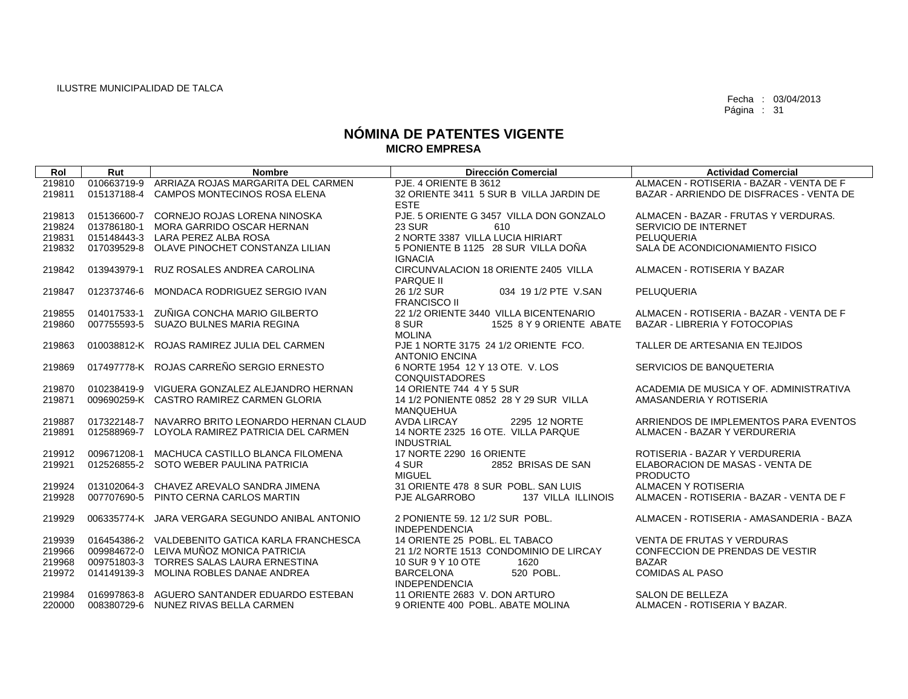ILUSTRE MUNICIPALIDAD DE TALCA

Fecha : 03/04/2013

# NÓMINA DE PATENTES VIGENTE
## MICRO EMPRESA

| Rol | Rut | Nombre | Dirección Comercial | Actividad Comercial |
|---|---|---|---|---|
| 219810 | 010663719-9 | ARRIAZA ROJAS MARGARITA DEL CARMEN | PJE. 4 ORIENTE B 3612 | ALMACEN - ROTISERIA - BAZAR - VENTA DE F |
| 219811 | 015137188-4 | CAMPOS MONTECINOS ROSA ELENA | 32 ORIENTE 3411 5 SUR B VILLA JARDIN DE ESTE | BAZAR - ARRIENDO DE DISFRACES - VENTA DE |
| 219813 | 015136600-7 | CORNEJO ROJAS LORENA NINOSKA | PJE. 5 ORIENTE G 3457 VILLA DON GONZALO | ALMACEN - BAZAR - FRUTAS Y VERDURAS. |
| 219824 | 013786180-1 | MORA GARRIDO OSCAR HERNAN | 23 SUR 610 | SERVICIO DE INTERNET |
| 219831 | 015148443-3 | LARA PEREZ ALBA ROSA | 2 NORTE 3387 VILLA LUCIA HIRIART | PELUQUERIA |
| 219832 | 017039529-8 | OLAVE PINOCHET CONSTANZA LILIAN | 5 PONIENTE B 1125 28 SUR VILLA DOÑA IGNACIA | SALA DE ACONDICIONAMIENTO FISICO |
| 219842 | 013943979-1 | RUZ ROSALES ANDREA CAROLINA | CIRCUNVALACION 18 ORIENTE 2405 VILLA PARQUE II | ALMACEN - ROTISERIA Y BAZAR |
| 219847 | 012373746-6 | MONDACA RODRIGUEZ SERGIO IVAN | 26 1/2 SUR 034 19 1/2 PTE V.SAN FRANCISCO II | PELUQUERIA |
| 219855 | 014017533-1 | ZUÑIGA CONCHA MARIO GILBERTO | 22 1/2 ORIENTE 3440 VILLA BICENTENARIO | ALMACEN - ROTISERIA - BAZAR - VENTA DE F |
| 219860 | 007755593-5 | SUAZO BULNES MARIA REGINA | 8 SUR 1525 8 Y 9 ORIENTE ABATE MOLINA | BAZAR - LIBRERIA Y FOTOCOPIAS |
| 219863 | 010038812-K | ROJAS RAMIREZ JULIA DEL CARMEN | PJE 1 NORTE 3175 24 1/2 ORIENTE FCO. ANTONIO ENCINA | TALLER DE ARTESANIA EN TEJIDOS |
| 219869 | 017497778-K | ROJAS CARREÑO SERGIO ERNESTO | 6 NORTE 1954 12 Y 13 OTE. V. LOS CONQUISTADORES | SERVICIOS DE BANQUETERIA |
| 219870 | 010238419-9 | VIGUERA GONZALEZ ALEJANDRO HERNAN | 14 ORIENTE 744 4 Y 5 SUR | ACADEMIA DE MUSICA Y OF. ADMINISTRATIVA |
| 219871 | 009690259-K | CASTRO RAMIREZ CARMEN GLORIA | 14 1/2 PONIENTE 0852 28 Y 29 SUR VILLA MANQUEHUA | AMASANDERIA Y ROTISERIA |
| 219887 | 017322148-7 | NAVARRO BRITO LEONARDO HERNAN CLAUD | AVDA LIRCAY 2295 12 NORTE | ARRIENDOS DE IMPLEMENTOS PARA EVENTOS |
| 219891 | 012588969-7 | LOYOLA RAMIREZ PATRICIA DEL CARMEN | 14 NORTE 2325 16 OTE. VILLA PARQUE INDUSTRIAL | ALMACEN - BAZAR Y VERDURERIA |
| 219912 | 009671208-1 | MACHUCA CASTILLO BLANCA FILOMENA | 17 NORTE 2290 16 ORIENTE | ROTISERIA - BAZAR Y VERDURERIA |
| 219921 | 012526855-2 | SOTO WEBER PAULINA PATRICIA | 4 SUR 2852 BRISAS DE SAN MIGUEL | ELABORACION DE MASAS - VENTA DE PRODUCTO |
| 219924 | 013102064-3 | CHAVEZ AREVALO SANDRA JIMENA | 31 ORIENTE 478 8 SUR POBL. SAN LUIS | ALMACEN Y ROTISERIA |
| 219928 | 007707690-5 | PINTO CERNA CARLOS MARTIN | PJE ALGARROBO 137 VILLA ILLINOIS | ALMACEN - ROTISERIA - BAZAR - VENTA DE F |
| 219929 | 006335774-K | JARA VERGARA SEGUNDO ANIBAL ANTONIO | 2 PONIENTE 59. 12 1/2 SUR POBL. INDEPENDENCIA | ALMACEN - ROTISERIA - AMASANDERIA - BAZA |
| 219939 | 016454386-2 | VALDEBENITO GATICA KARLA FRANCHESCA | 14 ORIENTE 25 POBL. EL TABACO | VENTA DE FRUTAS Y VERDURAS |
| 219966 | 009984672-0 | LEIVA MUÑOZ MONICA PATRICIA | 21 1/2 NORTE 1513 CONDOMINIO DE LIRCAY | CONFECCION DE PRENDAS DE VESTIR |
| 219968 | 009751803-3 | TORRES SALAS LAURA ERNESTINA | 10 SUR 9 Y 10 OTE 1620 | BAZAR |
| 219972 | 014149139-3 | MOLINA ROBLES DANAE ANDREA | BARCELONA 520 POBL. INDEPENDENCIA | COMIDAS AL PASO |
| 219984 | 016997863-8 | AGUERO SANTANDER EDUARDO ESTEBAN | 11 ORIENTE 2683 V. DON ARTURO | SALON DE BELLEZA |
| 220000 | 008380729-6 | NUNEZ RIVAS BELLA CARMEN | 9 ORIENTE 400 POBL. ABATE MOLINA | ALMACEN - ROTISERIA Y BAZAR. |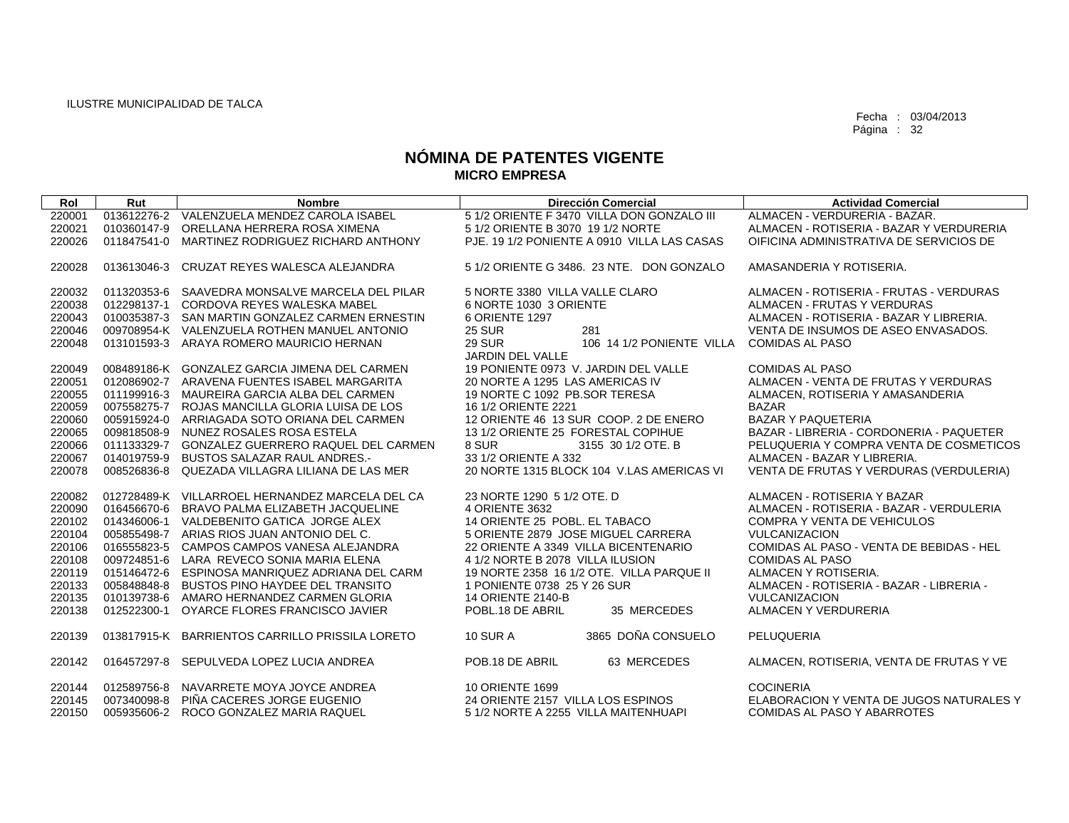ILUSTRE MUNICIPALIDAD DE TALCA

Fecha : 03/04/2013

# NÓMINA DE PATENTES VIGENTE
## MICRO EMPRESA

| Rol | Rut | Nombre | Dirección Comercial | Actividad Comercial |
|---|---|---|---|---|
| 220001 | 013612276-2 | VALENZUELA MENDEZ CAROLA ISABEL | 5 1/2 ORIENTE F 3470 VILLA DON GONZALO III | ALMACEN - VERDURERIA - BAZAR. |
| 220021 | 010360147-9 | ORELLANA HERRERA ROSA XIMENA | 5 1/2 ORIENTE B 3070 19 1/2 NORTE | ALMACEN - ROTISERIA - BAZAR Y VERDURERIA |
| 220026 | 011847541-0 | MARTINEZ RODRIGUEZ RICHARD ANTHONY | PJE. 19 1/2 PONIENTE A 0910 VILLA LAS CASAS | OIFICINA ADMINISTRATIVA DE SERVICIOS DE |
| 220028 | 013613046-3 | CRUZAT REYES WALESCA ALEJANDRA | 5 1/2 ORIENTE G 3486. 23 NTE. DON GONZALO | AMASANDERIA Y ROTISERIA. |
| 220032 | 011320353-6 | SAAVEDRA MONSALVE MARCELA DEL PILAR | 5 NORTE 3380 VILLA VALLE CLARO | ALMACEN - ROTISERIA - FRUTAS - VERDURAS |
| 220038 | 012298137-1 | CORDOVA REYES WALESKA MABEL | 6 NORTE 1030 3 ORIENTE | ALMACEN - FRUTAS Y VERDURAS |
| 220043 | 010035387-3 | SAN MARTIN GONZALEZ CARMEN ERNESTIN | 6 ORIENTE 1297 | ALMACEN - ROTISERIA - BAZAR Y LIBRERIA. |
| 220046 | 009708954-K | VALENZUELA ROTHEN MANUEL ANTONIO | 25 SUR 281 | VENTA DE INSUMOS DE ASEO ENVASADOS. |
| 220048 | 013101593-3 | ARAYA ROMERO MAURICIO HERNAN | 29 SUR 106 14 1/2 PONIENTE VILLA JARDIN DEL VALLE | COMIDAS AL PASO |
| 220049 | 008489186-K | GONZALEZ GARCIA JIMENA DEL CARMEN | 19 PONIENTE 0973 V. JARDIN DEL VALLE | COMIDAS AL PASO |
| 220051 | 012086902-7 | ARAVENA FUENTES ISABEL MARGARITA | 20 NORTE A 1295 LAS AMERICAS IV | ALMACEN - VENTA DE FRUTAS Y VERDURAS |
| 220055 | 011199916-3 | MAUREIRA GARCIA ALBA DEL CARMEN | 19 NORTE C 1092 PB.SOR TERESA | ALMACEN, ROTISERIA Y AMASANDERIA |
| 220059 | 007558275-7 | ROJAS MANCILLA GLORIA LUISA DE LOS | 16 1/2 ORIENTE 2221 | BAZAR |
| 220060 | 005915924-0 | ARRIAGADA SOTO ORIANA DEL CARMEN | 12 ORIENTE 46 13 SUR COOP. 2 DE ENERO | BAZAR Y PAQUETERIA |
| 220065 | 009818508-9 | NUNEZ ROSALES ROSA ESTELA | 13 1/2 ORIENTE 25 FORESTAL COPIHUE | BAZAR - LIBRERIA - CORDONERIA - PAQUETER |
| 220066 | 011133329-7 | GONZALEZ GUERRERO RAQUEL DEL CARMEN | 8 SUR 3155 30 1/2 OTE. B | PELUQUERIA Y COMPRA VENTA DE COSMETICOS |
| 220067 | 014019759-9 | BUSTOS SALAZAR RAUL ANDRES.- | 33 1/2 ORIENTE A 332 | ALMACEN - BAZAR Y LIBRERIA. |
| 220078 | 008526836-8 | QUEZADA VILLAGRA LILIANA DE LAS MER | 20 NORTE 1315 BLOCK 104 V.LAS AMERICAS VI | VENTA DE FRUTAS Y VERDURAS (VERDULERIA) |
| 220082 | 012728489-K | VILLARROEL HERNANDEZ MARCELA DEL CA | 23 NORTE 1290 5 1/2 OTE. D | ALMACEN - ROTISERIA Y BAZAR |
| 220090 | 016456670-6 | BRAVO PALMA ELIZABETH JACQUELINE | 4 ORIENTE 3632 | ALMACEN - ROTISERIA - BAZAR - VERDULERIA |
| 220102 | 014346006-1 | VALDEBENITO GATICA JORGE ALEX | 14 ORIENTE 25 POBL. EL TABACO | COMPRA Y VENTA DE VEHICULOS |
| 220104 | 005855498-7 | ARIAS RIOS JUAN ANTONIO DEL C. | 5 ORIENTE 2879 JOSE MIGUEL CARRERA | VULCANIZACION |
| 220106 | 016555823-5 | CAMPOS CAMPOS VANESA ALEJANDRA | 22 ORIENTE A 3349 VILLA BICENTENARIO | COMIDAS AL PASO - VENTA DE BEBIDAS - HEL |
| 220108 | 009724851-6 | LARA REVECO SONIA MARIA ELENA | 4 1/2 NORTE B 2078 VILLA ILUSION | COMIDAS AL PASO |
| 220119 | 015146472-6 | ESPINOSA MANRIQUEZ ADRIANA DEL CARM | 19 NORTE 2358 16 1/2 OTE. VILLA PARQUE II | ALMACEN Y ROTISERIA. |
| 220133 | 005848848-8 | BUSTOS PINO HAYDEE DEL TRANSITO | 1 PONIENTE 0738 25 Y 26 SUR | ALMACEN - ROTISERIA - BAZAR - LIBRERIA - |
| 220135 | 010139738-6 | AMARO HERNANDEZ CARMEN GLORIA | 14 ORIENTE 2140-B | VULCANIZACION |
| 220138 | 012522300-1 | OYARCE FLORES FRANCISCO JAVIER | POBL.18 DE ABRIL 35 MERCEDES | ALMACEN Y VERDURERIA |
| 220139 | 013817915-K | BARRIENTOS CARRILLO PRISSILA LORETO | 10 SUR A 3865 DOÑA CONSUELO | PELUQUERIA |
| 220142 | 016457297-8 | SEPULVEDA LOPEZ LUCIA ANDREA | POB.18 DE ABRIL 63 MERCEDES | ALMACEN, ROTISERIA, VENTA DE FRUTAS Y VE |
| 220144 | 012589756-8 | NAVARRETE MOYA JOYCE ANDREA | 10 ORIENTE 1699 | COCINERIA |
| 220145 | 007340098-8 | PIÑA CACERES JORGE EUGENIO | 24 ORIENTE 2157 VILLA LOS ESPINOS | ELABORACION Y VENTA DE JUGOS NATURALES Y |
| 220150 | 005935606-2 | ROCO GONZALEZ MARIA RAQUEL | 5 1/2 NORTE A 2255 VILLA MAITENHUAPI | COMIDAS AL PASO Y ABARROTES |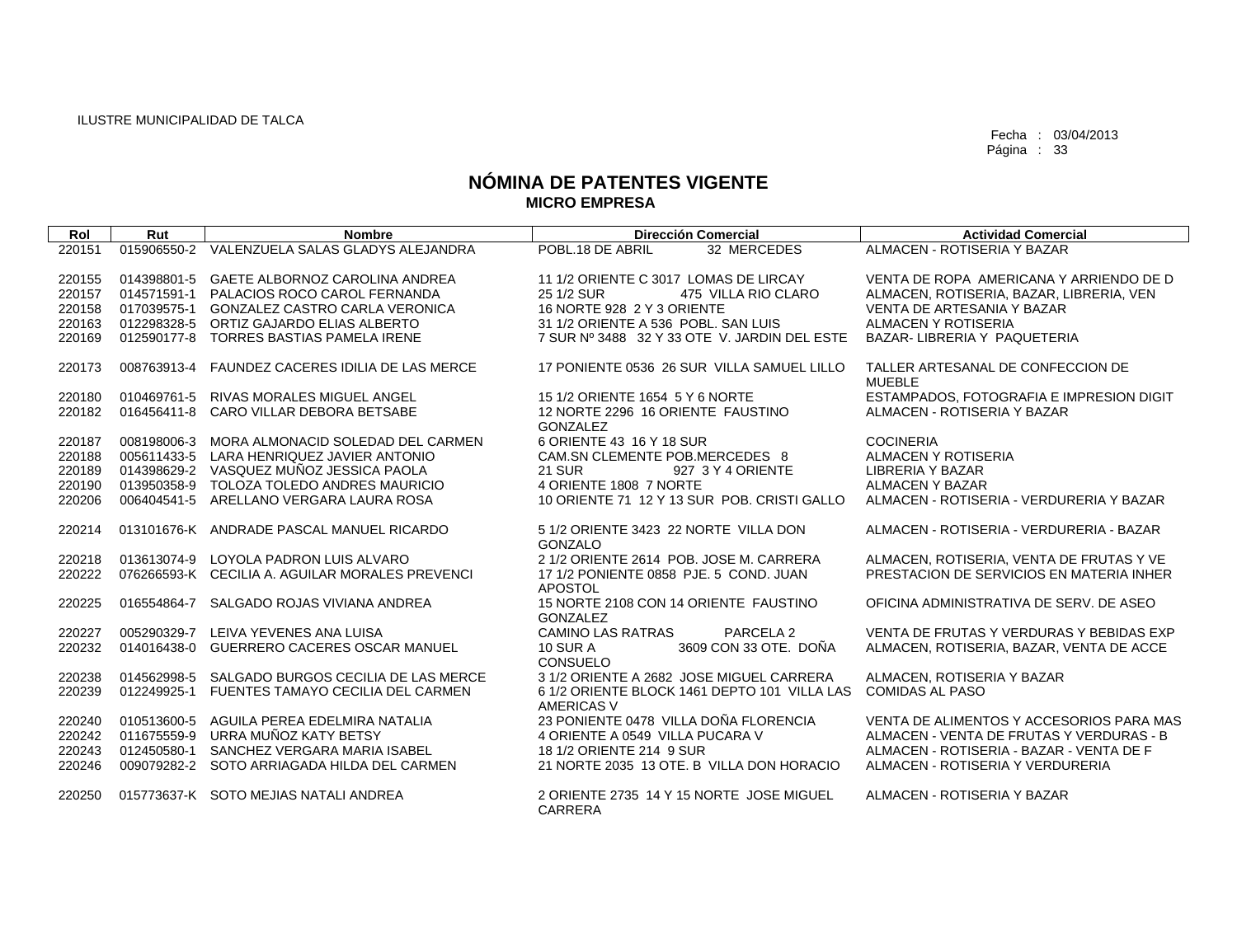ILUSTRE MUNICIPALIDAD DE TALCA

Fecha : 03/04/2013

# NÓMINA DE PATENTES VIGENTE
## MICRO EMPRESA

| Rol | Rut | Nombre | Dirección Comercial | Actividad Comercial |
|---|---|---|---|---|
| 220151 | 015906550-2 | VALENZUELA SALAS GLADYS ALEJANDRA | POBL.18 DE ABRIL 32 MERCEDES | ALMACEN - ROTISERIA Y BAZAR |
| 220155 | 014398801-5 | GAETE ALBORNOZ CAROLINA ANDREA | 11 1/2 ORIENTE C 3017 LOMAS DE LIRCAY | VENTA DE ROPA AMERICANA Y ARRIENDO DE D |
| 220157 | 014571591-1 | PALACIOS ROCO CAROL FERNANDA | 25 1/2 SUR 475 VILLA RIO CLARO | ALMACEN, ROTISERIA, BAZAR, LIBRERIA, VEN |
| 220158 | 017039575-1 | GONZALEZ CASTRO CARLA VERONICA | 16 NORTE 928 2 Y 3 ORIENTE | VENTA DE ARTESANIA Y BAZAR |
| 220163 | 012298328-5 | ORTIZ GAJARDO ELIAS ALBERTO | 31 1/2 ORIENTE A 536 POBL. SAN LUIS | ALMACEN Y ROTISERIA |
| 220169 | 012590177-8 | TORRES BASTIAS PAMELA IRENE | 7 SUR Nº 3488 32 Y 33 OTE V. JARDIN DEL ESTE | BAZAR- LIBRERIA Y PAQUETERIA |
| 220173 | 008763913-4 | FAUNDEZ CACERES IDILIA DE LAS MERCE | 17 PONIENTE 0536 26 SUR VILLA SAMUEL LILLO | TALLER ARTESANAL DE CONFECCION DE MUEBLE |
| 220180 | 010469761-5 | RIVAS MORALES MIGUEL ANGEL | 15 1/2 ORIENTE 1654 5 Y 6 NORTE | ESTAMPADOS, FOTOGRAFIA E IMPRESION DIGIT |
| 220182 | 016456411-8 | CARO VILLAR DEBORA BETSABE | 12 NORTE 2296 16 ORIENTE FAUSTINO GONZALEZ | ALMACEN - ROTISERIA Y BAZAR |
| 220187 | 008198006-3 | MORA ALMONACID SOLEDAD DEL CARMEN | 6 ORIENTE 43 16 Y 18 SUR | COCINERIA |
| 220188 | 005611433-5 | LARA HENRIQUEZ JAVIER ANTONIO | CAM.SN CLEMENTE POB.MERCEDES 8 | ALMACEN Y ROTISERIA |
| 220189 | 014398629-2 | VASQUEZ MUÑOZ JESSICA PAOLA | 21 SUR 927 3 Y 4 ORIENTE | LIBRERIA Y BAZAR |
| 220190 | 013950358-9 | TOLOZA TOLEDO ANDRES MAURICIO | 4 ORIENTE 1808 7 NORTE | ALMACEN Y BAZAR |
| 220206 | 006404541-5 | ARELLANO VERGARA LAURA ROSA | 10 ORIENTE 71 12 Y 13 SUR POB. CRISTI GALLO | ALMACEN - ROTISERIA - VERDURERIA Y BAZAR |
| 220214 | 013101676-K | ANDRADE PASCAL MANUEL RICARDO | 5 1/2 ORIENTE 3423 22 NORTE VILLA DON GONZALO | ALMACEN - ROTISERIA - VERDURERIA - BAZAR |
| 220218 | 013613074-9 | LOYOLA PADRON LUIS ALVARO | 2 1/2 ORIENTE 2614 POB. JOSE M. CARRERA | ALMACEN, ROTISERIA, VENTA DE FRUTAS Y VE |
| 220222 | 076266593-K | CECILIA A. AGUILAR MORALES PREVENCI | 17 1/2 PONIENTE 0858 PJE. 5 COND. JUAN APOSTOL | PRESTACION DE SERVICIOS EN MATERIA INHER |
| 220225 | 016554864-7 | SALGADO ROJAS VIVIANA ANDREA | 15 NORTE 2108 CON 14 ORIENTE FAUSTINO GONZALEZ | OFICINA ADMINISTRATIVA DE SERV. DE ASEO |
| 220227 | 005290329-7 | LEIVA YEVENES ANA LUISA | CAMINO LAS RATRAS PARCELA 2 | VENTA DE FRUTAS Y VERDURAS Y BEBIDAS EXP |
| 220232 | 014016438-0 | GUERRERO CACERES OSCAR MANUEL | 10 SUR A 3609 CON 33 OTE. DOÑA CONSUELO | ALMACEN, ROTISERIA, BAZAR, VENTA DE ACCE |
| 220238 | 014562998-5 | SALGADO BURGOS CECILIA DE LAS MERCE | 3 1/2 ORIENTE A 2682 JOSE MIGUEL CARRERA | ALMACEN, ROTISERIA Y BAZAR |
| 220239 | 012249925-1 | FUENTES TAMAYO CECILIA DEL CARMEN | 6 1/2 ORIENTE BLOCK 1461 DEPTO 101 VILLA LAS AMERICAS V | COMIDAS AL PASO |
| 220240 | 010513600-5 | AGUILA PEREA EDELMIRA NATALIA | 23 PONIENTE 0478 VILLA DOÑA FLORENCIA | VENTA DE ALIMENTOS Y ACCESORIOS PARA MAS |
| 220242 | 011675559-9 | URRA MUÑOZ KATY BETSY | 4 ORIENTE A 0549 VILLA PUCARA V | ALMACEN - VENTA DE FRUTAS Y VERDURAS - B |
| 220243 | 012450580-1 | SANCHEZ VERGARA MARIA ISABEL | 18 1/2 ORIENTE 214 9 SUR | ALMACEN - ROTISERIA - BAZAR - VENTA DE F |
| 220246 | 009079282-2 | SOTO ARRIAGADA HILDA DEL CARMEN | 21 NORTE 2035 13 OTE. B VILLA DON HORACIO | ALMACEN - ROTISERIA Y VERDURERIA |
| 220250 | 015773637-K | SOTO MEJIAS NATALI ANDREA | 2 ORIENTE 2735 14 Y 15 NORTE JOSE MIGUEL CARRERA | ALMACEN - ROTISERIA Y BAZAR |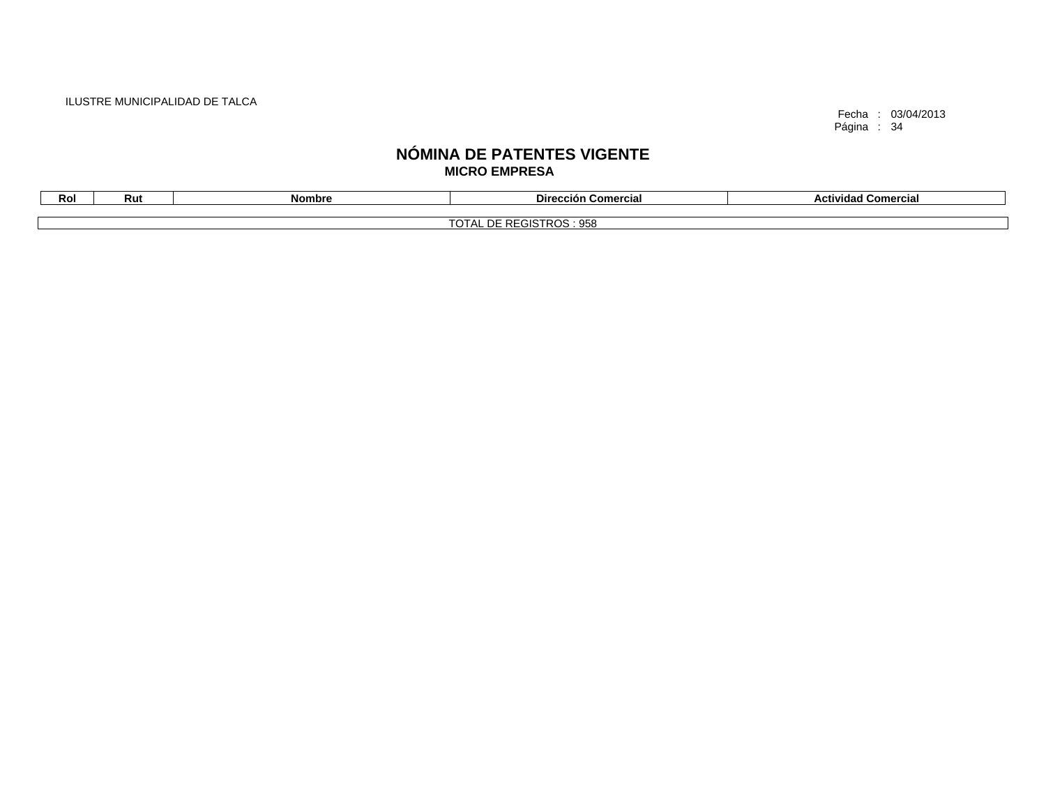ILUSTRE MUNICIPALIDAD DE TALCA

Fecha : 03/04/2013

Página : 34

# NÓMINA DE PATENTES VIGENTE

## MICRO EMPRESA

| Rol | Rut | Nombre | Dirección Comercial | Actividad Comercial |
|---|---|---|---|---|

TOTAL DE REGISTROS : 958